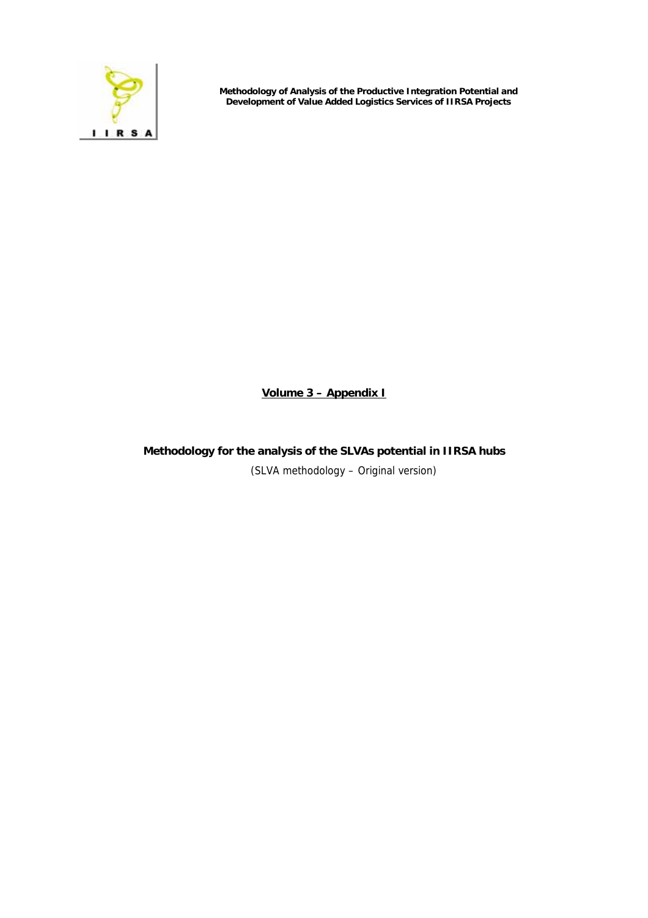**Methodology of Analysis of the Productive Integration Potential and Development of Value Added Logistics Services of IIRSA Projects**

**Volume 3 – Appendix I**

# Methodology for the analysis of the SLVAs potential in IIRSA hubs

(SLVA methodology – Original version)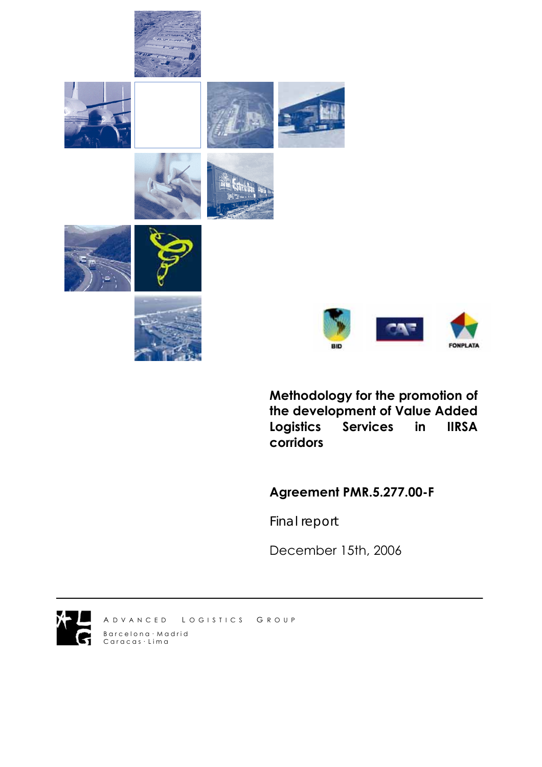BID CAF FONPLATA

# Methodology for the promotion of the development of Value Added Logistics Services in IIRSA corridors

## Agreement PMR.5.277.00-F

Final report

December 15th, 2006

ADVANCED LOGISTICS GROUP

Barcelona · Madrid
Caracas · Lima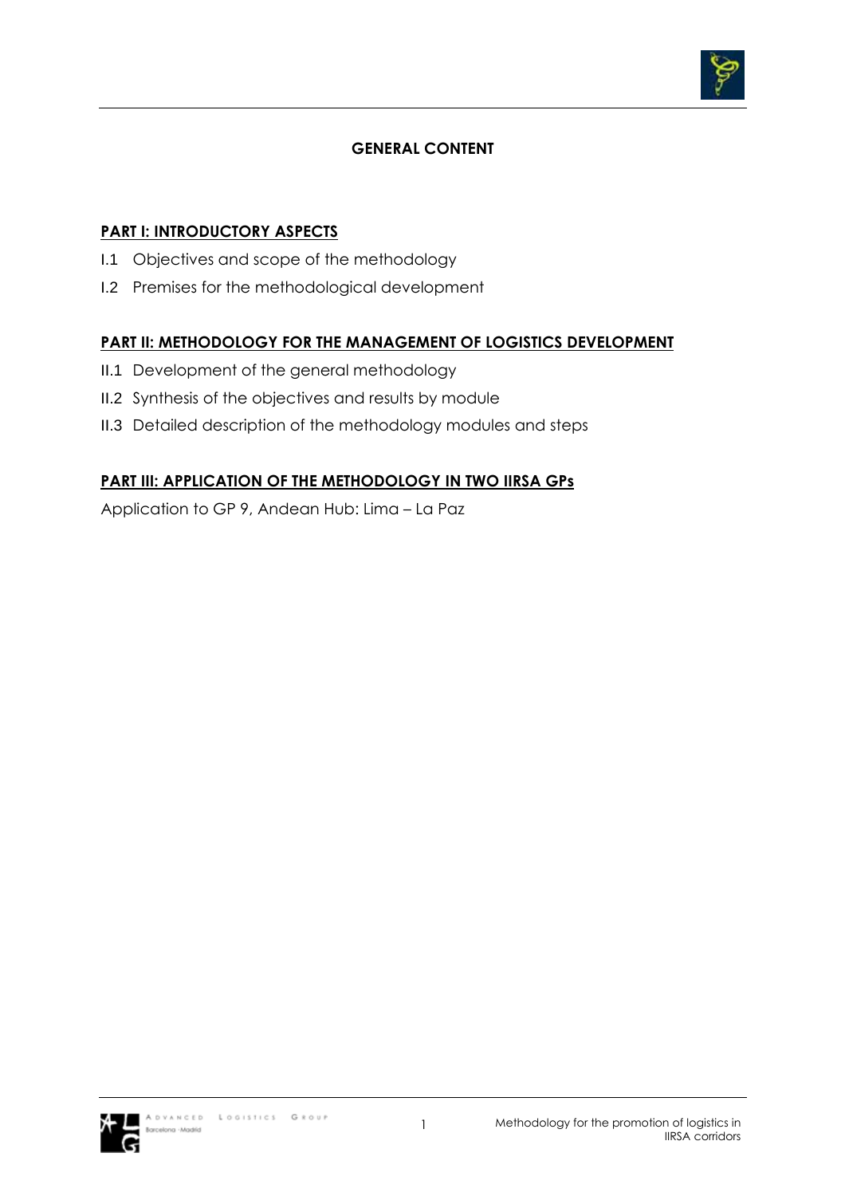# GENERAL CONTENT

## PART I: INTRODUCTORY ASPECTS

I.1 Objectives and scope of the methodology

I.2 Premises for the methodological development

## PART II: METHODOLOGY FOR THE MANAGEMENT OF LOGISTICS DEVELOPMENT

II.1 Development of the general methodology

II.2 Synthesis of the objectives and results by module

II.3 Detailed description of the methodology modules and steps

## PART III: APPLICATION OF THE METHODOLOGY IN TWO IIRSA GPs

Application to GP 9, Andean Hub: Lima – La Paz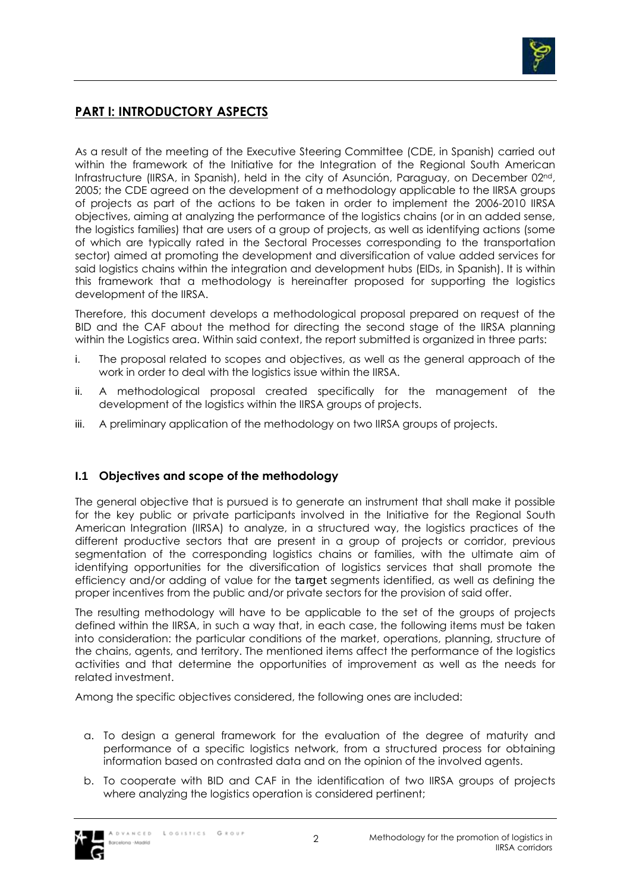## PART I: INTRODUCTORY ASPECTS

As a result of the meeting of the Executive Steering Committee (CDE, in Spanish) carried out within the framework of the Initiative for the Integration of the Regional South American Infrastructure (IIRSA, in Spanish), held in the city of Asunción, Paraguay, on December 02nd, 2005; the CDE agreed on the development of a methodology applicable to the IIRSA groups of projects as part of the actions to be taken in order to implement the 2006-2010 IIRSA objectives, aiming at analyzing the performance of the logistics chains (or in an added sense, the logistics families) that are users of a group of projects, as well as identifying actions (some of which are typically rated in the Sectoral Processes corresponding to the transportation sector) aimed at promoting the development and diversification of value added services for said logistics chains within the integration and development hubs (EIDs, in Spanish). It is within this framework that a methodology is hereinafter proposed for supporting the logistics development of the IIRSA.

Therefore, this document develops a methodological proposal prepared on request of the BID and the CAF about the method for directing the second stage of the IIRSA planning within the Logistics area. Within said context, the report submitted is organized in three parts:

i. The proposal related to scopes and objectives, as well as the general approach of the work in order to deal with the logistics issue within the IIRSA.

ii. A methodological proposal created specifically for the management of the development of the logistics within the IIRSA groups of projects.

iii. A preliminary application of the methodology on two IIRSA groups of projects.

### I.1 Objectives and scope of the methodology

The general objective that is pursued is to generate an instrument that shall make it possible for the key public or private participants involved in the Initiative for the Regional South American Integration (IIRSA) to analyze, in a structured way, the logistics practices of the different productive sectors that are present in a group of projects or corridor, previous segmentation of the corresponding logistics chains or families, with the ultimate aim of identifying opportunities for the diversification of logistics services that shall promote the efficiency and/or adding of value for the target segments identified, as well as defining the proper incentives from the public and/or private sectors for the provision of said offer.

The resulting methodology will have to be applicable to the set of the groups of projects defined within the IIRSA, in such a way that, in each case, the following items must be taken into consideration: the particular conditions of the market, operations, planning, structure of the chains, agents, and territory. The mentioned items affect the performance of the logistics activities and that determine the opportunities of improvement as well as the needs for related investment.

Among the specific objectives considered, the following ones are included:

a. To design a general framework for the evaluation of the degree of maturity and performance of a specific logistics network, from a structured process for obtaining information based on contrasted data and on the opinion of the involved agents.

b. To cooperate with BID and CAF in the identification of two IIRSA groups of projects where analyzing the logistics operation is considered pertinent;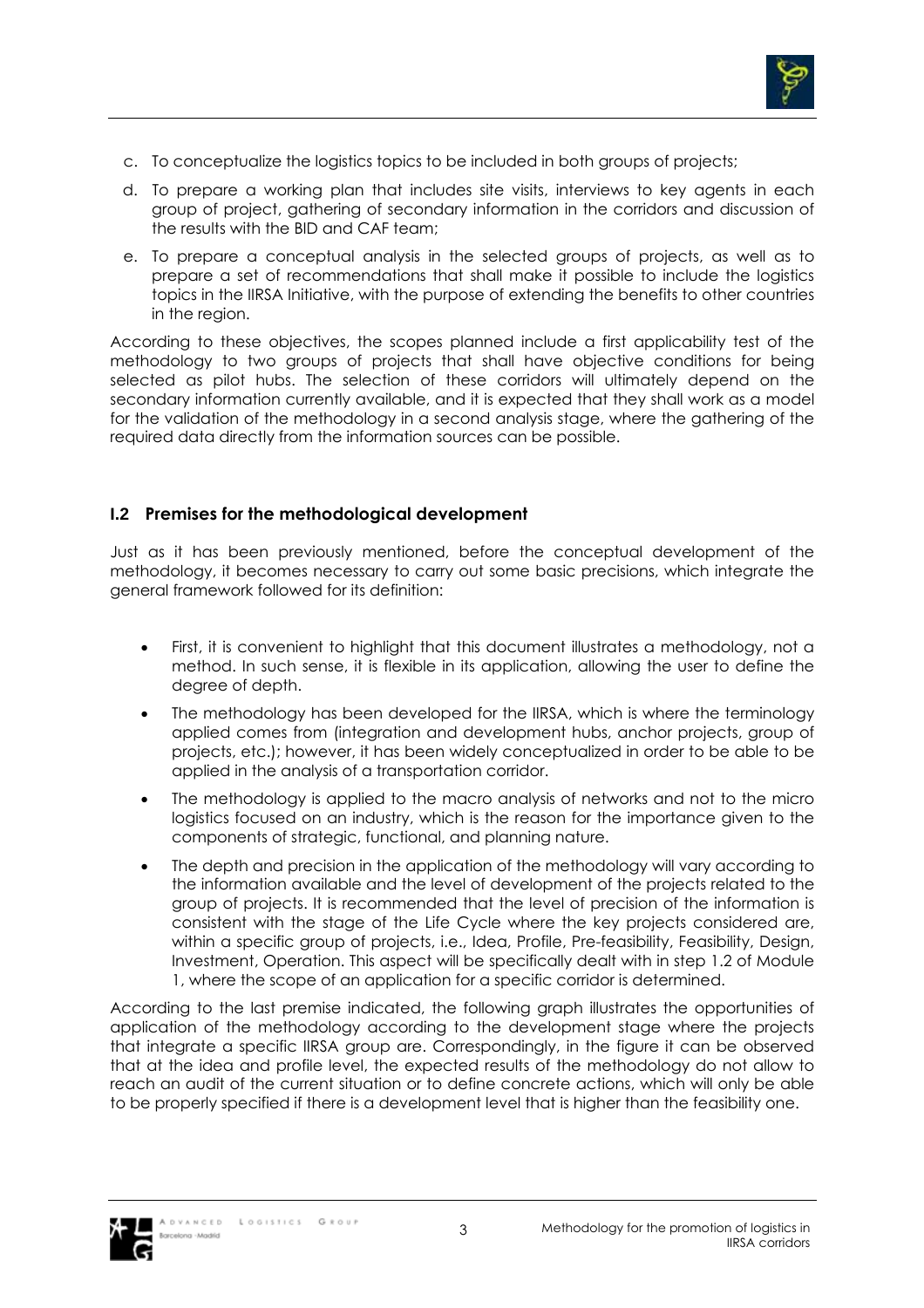c. To conceptualize the logistics topics to be included in both groups of projects;

d. To prepare a working plan that includes site visits, interviews to key agents in each group of project, gathering of secondary information in the corridors and discussion of the results with the BID and CAF team;

e. To prepare a conceptual analysis in the selected groups of projects, as well as to prepare a set of recommendations that shall make it possible to include the logistics topics in the IIRSA Initiative, with the purpose of extending the benefits to other countries in the region.

According to these objectives, the scopes planned include a first applicability test of the methodology to two groups of projects that shall have objective conditions for being selected as pilot hubs. The selection of these corridors will ultimately depend on the secondary information currently available, and it is expected that they shall work as a model for the validation of the methodology in a second analysis stage, where the gathering of the required data directly from the information sources can be possible.

### I.2 Premises for the methodological development

Just as it has been previously mentioned, before the conceptual development of the methodology, it becomes necessary to carry out some basic precisions, which integrate the general framework followed for its definition:

- First, it is convenient to highlight that this document illustrates a methodology, not a method. In such sense, it is flexible in its application, allowing the user to define the degree of depth.
- The methodology has been developed for the IIRSA, which is where the terminology applied comes from (integration and development hubs, anchor projects, group of projects, etc.); however, it has been widely conceptualized in order to be able to be applied in the analysis of a transportation corridor.
- The methodology is applied to the macro analysis of networks and not to the micro logistics focused on an industry, which is the reason for the importance given to the components of strategic, functional, and planning nature.
- The depth and precision in the application of the methodology will vary according to the information available and the level of development of the projects related to the group of projects. It is recommended that the level of precision of the information is consistent with the stage of the Life Cycle where the key projects considered are, within a specific group of projects, i.e., Idea, Profile, Pre-feasibility, Feasibility, Design, Investment, Operation. This aspect will be specifically dealt with in step 1.2 of Module 1, where the scope of an application for a specific corridor is determined.

According to the last premise indicated, the following graph illustrates the opportunities of application of the methodology according to the development stage where the projects that integrate a specific IIRSA group are. Correspondingly, in the figure it can be observed that at the idea and profile level, the expected results of the methodology do not allow to reach an audit of the current situation or to define concrete actions, which will only be able to be properly specified if there is a development level that is higher than the feasibility one.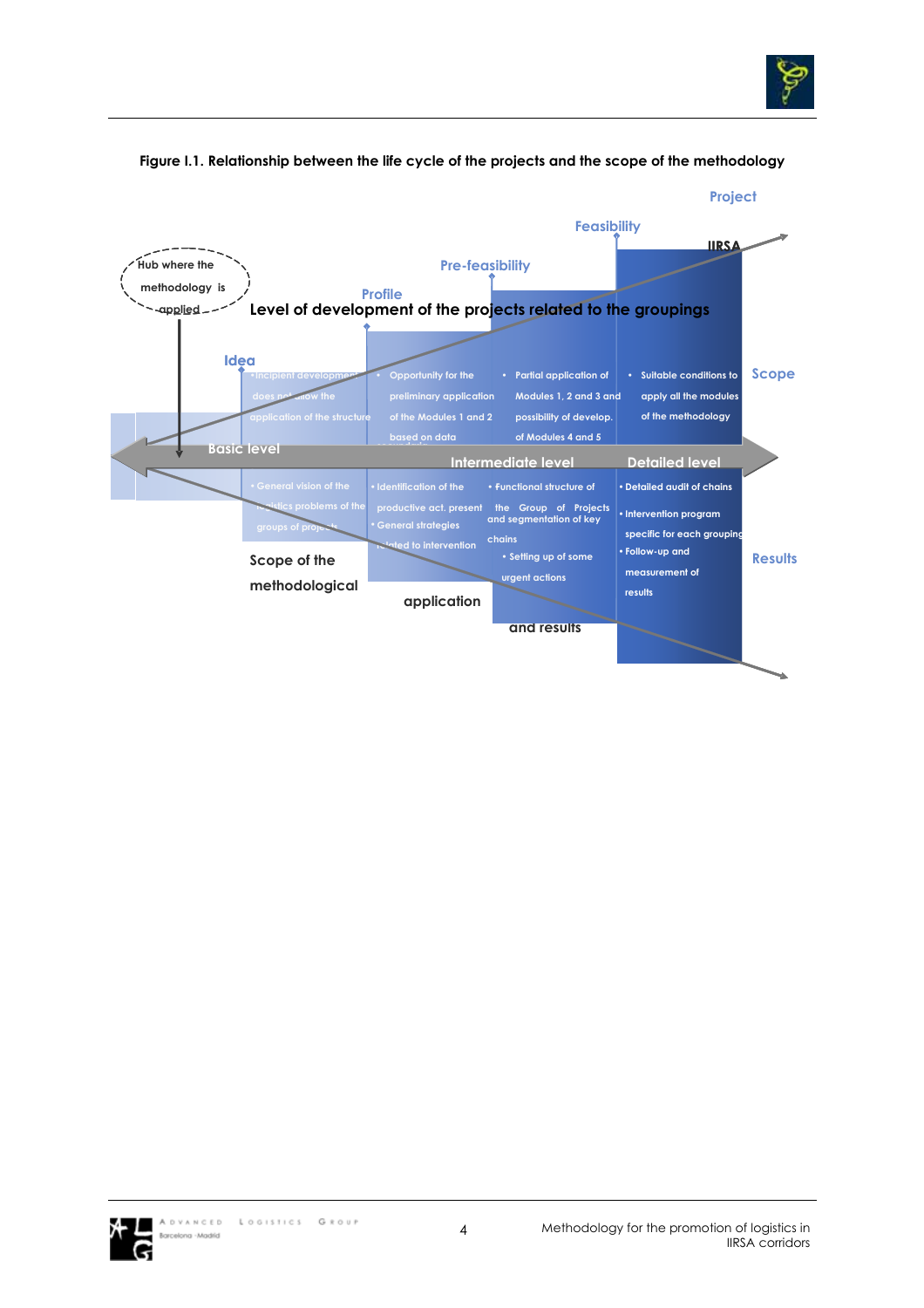**Figure I.1. Relationship between the life cycle of the projects and the scope of the methodology**

Project

Feasibility

IIRSA

Pre-feasibility

Hub where the methodology is applied

Profile

Level of development of the projects related to the groupings

Idea

- Incipient development does not allow the application of the structure
- Opportunity for the preliminary application of the Modules 1 and 2 based on data
- Partial application of Modules 1, 2 and 3 and possibility of develop. of Modules 4 and 5
- Suitable conditions to apply all the modules of the methodology

Scope

Basic level

Intermediate level

Detailed level

- General vision of the logistics problems of the groups of projects
- Identification of the productive act. present
- General strategies related to intervention
- Functional structure of the Group of Projects and segmentation of key chains
- Setting up of some urgent actions
- Detailed audit of chains
- Intervention program specific for each grouping
- Follow-up and measurement of results

Results

Scope of the methodological application and results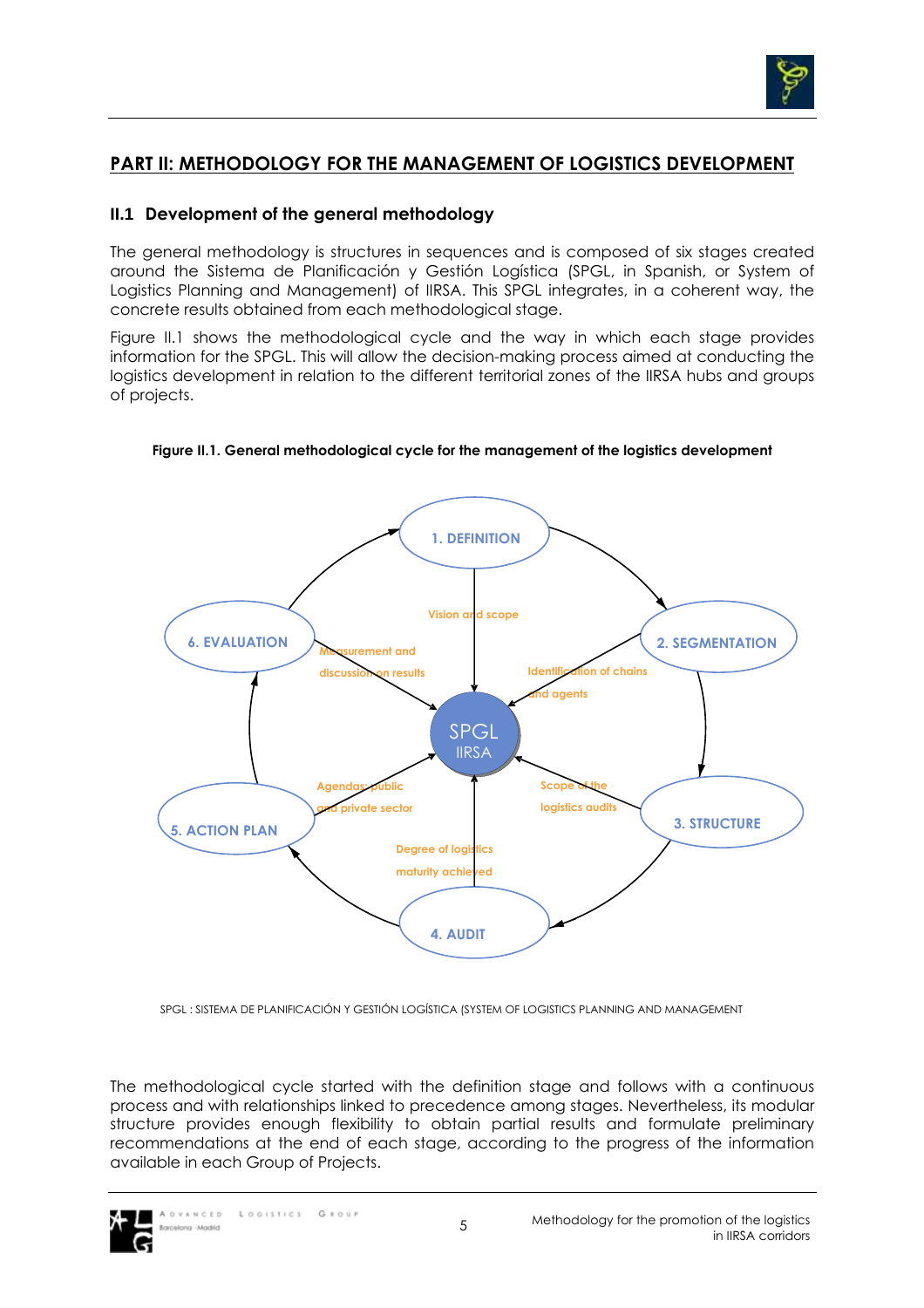## PART II: METHODOLOGY FOR THE MANAGEMENT OF LOGISTICS DEVELOPMENT

### II.1 Development of the general methodology

The general methodology is structures in sequences and is composed of six stages created around the Sistema de Planificación y Gestión Logística (SPGL, in Spanish, or System of Logistics Planning and Management) of IIRSA. This SPGL integrates, in a coherent way, the concrete results obtained from each methodological stage.

Figure II.1 shows the methodological cycle and the way in which each stage provides information for the SPGL. This will allow the decision-making process aimed at conducting the logistics development in relation to the different territorial zones of the IIRSA hubs and groups of projects.

**Figure II.1. General methodological cycle for the management of the logistics development**

1. DEFINITION — Vision and scope
2. SEGMENTATION — Identification of chains and agents
3. STRUCTURE — Scope of the logistics audits
4. AUDIT — Degree of logistics maturity achieved
5. ACTION PLAN — Agendas public and private sector
6. EVALUATION — Measurement and discussion on results

SPGL IIRSA

SPGL : SISTEMA DE PLANIFICACIÓN Y GESTIÓN LOGÍSTICA (SYSTEM OF LOGISTICS PLANNING AND MANAGEMENT

The methodological cycle started with the definition stage and follows with a continuous process and with relationships linked to precedence among stages. Nevertheless, its modular structure provides enough flexibility to obtain partial results and formulate preliminary recommendations at the end of each stage, according to the progress of the information available in each Group of Projects.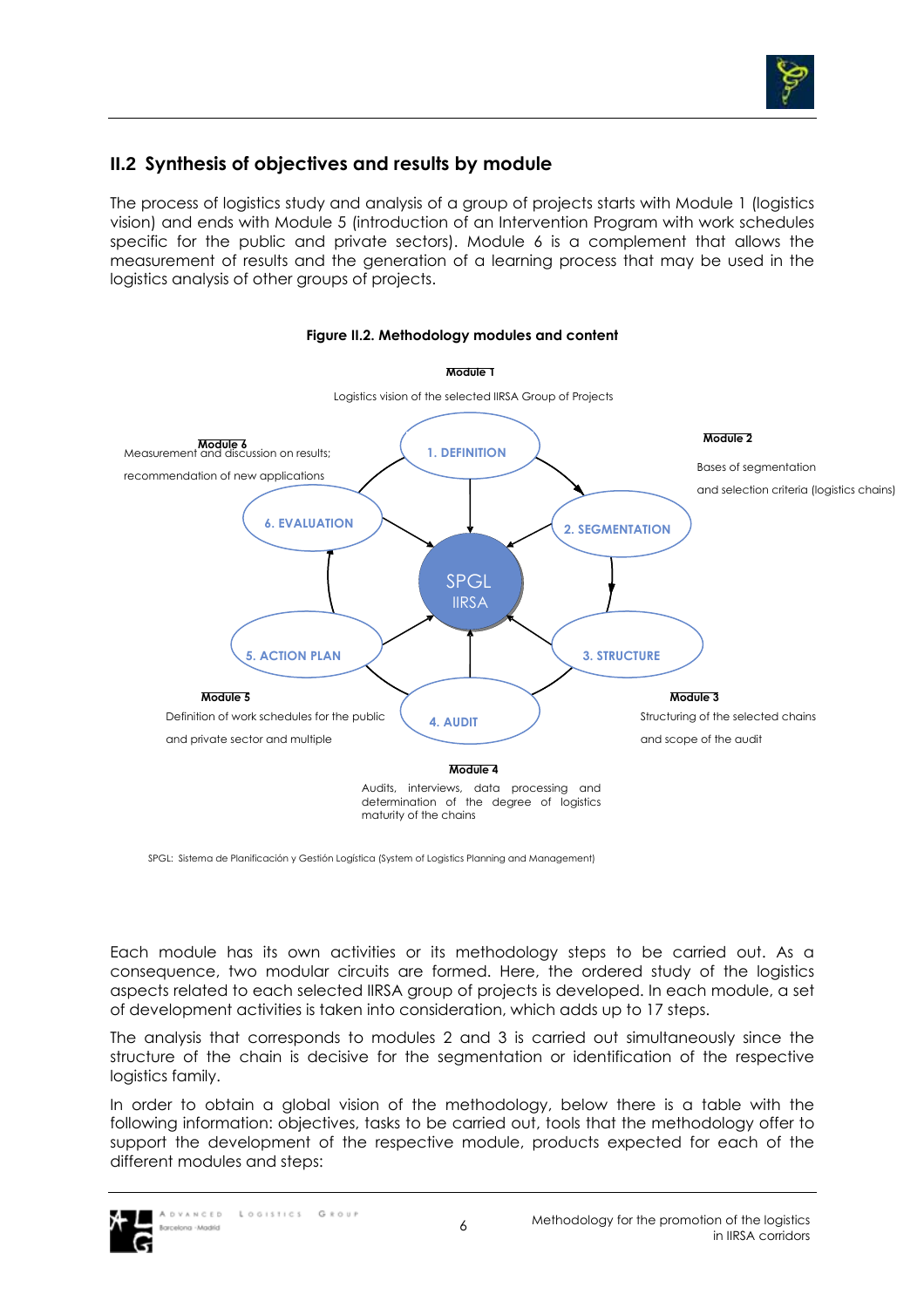## II.2 Synthesis of objectives and results by module

The process of logistics study and analysis of a group of projects starts with Module 1 (logistics vision) and ends with Module 5 (introduction of an Intervention Program with work schedules specific for the public and private sectors). Module 6 is a complement that allows the measurement of results and the generation of a learning process that may be used in the logistics analysis of other groups of projects.

**Figure II.2. Methodology modules and content**

**Module 1**
Logistics vision of the selected IIRSA Group of Projects

**Module 2**
Bases of segmentation and selection criteria (logistics chains)

**Module 3**
Structuring of the selected chains and scope of the audit

**Module 4**
Audits, interviews, data processing and determination of the degree of logistics maturity of the chains

**Module 5**
Definition of work schedules for the public and private sector and multiple

**Module 6**
Measurement and discussion on results; recommendation of new applications

1. DEFINITION
2. SEGMENTATION
3. STRUCTURE
4. AUDIT
5. ACTION PLAN
6. EVALUATION

SPGL IIRSA

SPGL: Sistema de Planificación y Gestión Logística (System of Logistics Planning and Management)

Each module has its own activities or its methodology steps to be carried out. As a consequence, two modular circuits are formed. Here, the ordered study of the logistics aspects related to each selected IIRSA group of projects is developed. In each module, a set of development activities is taken into consideration, which adds up to 17 steps.

The analysis that corresponds to modules 2 and 3 is carried out simultaneously since the structure of the chain is decisive for the segmentation or identification of the respective logistics family.

In order to obtain a global vision of the methodology, below there is a table with the following information: objectives, tasks to be carried out, tools that the methodology offer to support the development of the respective module, products expected for each of the different modules and steps: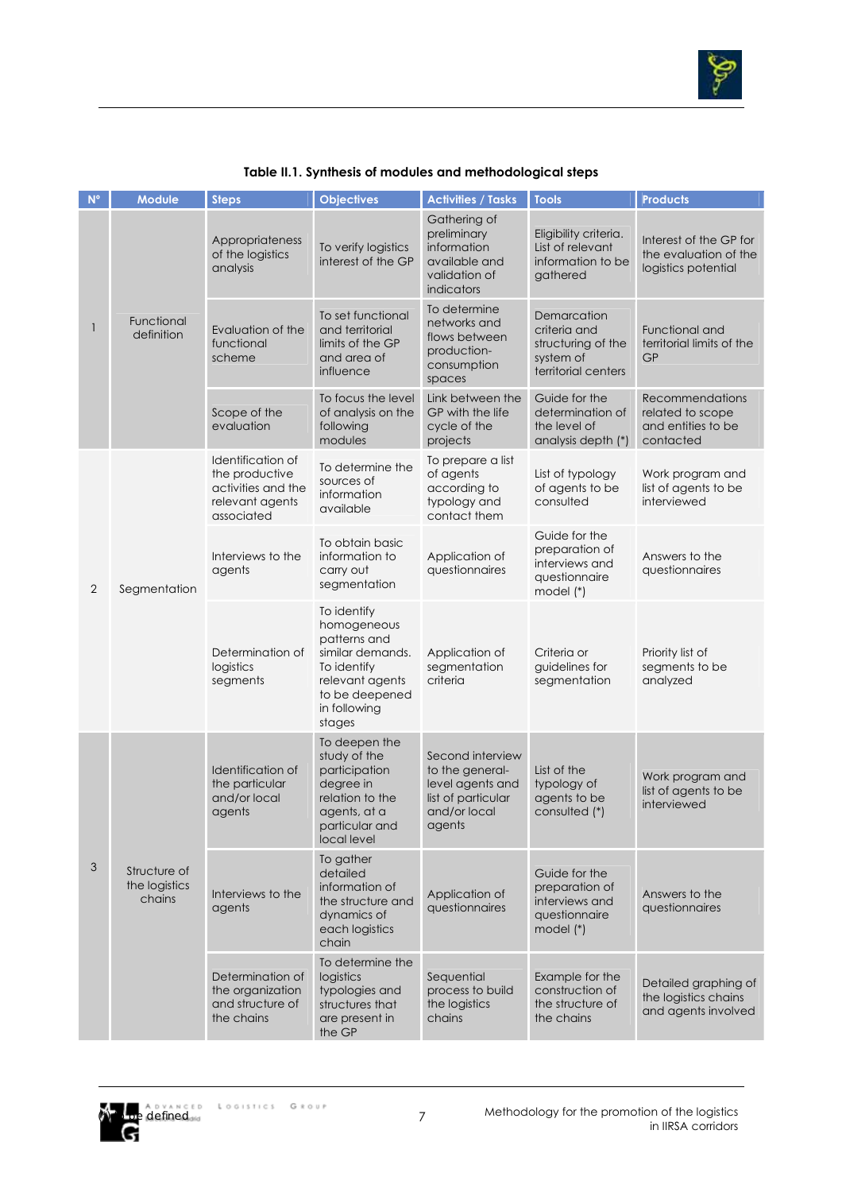**Table II.1. Synthesis of modules and methodological steps**

| N° | Module | Steps | Objectives | Activities / Tasks | Tools | Products |
|---|---|---|---|---|---|---|
| 1 | Functional definition | Appropriateness of the logistics analysis | To verify logistics interest of the GP | Gathering of preliminary information available and validation of indicators | Eligibility criteria. List of relevant information to be gathered | Interest of the GP for the evaluation of the logistics potential |
| | | Evaluation of the functional scheme | To set functional and territorial limits of the GP and area of influence | To determine networks and flows between production-consumption spaces | Demarcation criteria and structuring of the system of territorial centers | Functional and territorial limits of the GP |
| | | Scope of the evaluation | To focus the level of analysis on the following modules | Link between the GP with the life cycle of the projects | Guide for the determination of the level of analysis depth (*) | Recommendations related to scope and entities to be contacted |
| 2 | Segmentation | Identification of the productive activities and the relevant agents associated | To determine the sources of information available | To prepare a list of agents according to typology and contact them | List of typology of agents to be consulted | Work program and list of agents to be interviewed |
| | | Interviews to the agents | To obtain basic information to carry out segmentation | Application of questionnaires | Guide for the preparation of interviews and questionnaire model (*) | Answers to the questionnaires |
| | | Determination of logistics segments | To identify homogeneous patterns and similar demands. To identify relevant agents to be deepened in following stages | Application of segmentation criteria | Criteria or guidelines for segmentation | Priority list of segments to be analyzed |
| 3 | Structure of the logistics chains | Identification of the particular and/or local agents | To deepen the study of the participation degree in relation to the agents, at a particular and local level | Second interview to the general-level agents and list of particular and/or local agents | List of the typology of agents to be consulted (*) | Work program and list of agents to be interviewed |
| | | Interviews to the agents | To gather detailed information of the structure and dynamics of each logistics chain | Application of questionnaires | Guide for the preparation of interviews and questionnaire model (*) | Answers to the questionnaires |
| | | Determination of the organization and structure of the chains | To determine the logistics typologies and structures that are present in the GP | Sequential process to build the logistics chains | Example for the construction of the structure of the chains | Detailed graphing of the logistics chains and agents involved |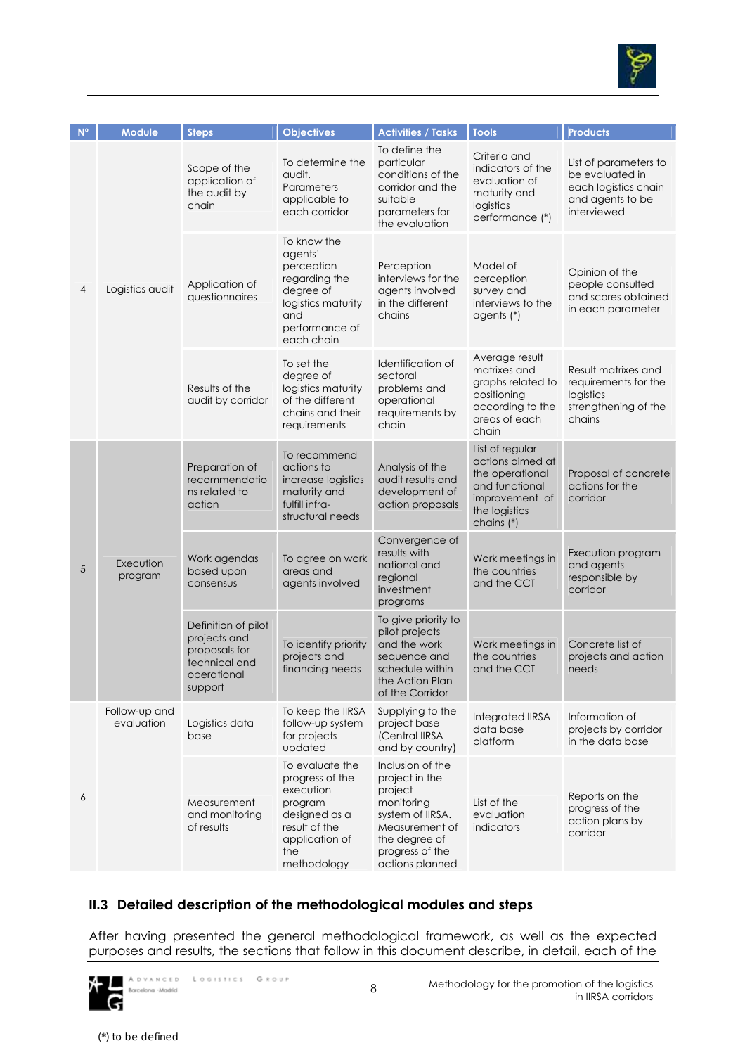| N° | Module | Steps | Objectives | Activities / Tasks | Tools | Products |
|---|---|---|---|---|---|---|
| 4 | Logistics audit | Scope of the application of the audit by chain | To determine the audit. Parameters applicable to each corridor | To define the particular conditions of the corridor and the suitable parameters for the evaluation | Criteria and indicators of the evaluation of maturity and logistics performance (*) | List of parameters to be evaluated in each logistics chain and agents to be interviewed |
| | | Application of questionnaires | To know the agents' perception regarding the degree of logistics maturity and performance of each chain | Perception interviews for the agents involved in the different chains | Model of perception survey and interviews to the agents (*) | Opinion of the people consulted and scores obtained in each parameter |
| | | Results of the audit by corridor | To set the degree of logistics maturity of the different chains and their requirements | Identification of sectoral problems and operational requirements by chain | Average result matrixes and graphs related to positioning according to the areas of each chain | Result matrixes and requirements for the logistics strengthening of the chains |
| 5 | Execution program | Preparation of recommendations related to action | To recommend actions to increase logistics maturity and fulfill infra-structural needs | Analysis of the audit results and development of action proposals | List of regular actions aimed at the operational and functional improvement of the logistics chains (*) | Proposal of concrete actions for the corridor |
| | | Work agendas based upon consensus | To agree on work areas and agents involved | Convergence of results with national and regional investment programs | Work meetings in the countries and the CCT | Execution program and agents responsible by corridor |
| | | Definition of pilot projects and proposals for technical and operational support | To identify priority projects and financing needs | To give priority to pilot projects and the work sequence and schedule within the Action Plan of the Corridor | Work meetings in the countries and the CCT | Concrete list of projects and action needs |
| 6 | Follow-up and evaluation | Logistics data base | To keep the IIRSA follow-up system for projects updated | Supplying to the project base (Central IIRSA and by country) | Integrated IIRSA data base platform | Information of projects by corridor in the data base |
| | | Measurement and monitoring of results | To evaluate the progress of the execution program designed as a result of the application of the methodology | Inclusion of the project in the project monitoring system of IIRSA. Measurement of the degree of progress of the actions planned | List of the evaluation indicators | Reports on the progress of the action plans by corridor |

## II.3 Detailed description of the methodological modules and steps

After having presented the general methodological framework, as well as the expected purposes and results, the sections that follow in this document describe, in detail, each of the

(*) to be defined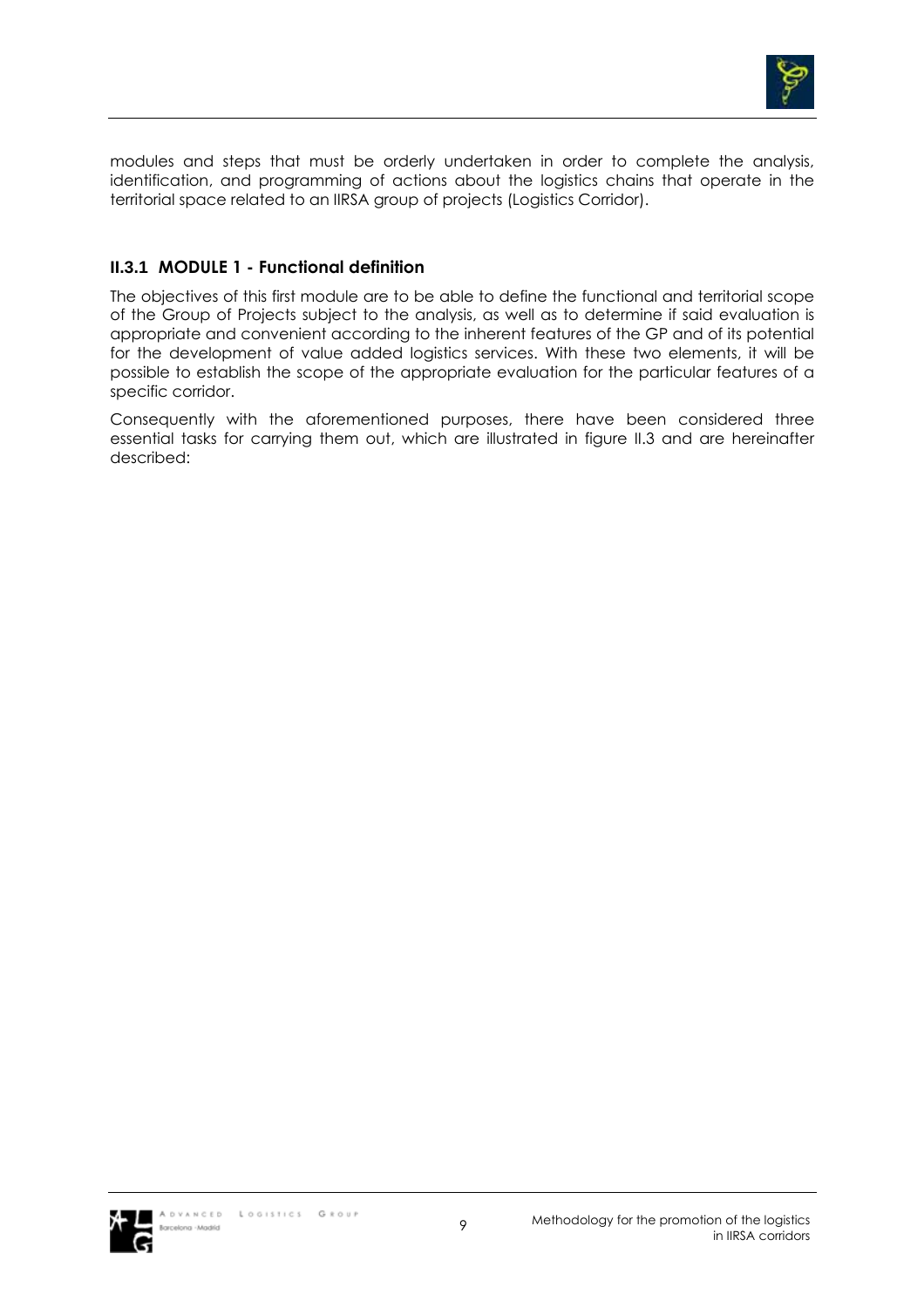modules and steps that must be orderly undertaken in order to complete the analysis, identification, and programming of actions about the logistics chains that operate in the territorial space related to an IIRSA group of projects (Logistics Corridor).

### II.3.1 MODULE 1 - Functional definition

The objectives of this first module are to be able to define the functional and territorial scope of the Group of Projects subject to the analysis, as well as to determine if said evaluation is appropriate and convenient according to the inherent features of the GP and of its potential for the development of value added logistics services. With these two elements, it will be possible to establish the scope of the appropriate evaluation for the particular features of a specific corridor.

Consequently with the aforementioned purposes, there have been considered three essential tasks for carrying them out, which are illustrated in figure II.3 and are hereinafter described: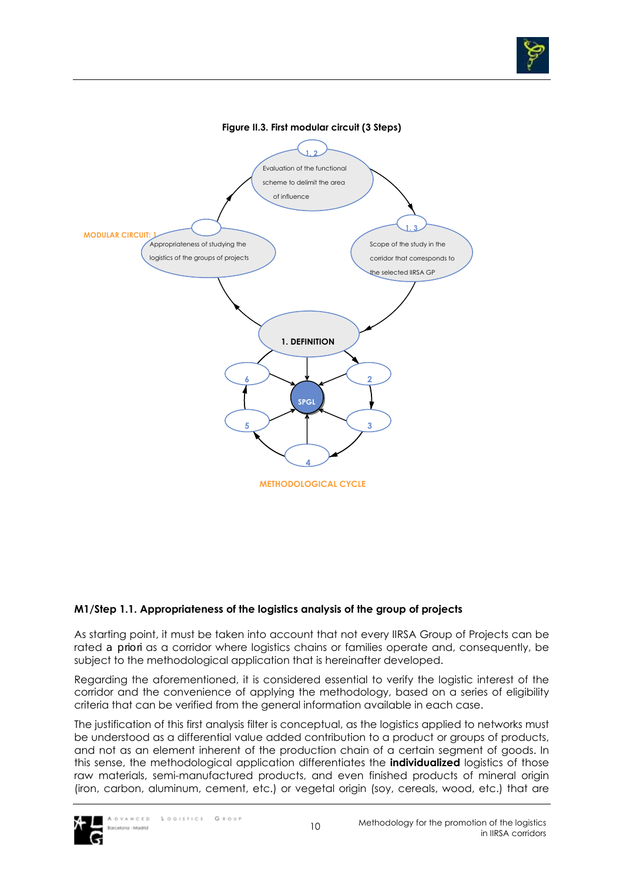**Figure II.3. First modular circuit (3 Steps)**

MODULAR CIRCUIT: 1

1.2 Evaluation of the functional scheme to delimit the area of influence

1.3 Scope of the study in the corridor that corresponds to the selected IIRSA GP

Appropriateness of studying the logistics of the groups of projects

1. DEFINITION

SPGL

2, 3, 4, 5, 6

METHODOLOGICAL CYCLE

**M1/Step 1.1. Appropriateness of the logistics analysis of the group of projects**

As starting point, it must be taken into account that not every IIRSA Group of Projects can be rated *a priori* as a corridor where logistics chains or families operate and, consequently, be subject to the methodological application that is hereinafter developed.

Regarding the aforementioned, it is considered essential to verify the logistic interest of the corridor and the convenience of applying the methodology, based on a series of eligibility criteria that can be verified from the general information available in each case.

The justification of this first analysis filter is conceptual, as the logistics applied to networks must be understood as a differential value added contribution to a product or groups of products, and not as an element inherent of the production chain of a certain segment of goods. In this sense, the methodological application differentiates the **individualized** logistics of those raw materials, semi-manufactured products, and even finished products of mineral origin (iron, carbon, aluminum, cement, etc.) or vegetal origin (soy, cereals, wood, etc.) that are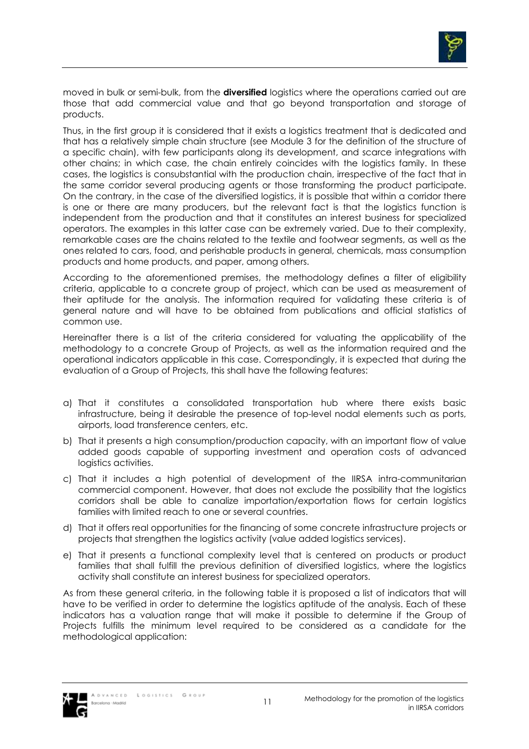moved in bulk or semi-bulk, from the **diversified** logistics where the operations carried out are those that add commercial value and that go beyond transportation and storage of products.

Thus, in the first group it is considered that it exists a logistics treatment that is dedicated and that has a relatively simple chain structure (see Module 3 for the definition of the structure of a specific chain), with few participants along its development, and scarce integrations with other chains; in which case, the chain entirely coincides with the logistics family. In these cases, the logistics is consubstantial with the production chain, irrespective of the fact that in the same corridor several producing agents or those transforming the product participate. On the contrary, in the case of the diversified logistics, it is possible that within a corridor there is one or there are many producers, but the relevant fact is that the logistics function is independent from the production and that it constitutes an interest business for specialized operators. The examples in this latter case can be extremely varied. Due to their complexity, remarkable cases are the chains related to the textile and footwear segments, as well as the ones related to cars, food, and perishable products in general, chemicals, mass consumption products and home products, and paper, among others.

According to the aforementioned premises, the methodology defines a filter of eligibility criteria, applicable to a concrete group of project, which can be used as measurement of their aptitude for the analysis. The information required for validating these criteria is of general nature and will have to be obtained from publications and official statistics of common use.

Hereinafter there is a list of the criteria considered for valuating the applicability of the methodology to a concrete Group of Projects, as well as the information required and the operational indicators applicable in this case. Correspondingly, it is expected that during the evaluation of a Group of Projects, this shall have the following features:

a) That it constitutes a consolidated transportation hub where there exists basic infrastructure, being it desirable the presence of top-level nodal elements such as ports, airports, load transference centers, etc.

b) That it presents a high consumption/production capacity, with an important flow of value added goods capable of supporting investment and operation costs of advanced logistics activities.

c) That it includes a high potential of development of the IIRSA intra-communitarian commercial component. However, that does not exclude the possibility that the logistics corridors shall be able to canalize importation/exportation flows for certain logistics families with limited reach to one or several countries.

d) That it offers real opportunities for the financing of some concrete infrastructure projects or projects that strengthen the logistics activity (value added logistics services).

e) That it presents a functional complexity level that is centered on products or product families that shall fulfill the previous definition of diversified logistics, where the logistics activity shall constitute an interest business for specialized operators.

As from these general criteria, in the following table it is proposed a list of indicators that will have to be verified in order to determine the logistics aptitude of the analysis. Each of these indicators has a valuation range that will make it possible to determine if the Group of Projects fulfills the minimum level required to be considered as a candidate for the methodological application: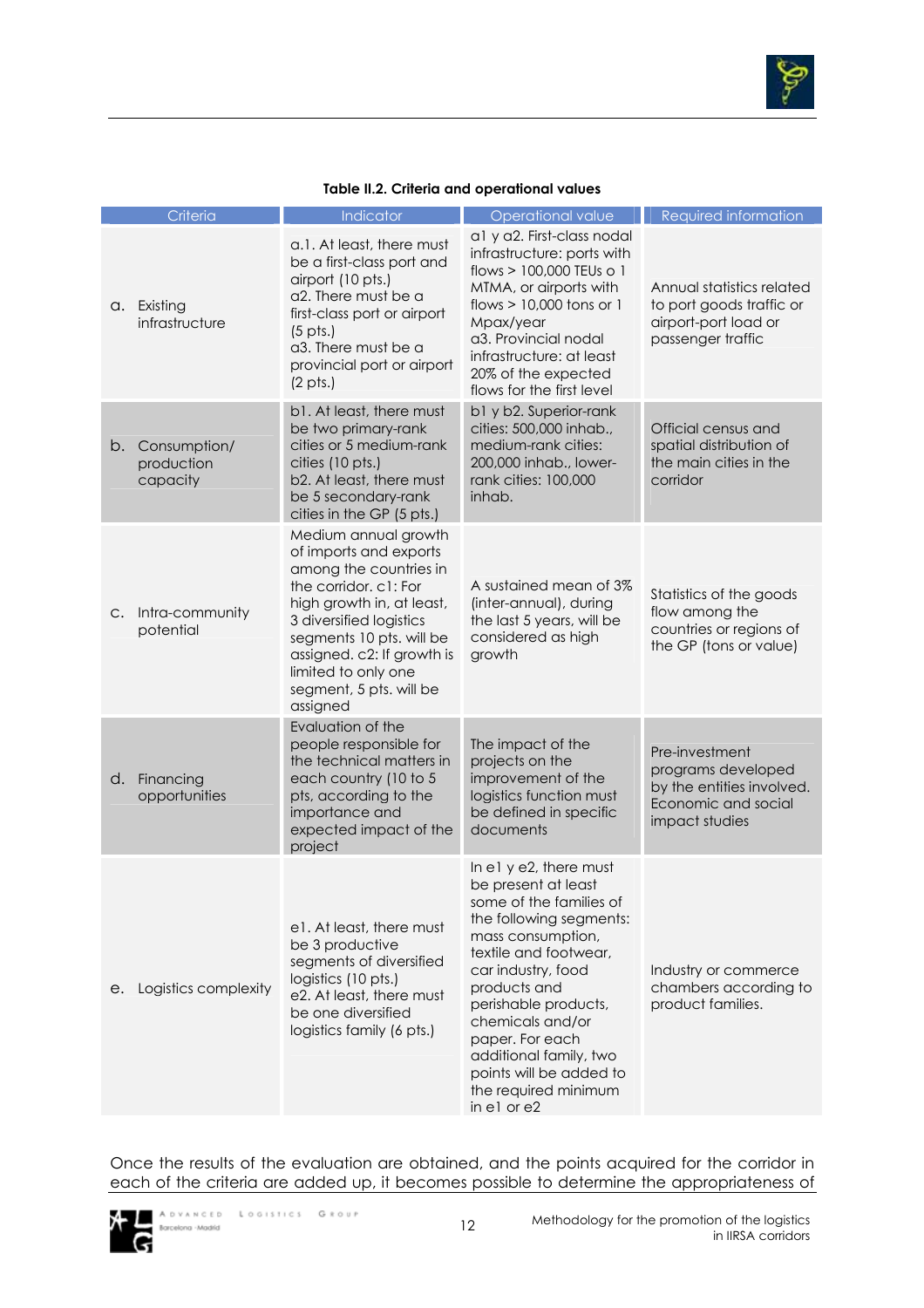**Table II.2. Criteria and operational values**

| Criteria | Indicator | Operational value | Required information |
|---|---|---|---|
| a. Existing infrastructure | a.1. At least, there must be a first-class port and airport (10 pts.) a2. There must be a first-class port or airport (5 pts.) a3. There must be a provincial port or airport (2 pts.) | a1 y a2. First-class nodal infrastructure: ports with flows > 100,000 TEUs o 1 MTMA, or airports with flows > 10,000 tons or 1 Mpax/year a3. Provincial nodal infrastructure: at least 20% of the expected flows for the first level | Annual statistics related to port goods traffic or airport-port load or passenger traffic |
| b. Consumption/ production capacity | b1. At least, there must be two primary-rank cities or 5 medium-rank cities (10 pts.) b2. At least, there must be 5 secondary-rank cities in the GP (5 pts.) | b1 y b2. Superior-rank cities: 500,000 inhab., medium-rank cities: 200,000 inhab., lower-rank cities: 100,000 inhab. | Official census and spatial distribution of the main cities in the corridor |
| c. Intra-community potential | Medium annual growth of imports and exports among the countries in the corridor. c1: For high growth in, at least, 3 diversified logistics segments 10 pts. will be assigned. c2: If growth is limited to only one segment, 5 pts. will be assigned | A sustained mean of 3% (inter-annual), during the last 5 years, will be considered as high growth | Statistics of the goods flow among the countries or regions of the GP (tons or value) |
| d. Financing opportunities | Evaluation of the people responsible for the technical matters in each country (10 to 5 pts, according to the importance and expected impact of the project | The impact of the projects on the improvement of the logistics function must be defined in specific documents | Pre-investment programs developed by the entities involved. Economic and social impact studies |
| e. Logistics complexity | e1. At least, there must be 3 productive segments of diversified logistics (10 pts.) e2. At least, there must be one diversified logistics family (6 pts.) | In e1 y e2, there must be present at least some of the families of the following segments: mass consumption, textile and footwear, car industry, food products and perishable products, chemicals and/or paper. For each additional family, two points will be added to the required minimum in e1 or e2 | Industry or commerce chambers according to product families. |

Once the results of the evaluation are obtained, and the points acquired for the corridor in each of the criteria are added up, it becomes possible to determine the appropriateness of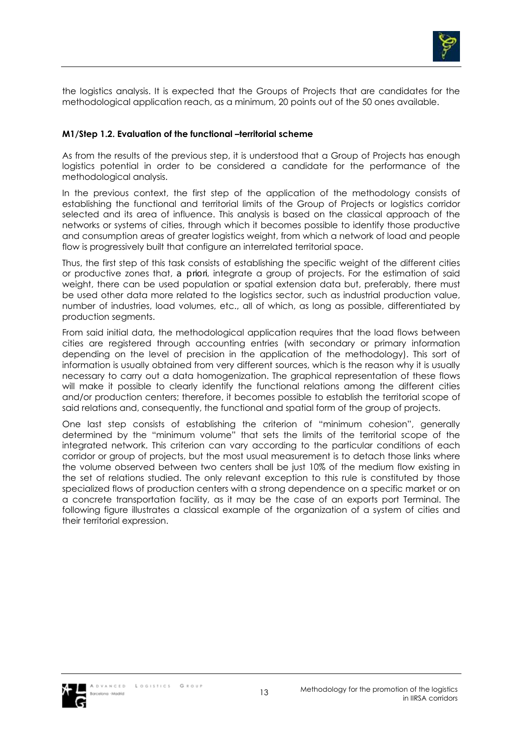the logistics analysis. It is expected that the Groups of Projects that are candidates for the methodological application reach, as a minimum, 20 points out of the 50 ones available.

#### M1/Step 1.2. Evaluation of the functional –territorial scheme

As from the results of the previous step, it is understood that a Group of Projects has enough logistics potential in order to be considered a candidate for the performance of the methodological analysis.

In the previous context, the first step of the application of the methodology consists of establishing the functional and territorial limits of the Group of Projects or logistics corridor selected and its area of influence. This analysis is based on the classical approach of the networks or systems of cities, through which it becomes possible to identify those productive and consumption areas of greater logistics weight, from which a network of load and people flow is progressively built that configure an interrelated territorial space.

Thus, the first step of this task consists of establishing the specific weight of the different cities or productive zones that, *a priori*, integrate a group of projects. For the estimation of said weight, there can be used population or spatial extension data but, preferably, there must be used other data more related to the logistics sector, such as industrial production value, number of industries, load volumes, etc., all of which, as long as possible, differentiated by production segments.

From said initial data, the methodological application requires that the load flows between cities are registered through accounting entries (with secondary or primary information depending on the level of precision in the application of the methodology). This sort of information is usually obtained from very different sources, which is the reason why it is usually necessary to carry out a data homogenization. The graphical representation of these flows will make it possible to clearly identify the functional relations among the different cities and/or production centers; therefore, it becomes possible to establish the territorial scope of said relations and, consequently, the functional and spatial form of the group of projects.

One last step consists of establishing the criterion of "minimum cohesion", generally determined by the "minimum volume" that sets the limits of the territorial scope of the integrated network. This criterion can vary according to the particular conditions of each corridor or group of projects, but the most usual measurement is to detach those links where the volume observed between two centers shall be just 10% of the medium flow existing in the set of relations studied. The only relevant exception to this rule is constituted by those specialized flows of production centers with a strong dependence on a specific market or on a concrete transportation facility, as it may be the case of an exports port Terminal. The following figure illustrates a classical example of the organization of a system of cities and their territorial expression.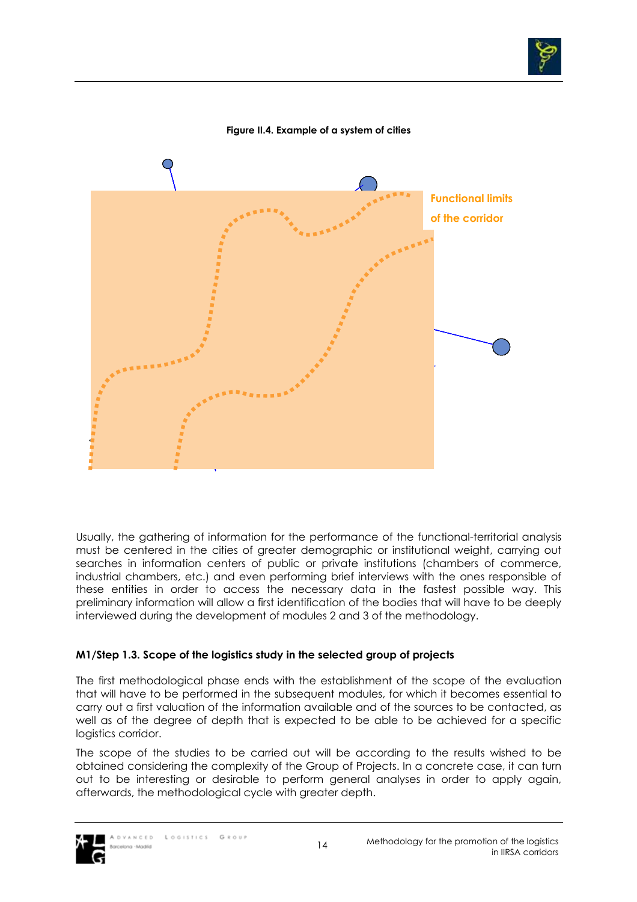**Figure II.4. Example of a system of cities**

Functional limits of the corridor

Usually, the gathering of information for the performance of the functional-territorial analysis must be centered in the cities of greater demographic or institutional weight, carrying out searches in information centers of public or private institutions (chambers of commerce, industrial chambers, etc.) and even performing brief interviews with the ones responsible of these entities in order to access the necessary data in the fastest possible way. This preliminary information will allow a first identification of the bodies that will have to be deeply interviewed during the development of modules 2 and 3 of the methodology.

#### M1/Step 1.3. Scope of the logistics study in the selected group of projects

The first methodological phase ends with the establishment of the scope of the evaluation that will have to be performed in the subsequent modules, for which it becomes essential to carry out a first valuation of the information available and of the sources to be contacted, as well as of the degree of depth that is expected to be able to be achieved for a specific logistics corridor.

The scope of the studies to be carried out will be according to the results wished to be obtained considering the complexity of the Group of Projects. In a concrete case, it can turn out to be interesting or desirable to perform general analyses in order to apply again, afterwards, the methodological cycle with greater depth.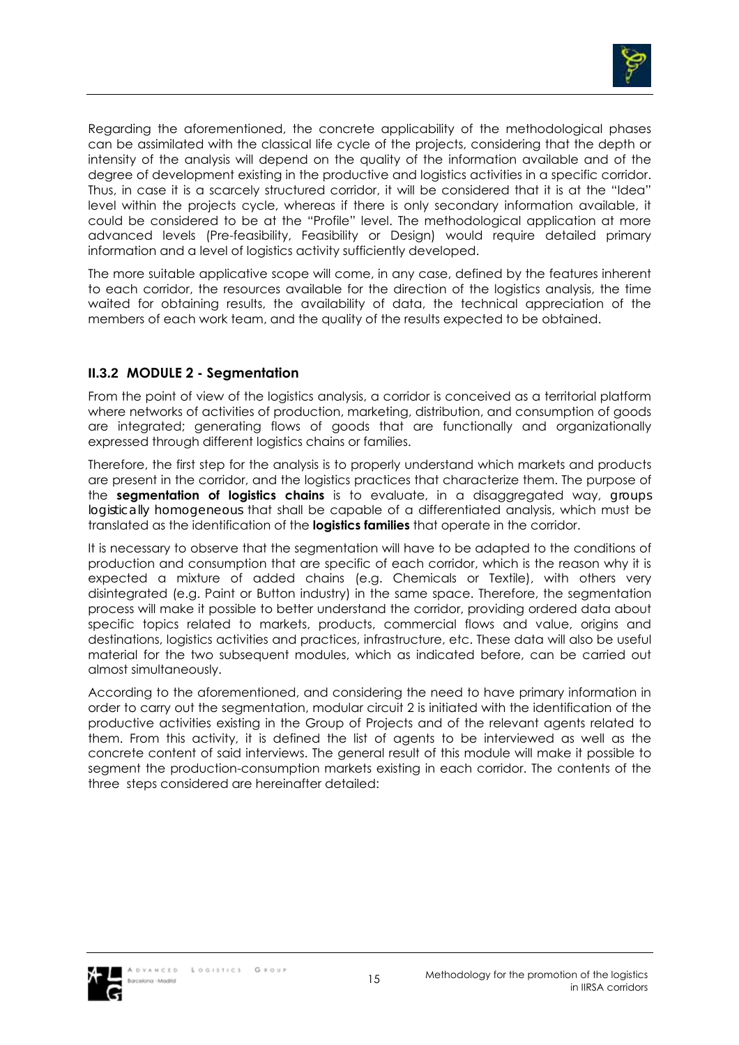Regarding the aforementioned, the concrete applicability of the methodological phases can be assimilated with the classical life cycle of the projects, considering that the depth or intensity of the analysis will depend on the quality of the information available and of the degree of development existing in the productive and logistics activities in a specific corridor. Thus, in case it is a scarcely structured corridor, it will be considered that it is at the "Idea" level within the projects cycle, whereas if there is only secondary information available, it could be considered to be at the "Profile" level. The methodological application at more advanced levels (Pre-feasibility, Feasibility or Design) would require detailed primary information and a level of logistics activity sufficiently developed.

The more suitable applicative scope will come, in any case, defined by the features inherent to each corridor, the resources available for the direction of the logistics analysis, the time waited for obtaining results, the availability of data, the technical appreciation of the members of each work team, and the quality of the results expected to be obtained.

### II.3.2 MODULE 2 - Segmentation

From the point of view of the logistics analysis, a corridor is conceived as a territorial platform where networks of activities of production, marketing, distribution, and consumption of goods are integrated; generating flows of goods that are functionally and organizationally expressed through different logistics chains or families.

Therefore, the first step for the analysis is to properly understand which markets and products are present in the corridor, and the logistics practices that characterize them. The purpose of the **segmentation of logistics chains** is to evaluate, in a disaggregated way, groups logistically homogeneous that shall be capable of a differentiated analysis, which must be translated as the identification of the **logistics families** that operate in the corridor.

It is necessary to observe that the segmentation will have to be adapted to the conditions of production and consumption that are specific of each corridor, which is the reason why it is expected a mixture of added chains (e.g. Chemicals or Textile), with others very disintegrated (e.g. Paint or Button industry) in the same space. Therefore, the segmentation process will make it possible to better understand the corridor, providing ordered data about specific topics related to markets, products, commercial flows and value, origins and destinations, logistics activities and practices, infrastructure, etc. These data will also be useful material for the two subsequent modules, which as indicated before, can be carried out almost simultaneously.

According to the aforementioned, and considering the need to have primary information in order to carry out the segmentation, modular circuit 2 is initiated with the identification of the productive activities existing in the Group of Projects and of the relevant agents related to them. From this activity, it is defined the list of agents to be interviewed as well as the concrete content of said interviews. The general result of this module will make it possible to segment the production-consumption markets existing in each corridor. The contents of the three steps considered are hereinafter detailed: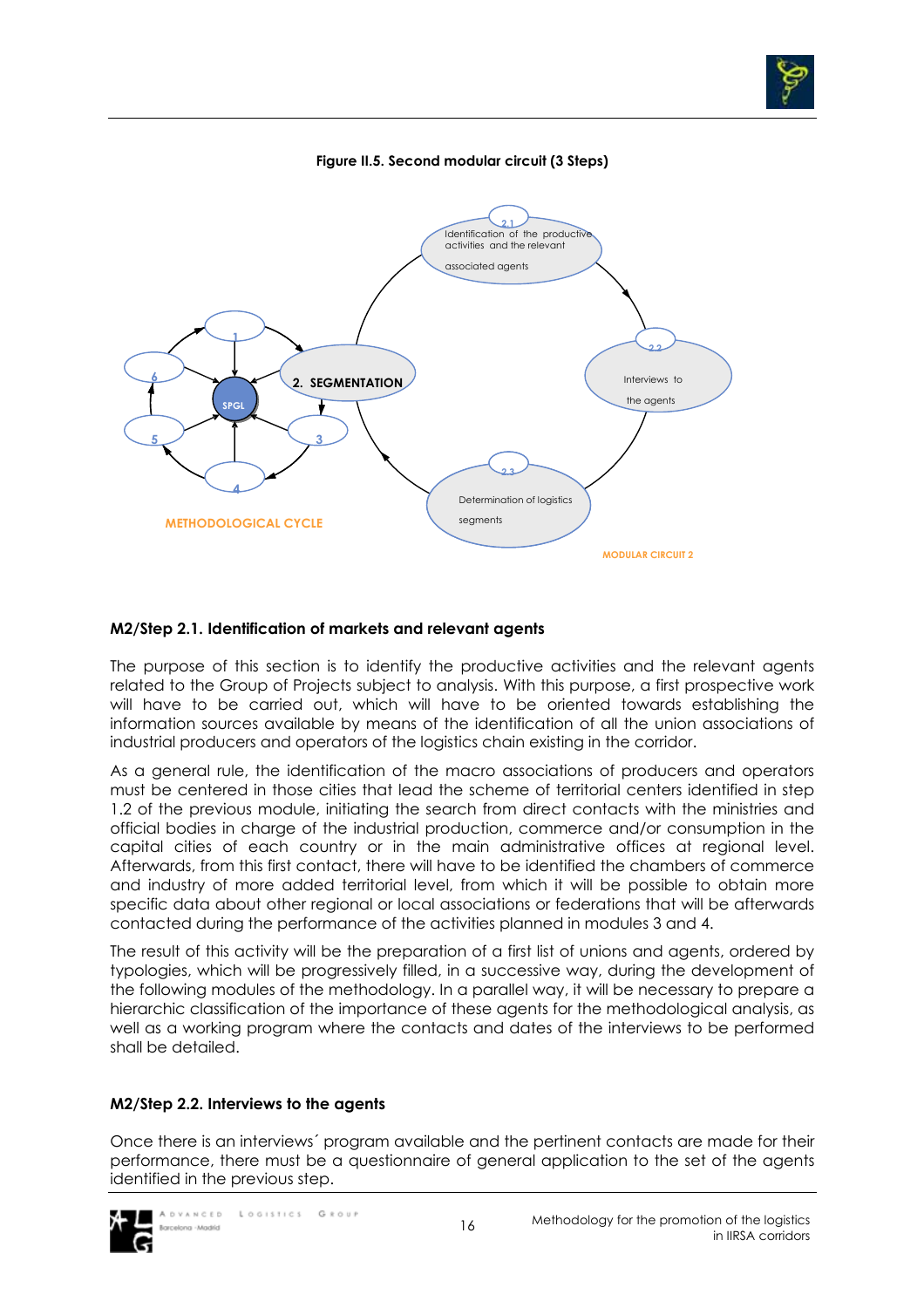**Figure II.5. Second modular circuit (3 Steps)**

## M2/Step 2.1. Identification of markets and relevant agents

The purpose of this section is to identify the productive activities and the relevant agents related to the Group of Projects subject to analysis. With this purpose, a first prospective work will have to be carried out, which will have to be oriented towards establishing the information sources available by means of the identification of all the union associations of industrial producers and operators of the logistics chain existing in the corridor.

As a general rule, the identification of the macro associations of producers and operators must be centered in those cities that lead the scheme of territorial centers identified in step 1.2 of the previous module, initiating the search from direct contacts with the ministries and official bodies in charge of the industrial production, commerce and/or consumption in the capital cities of each country or in the main administrative offices at regional level. Afterwards, from this first contact, there will have to be identified the chambers of commerce and industry of more added territorial level, from which it will be possible to obtain more specific data about other regional or local associations or federations that will be afterwards contacted during the performance of the activities planned in modules 3 and 4.

The result of this activity will be the preparation of a first list of unions and agents, ordered by typologies, which will be progressively filled, in a successive way, during the development of the following modules of the methodology. In a parallel way, it will be necessary to prepare a hierarchic classification of the importance of these agents for the methodological analysis, as well as a working program where the contacts and dates of the interviews to be performed shall be detailed.

## M2/Step 2.2. Interviews to the agents

Once there is an interviews´ program available and the pertinent contacts are made for their performance, there must be a questionnaire of general application to the set of the agents identified in the previous step.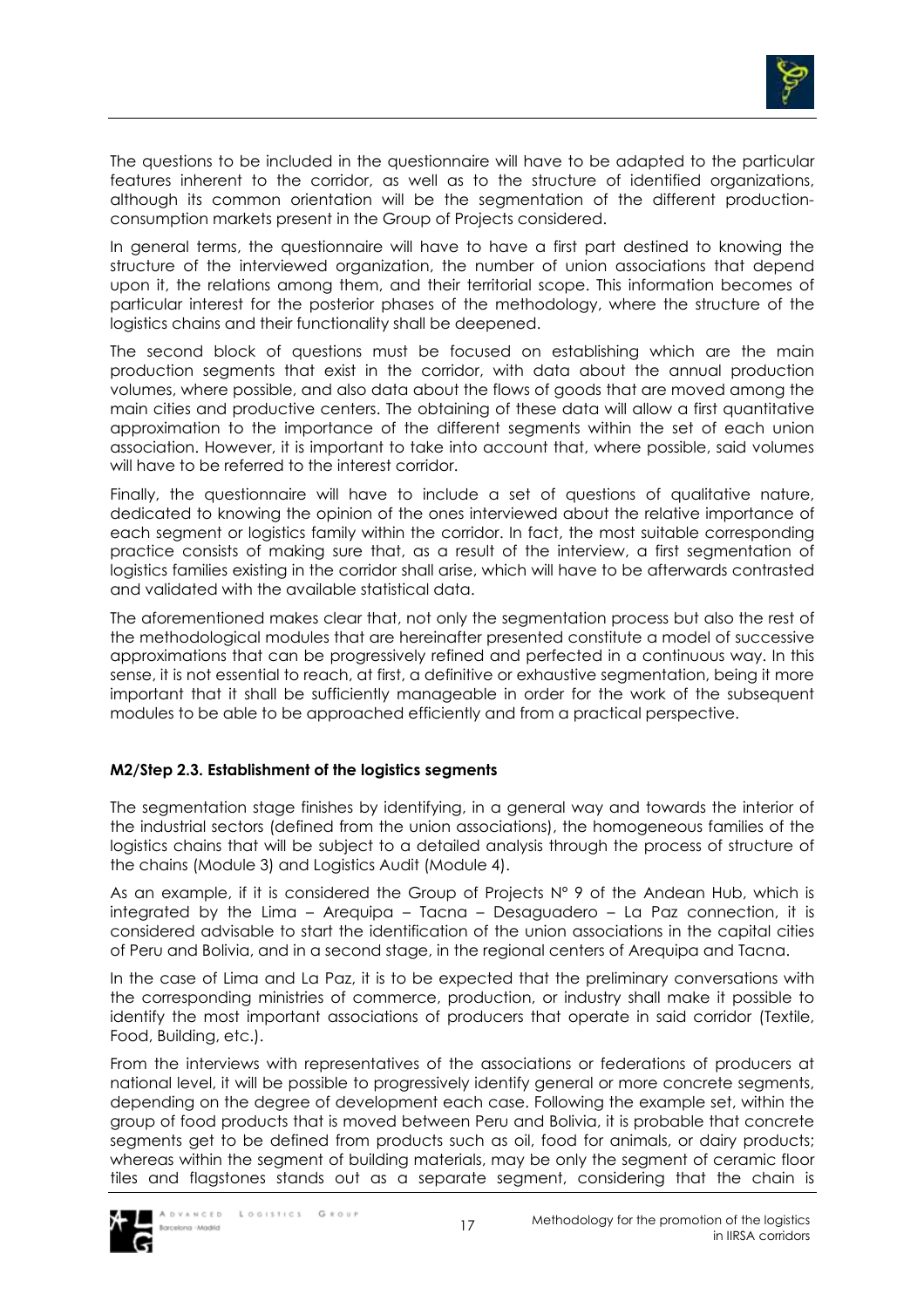The questions to be included in the questionnaire will have to be adapted to the particular features inherent to the corridor, as well as to the structure of identified organizations, although its common orientation will be the segmentation of the different production-consumption markets present in the Group of Projects considered.

In general terms, the questionnaire will have to have a first part destined to knowing the structure of the interviewed organization, the number of union associations that depend upon it, the relations among them, and their territorial scope. This information becomes of particular interest for the posterior phases of the methodology, where the structure of the logistics chains and their functionality shall be deepened.

The second block of questions must be focused on establishing which are the main production segments that exist in the corridor, with data about the annual production volumes, where possible, and also data about the flows of goods that are moved among the main cities and productive centers. The obtaining of these data will allow a first quantitative approximation to the importance of the different segments within the set of each union association. However, it is important to take into account that, where possible, said volumes will have to be referred to the interest corridor.

Finally, the questionnaire will have to include a set of questions of qualitative nature, dedicated to knowing the opinion of the ones interviewed about the relative importance of each segment or logistics family within the corridor. In fact, the most suitable corresponding practice consists of making sure that, as a result of the interview, a first segmentation of logistics families existing in the corridor shall arise, which will have to be afterwards contrasted and validated with the available statistical data.

The aforementioned makes clear that, not only the segmentation process but also the rest of the methodological modules that are hereinafter presented constitute a model of successive approximations that can be progressively refined and perfected in a continuous way. In this sense, it is not essential to reach, at first, a definitive or exhaustive segmentation, being it more important that it shall be sufficiently manageable in order for the work of the subsequent modules to be able to be approached efficiently and from a practical perspective.

#### M2/Step 2.3. Establishment of the logistics segments

The segmentation stage finishes by identifying, in a general way and towards the interior of the industrial sectors (defined from the union associations), the homogeneous families of the logistics chains that will be subject to a detailed analysis through the process of structure of the chains (Module 3) and Logistics Audit (Module 4).

As an example, if it is considered the Group of Projects N° 9 of the Andean Hub, which is integrated by the Lima – Arequipa – Tacna – Desaguadero – La Paz connection, it is considered advisable to start the identification of the union associations in the capital cities of Peru and Bolivia, and in a second stage, in the regional centers of Arequipa and Tacna.

In the case of Lima and La Paz, it is to be expected that the preliminary conversations with the corresponding ministries of commerce, production, or industry shall make it possible to identify the most important associations of producers that operate in said corridor (Textile, Food, Building, etc.).

From the interviews with representatives of the associations or federations of producers at national level, it will be possible to progressively identify general or more concrete segments, depending on the degree of development each case. Following the example set, within the group of food products that is moved between Peru and Bolivia, it is probable that concrete segments get to be defined from products such as oil, food for animals, or dairy products; whereas within the segment of building materials, may be only the segment of ceramic floor tiles and flagstones stands out as a separate segment, considering that the chain is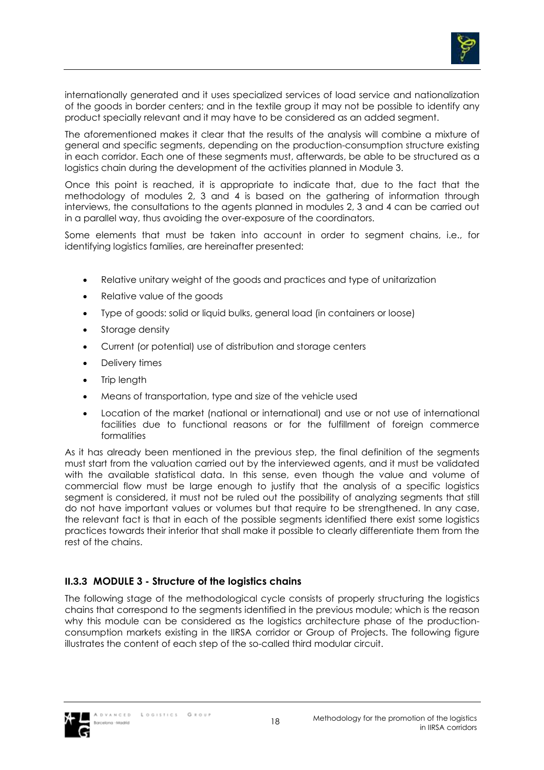internationally generated and it uses specialized services of load service and nationalization of the goods in border centers; and in the textile group it may not be possible to identify any product specially relevant and it may have to be considered as an added segment.

The aforementioned makes it clear that the results of the analysis will combine a mixture of general and specific segments, depending on the production-consumption structure existing in each corridor. Each one of these segments must, afterwards, be able to be structured as a logistics chain during the development of the activities planned in Module 3.

Once this point is reached, it is appropriate to indicate that, due to the fact that the methodology of modules 2, 3 and 4 is based on the gathering of information through interviews, the consultations to the agents planned in modules 2, 3 and 4 can be carried out in a parallel way, thus avoiding the over-exposure of the coordinators.

Some elements that must be taken into account in order to segment chains, i.e., for identifying logistics families, are hereinafter presented:

- Relative unitary weight of the goods and practices and type of unitarization
- Relative value of the goods
- Type of goods: solid or liquid bulks, general load (in containers or loose)
- Storage density
- Current (or potential) use of distribution and storage centers
- Delivery times
- Trip length
- Means of transportation, type and size of the vehicle used
- Location of the market (national or international) and use or not use of international facilities due to functional reasons or for the fulfillment of foreign commerce formalities

As it has already been mentioned in the previous step, the final definition of the segments must start from the valuation carried out by the interviewed agents, and it must be validated with the available statistical data. In this sense, even though the value and volume of commercial flow must be large enough to justify that the analysis of a specific logistics segment is considered, it must not be ruled out the possibility of analyzing segments that still do not have important values or volumes but that require to be strengthened. In any case, the relevant fact is that in each of the possible segments identified there exist some logistics practices towards their interior that shall make it possible to clearly differentiate them from the rest of the chains.

### II.3.3 MODULE 3 - Structure of the logistics chains

The following stage of the methodological cycle consists of properly structuring the logistics chains that correspond to the segments identified in the previous module; which is the reason why this module can be considered as the logistics architecture phase of the production-consumption markets existing in the IIRSA corridor or Group of Projects. The following figure illustrates the content of each step of the so-called third modular circuit.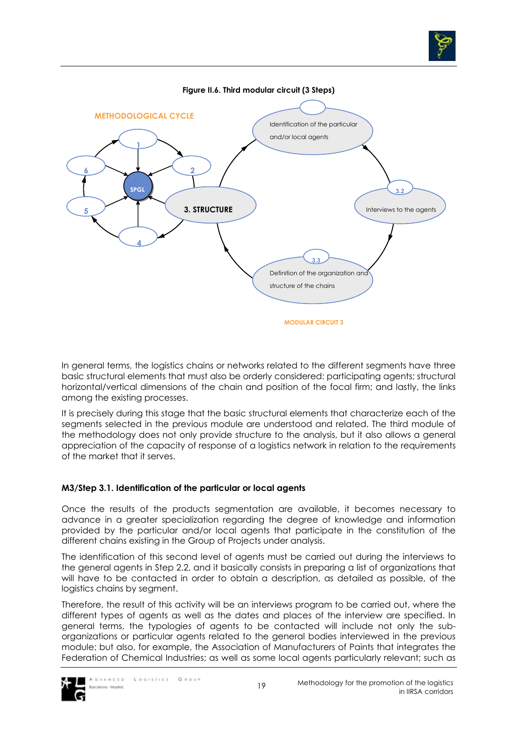**Figure II.6. Third modular circuit (3 Steps)**

In general terms, the logistics chains or networks related to the different segments have three basic structural elements that must also be orderly considered: participating agents; structural horizontal/vertical dimensions of the chain and position of the focal firm; and lastly, the links among the existing processes.

It is precisely during this stage that the basic structural elements that characterize each of the segments selected in the previous module are understood and related. The third module of the methodology does not only provide structure to the analysis, but it also allows a general appreciation of the capacity of response of a logistics network in relation to the requirements of the market that it serves.

### M3/Step 3.1. Identification of the particular or local agents

Once the results of the products segmentation are available, it becomes necessary to advance in a greater specialization regarding the degree of knowledge and information provided by the particular and/or local agents that participate in the constitution of the different chains existing in the Group of Projects under analysis.

The identification of this second level of agents must be carried out during the interviews to the general agents in Step 2.2, and it basically consists in preparing a list of organizations that will have to be contacted in order to obtain a description, as detailed as possible, of the logistics chains by segment.

Therefore, the result of this activity will be an interviews program to be carried out, where the different types of agents as well as the dates and places of the interview are specified. In general terms, the typologies of agents to be contacted will include not only the sub-organizations or particular agents related to the general bodies interviewed in the previous module; but also, for example, the Association of Manufacturers of Paints that integrates the Federation of Chemical Industries; as well as some local agents particularly relevant; such as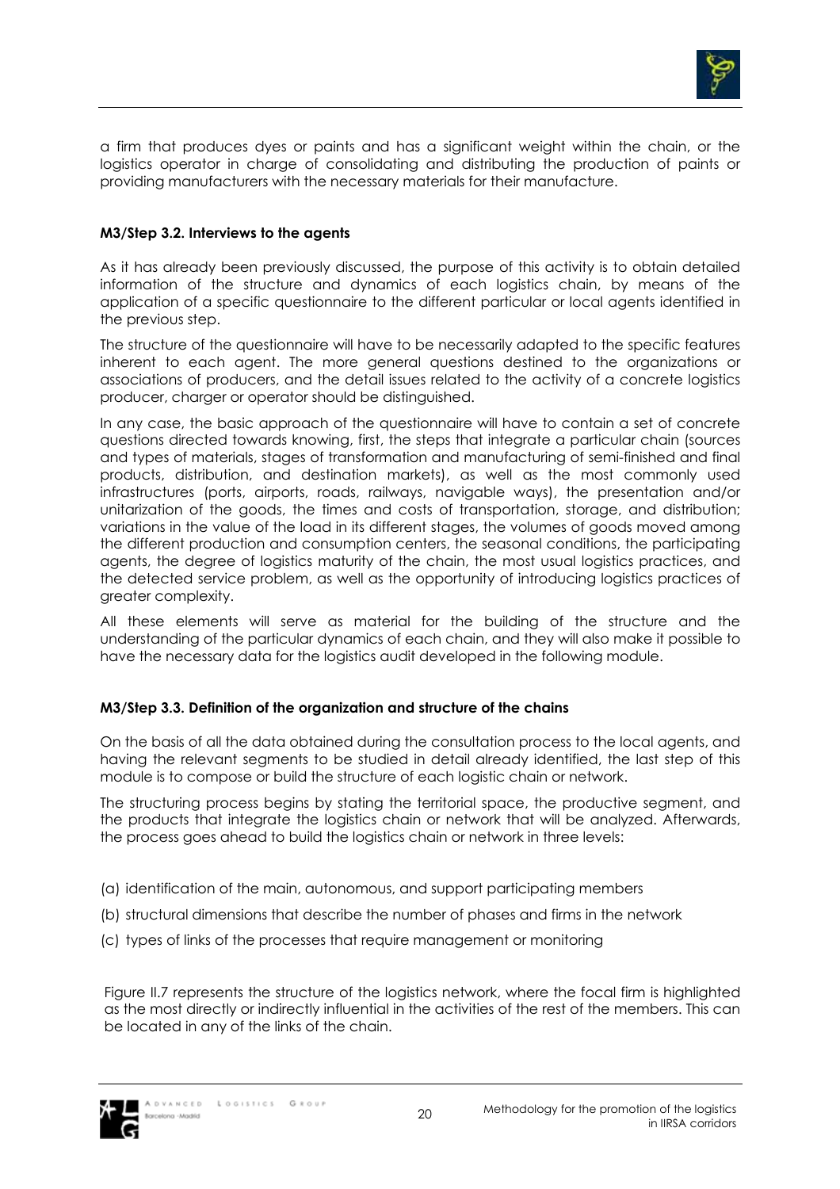a firm that produces dyes or paints and has a significant weight within the chain, or the logistics operator in charge of consolidating and distributing the production of paints or providing manufacturers with the necessary materials for their manufacture.

#### M3/Step 3.2. Interviews to the agents

As it has already been previously discussed, the purpose of this activity is to obtain detailed information of the structure and dynamics of each logistics chain, by means of the application of a specific questionnaire to the different particular or local agents identified in the previous step.

The structure of the questionnaire will have to be necessarily adapted to the specific features inherent to each agent. The more general questions destined to the organizations or associations of producers, and the detail issues related to the activity of a concrete logistics producer, charger or operator should be distinguished.

In any case, the basic approach of the questionnaire will have to contain a set of concrete questions directed towards knowing, first, the steps that integrate a particular chain (sources and types of materials, stages of transformation and manufacturing of semi-finished and final products, distribution, and destination markets), as well as the most commonly used infrastructures (ports, airports, roads, railways, navigable ways), the presentation and/or unitarization of the goods, the times and costs of transportation, storage, and distribution; variations in the value of the load in its different stages, the volumes of goods moved among the different production and consumption centers, the seasonal conditions, the participating agents, the degree of logistics maturity of the chain, the most usual logistics practices, and the detected service problem, as well as the opportunity of introducing logistics practices of greater complexity.

All these elements will serve as material for the building of the structure and the understanding of the particular dynamics of each chain, and they will also make it possible to have the necessary data for the logistics audit developed in the following module.

#### M3/Step 3.3. Definition of the organization and structure of the chains

On the basis of all the data obtained during the consultation process to the local agents, and having the relevant segments to be studied in detail already identified, the last step of this module is to compose or build the structure of each logistic chain or network.

The structuring process begins by stating the territorial space, the productive segment, and the products that integrate the logistics chain or network that will be analyzed. Afterwards, the process goes ahead to build the logistics chain or network in three levels:

(a) identification of the main, autonomous, and support participating members

(b) structural dimensions that describe the number of phases and firms in the network

(c) types of links of the processes that require management or monitoring

Figure II.7 represents the structure of the logistics network, where the focal firm is highlighted as the most directly or indirectly influential in the activities of the rest of the members. This can be located in any of the links of the chain.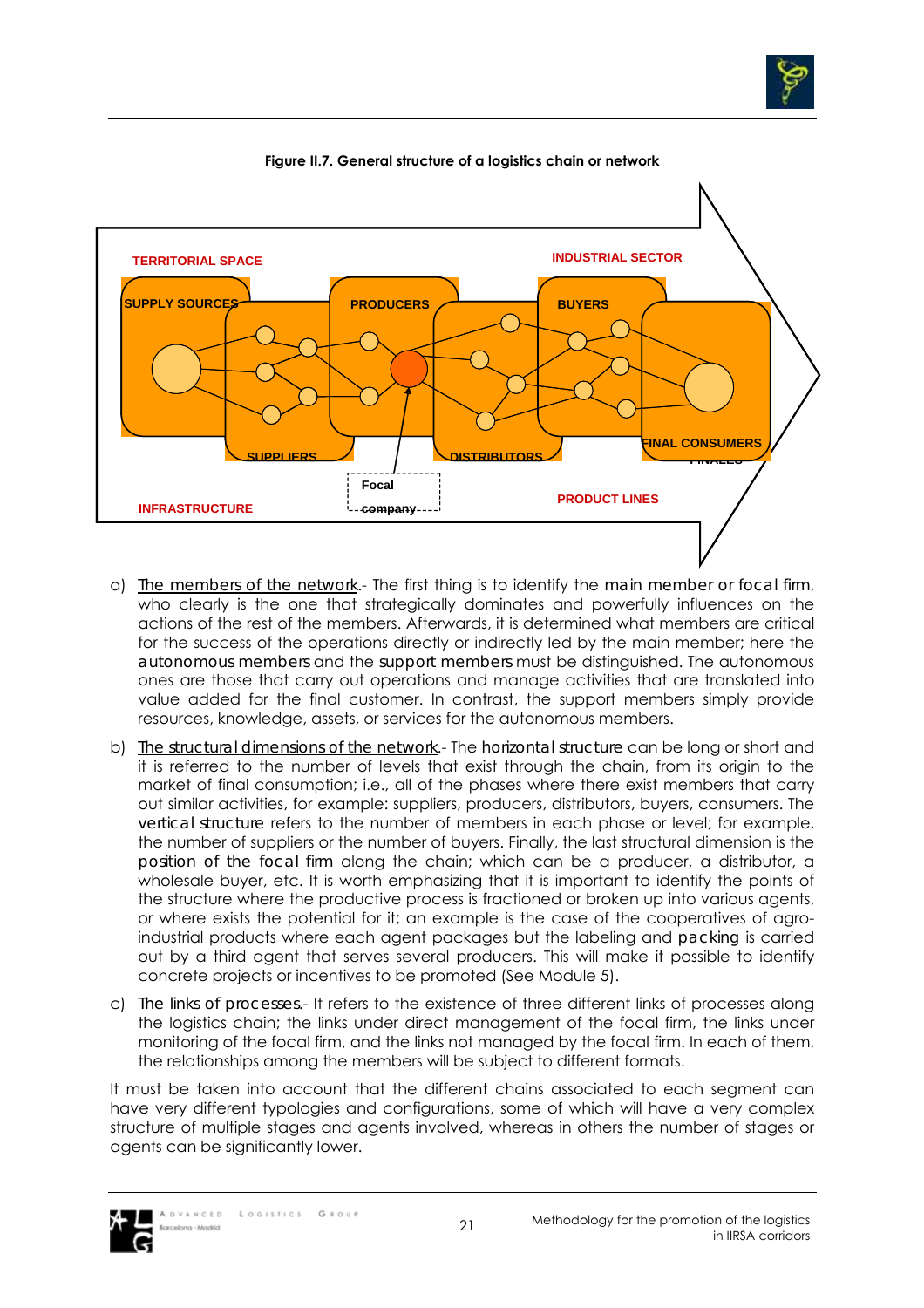**Figure II.7. General structure of a logistics chain or network**

a) The members of the network.- The first thing is to identify the **main member or focal firm**, who clearly is the one that strategically dominates and powerfully influences on the actions of the rest of the members. Afterwards, it is determined what members are critical for the success of the operations directly or indirectly led by the main member; here the **autonomous members** and the **support members** must be distinguished. The autonomous ones are those that carry out operations and manage activities that are translated into value added for the final customer. In contrast, the support members simply provide resources, knowledge, assets, or services for the autonomous members.

b) The structural dimensions of the network.- The **horizontal structure** can be long or short and it is referred to the number of levels that exist through the chain, from its origin to the market of final consumption; i.e., all of the phases where there exist members that carry out similar activities, for example: suppliers, producers, distributors, buyers, consumers. The **vertical structure** refers to the number of members in each phase or level; for example, the number of suppliers or the number of buyers. Finally, the last structural dimension is the **position of the focal firm** along the chain; which can be a producer, a distributor, a wholesale buyer, etc. It is worth emphasizing that it is important to identify the points of the structure where the productive process is fractioned or broken up into various agents, or where exists the potential for it; an example is the case of the cooperatives of agro-industrial products where each agent packages but the labeling and **packing** is carried out by a third agent that serves several producers. This will make it possible to identify concrete projects or incentives to be promoted (See Module 5).

c) The links of processes.- It refers to the existence of three different links of processes along the logistics chain; the links under direct management of the focal firm, the links under monitoring of the focal firm, and the links not managed by the focal firm. In each of them, the relationships among the members will be subject to different formats.

It must be taken into account that the different chains associated to each segment can have very different typologies and configurations, some of which will have a very complex structure of multiple stages and agents involved, whereas in others the number of stages or agents can be significantly lower.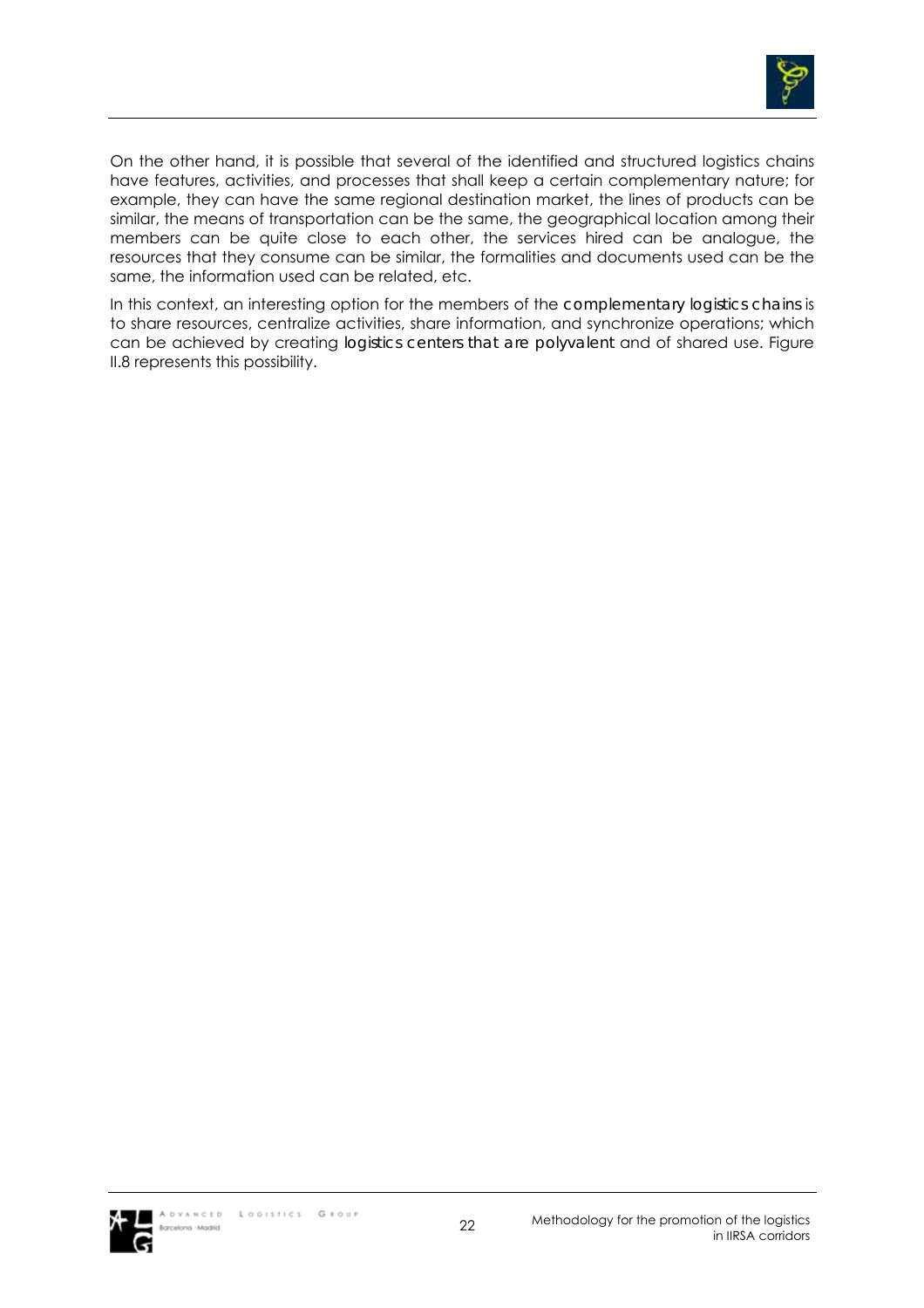On the other hand, it is possible that several of the identified and structured logistics chains have features, activities, and processes that shall keep a certain complementary nature; for example, they can have the same regional destination market, the lines of products can be similar, the means of transportation can be the same, the geographical location among their members can be quite close to each other, the services hired can be analogue, the resources that they consume can be similar, the formalities and documents used can be the same, the information used can be related, etc.

In this context, an interesting option for the members of the *complementary logistics chains* is to share resources, centralize activities, share information, and synchronize operations; which can be achieved by creating *logistics centers that are polyvalent* and of shared use. Figure II.8 represents this possibility.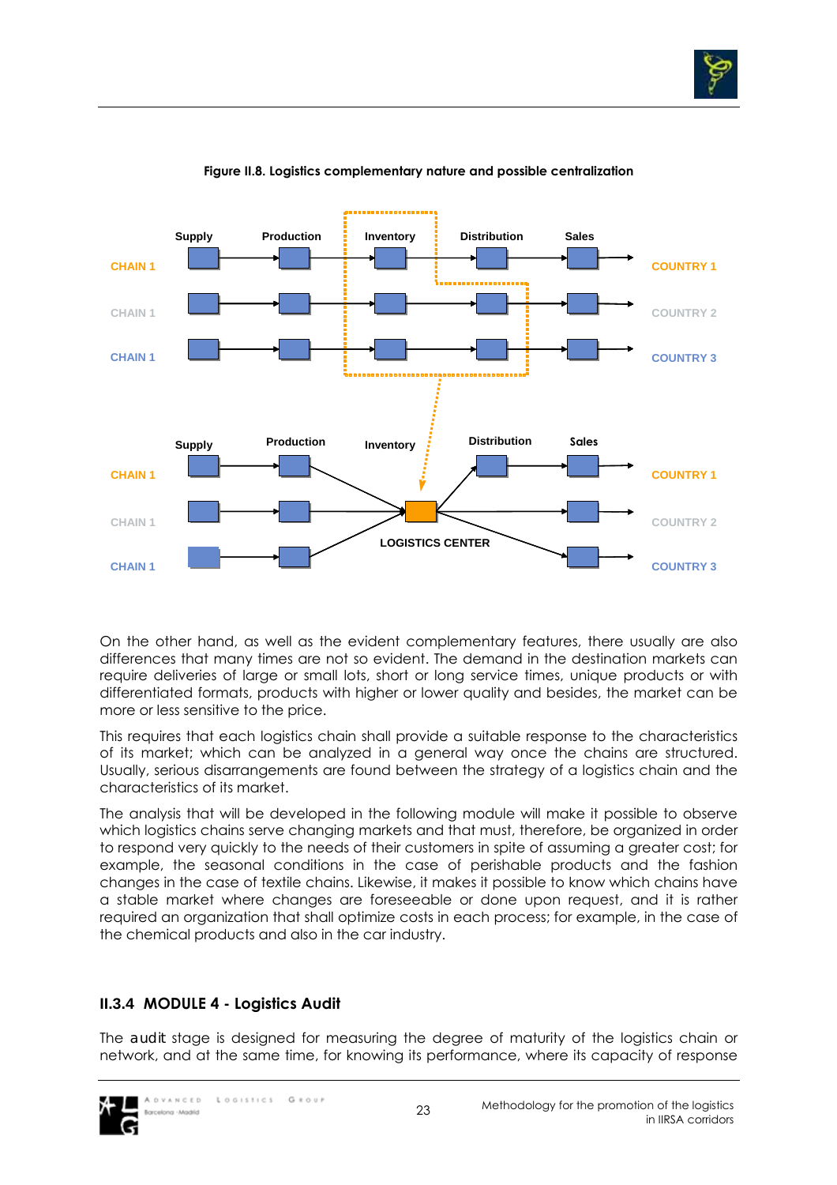Figure II.8. Logistics complementary nature and possible centralization

On the other hand, as well as the evident complementary features, there usually are also differences that many times are not so evident. The demand in the destination markets can require deliveries of large or small lots, short or long service times, unique products or with differentiated formats, products with higher or lower quality and besides, the market can be more or less sensitive to the price.

This requires that each logistics chain shall provide a suitable response to the characteristics of its market; which can be analyzed in a general way once the chains are structured. Usually, serious disarrangements are found between the strategy of a logistics chain and the characteristics of its market.

The analysis that will be developed in the following module will make it possible to observe which logistics chains serve changing markets and that must, therefore, be organized in order to respond very quickly to the needs of their customers in spite of assuming a greater cost; for example, the seasonal conditions in the case of perishable products and the fashion changes in the case of textile chains. Likewise, it makes it possible to know which chains have a stable market where changes are foreseeable or done upon request, and it is rather required an organization that shall optimize costs in each process; for example, in the case of the chemical products and also in the car industry.

### II.3.4 MODULE 4 - Logistics Audit

The audit stage is designed for measuring the degree of maturity of the logistics chain or network, and at the same time, for knowing its performance, where its capacity of response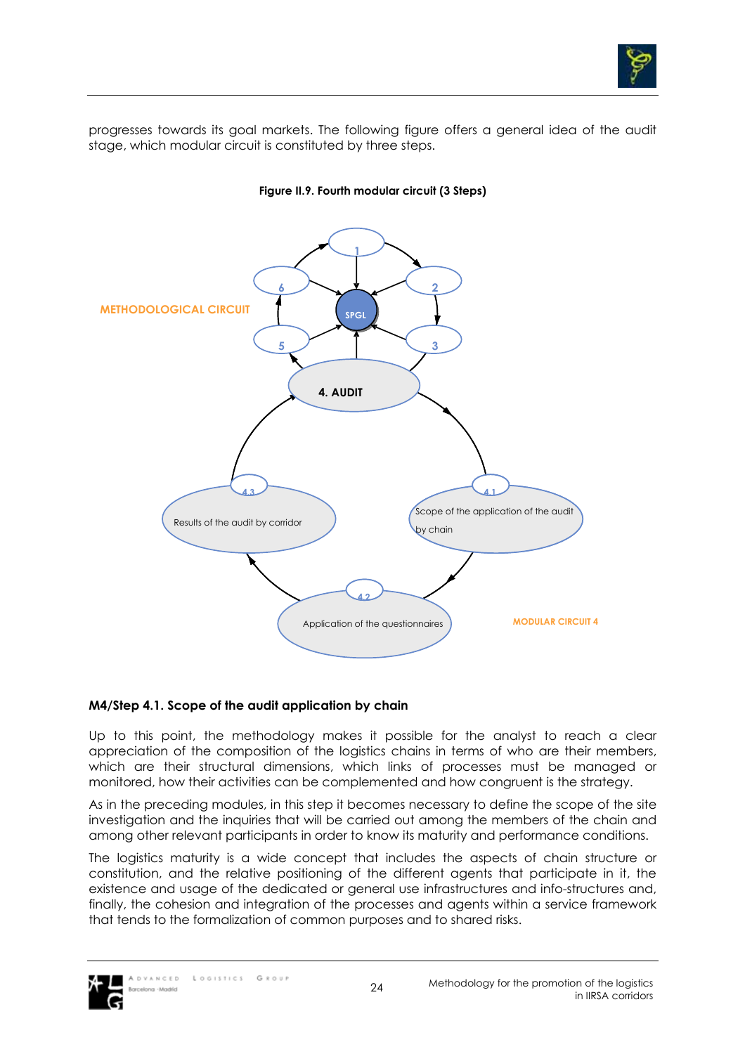progresses towards its goal markets. The following figure offers a general idea of the audit stage, which modular circuit is constituted by three steps.

**Figure II.9. Fourth modular circuit (3 Steps)**

METHODOLOGICAL CIRCUIT

SPGL

4. AUDIT

4.1 Scope of the application of the audit by chain

4.2 Application of the questionnaires

4.3 Results of the audit by corridor

MODULAR CIRCUIT 4

### M4/Step 4.1. Scope of the audit application by chain

Up to this point, the methodology makes it possible for the analyst to reach a clear appreciation of the composition of the logistics chains in terms of who are their members, which are their structural dimensions, which links of processes must be managed or monitored, how their activities can be complemented and how congruent is the strategy.

As in the preceding modules, in this step it becomes necessary to define the scope of the site investigation and the inquiries that will be carried out among the members of the chain and among other relevant participants in order to know its maturity and performance conditions.

The logistics maturity is a wide concept that includes the aspects of chain structure or constitution, and the relative positioning of the different agents that participate in it, the existence and usage of the dedicated or general use infrastructures and info-structures and, finally, the cohesion and integration of the processes and agents within a service framework that tends to the formalization of common purposes and to shared risks.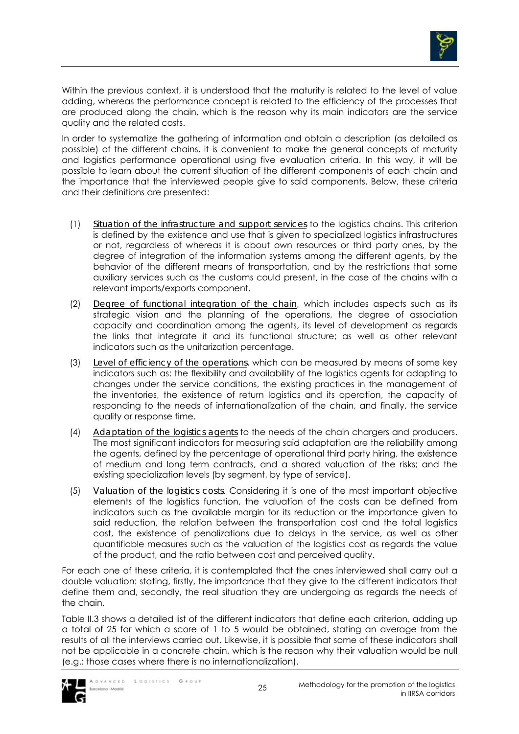Within the previous context, it is understood that the maturity is related to the level of value adding, whereas the performance concept is related to the efficiency of the processes that are produced along the chain, which is the reason why its main indicators are the service quality and the related costs.

In order to systematize the gathering of information and obtain a description (as detailed as possible) of the different chains, it is convenient to make the general concepts of maturity and logistics performance operational using five evaluation criteria. In this way, it will be possible to learn about the current situation of the different components of each chain and the importance that the interviewed people give to said components. Below, these criteria and their definitions are presented:

(1) Situation of the infrastructure and support services to the logistics chains. This criterion is defined by the existence and use that is given to specialized logistics infrastructures or not, regardless of whereas it is about own resources or third party ones, by the degree of integration of the information systems among the different agents, by the behavior of the different means of transportation, and by the restrictions that some auxiliary services such as the customs could present, in the case of the chains with a relevant imports/exports component.

(2) Degree of functional integration of the chain, which includes aspects such as its strategic vision and the planning of the operations, the degree of association capacity and coordination among the agents, its level of development as regards the links that integrate it and its functional structure; as well as other relevant indicators such as the unitarization percentage.

(3) Level of efficiency of the operations, which can be measured by means of some key indicators such as: the flexibility and availability of the logistics agents for adapting to changes under the service conditions, the existing practices in the management of the inventories, the existence of return logistics and its operation, the capacity of responding to the needs of internationalization of the chain, and finally, the service quality or response time.

(4) Adaptation of the logistics agents to the needs of the chain chargers and producers. The most significant indicators for measuring said adaptation are the reliability among the agents, defined by the percentage of operational third party hiring, the existence of medium and long term contracts, and a shared valuation of the risks; and the existing specialization levels (by segment, by type of service).

(5) Valuation of the logistics costs. Considering it is one of the most important objective elements of the logistics function, the valuation of the costs can be defined from indicators such as the available margin for its reduction or the importance given to said reduction, the relation between the transportation cost and the total logistics cost, the existence of penalizations due to delays in the service, as well as other quantifiable measures such as the valuation of the logistics cost as regards the value of the product, and the ratio between cost and perceived quality.

For each one of these criteria, it is contemplated that the ones interviewed shall carry out a double valuation: stating, firstly, the importance that they give to the different indicators that define them and, secondly, the real situation they are undergoing as regards the needs of the chain.

Table II.3 shows a detailed list of the different indicators that define each criterion, adding up a total of 25 for which a score of 1 to 5 would be obtained, stating an average from the results of all the interviews carried out. Likewise, it is possible that some of these indicators shall not be applicable in a concrete chain, which is the reason why their valuation would be null (e.g.: those cases where there is no internationalization).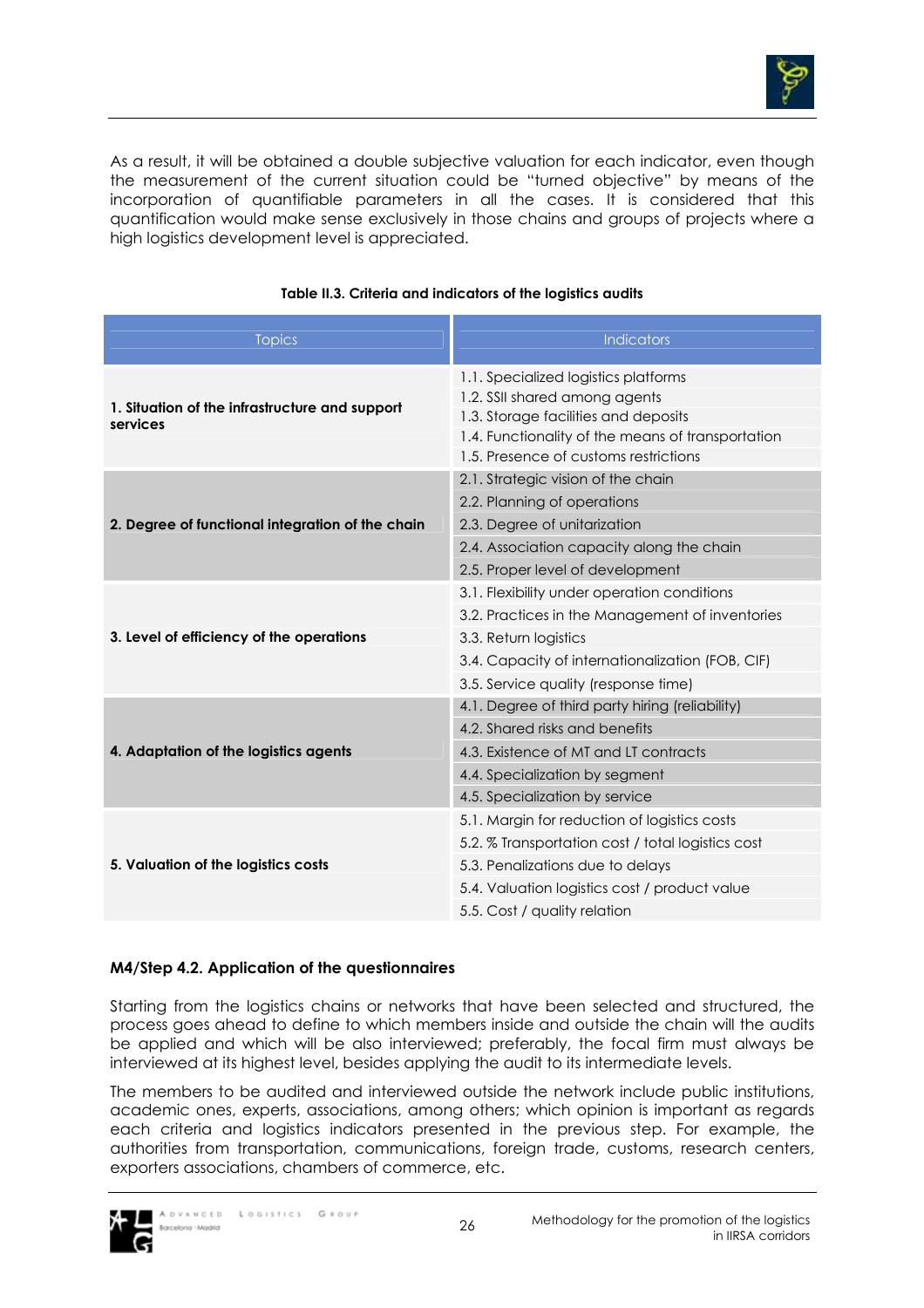As a result, it will be obtained a double subjective valuation for each indicator, even though the measurement of the current situation could be "turned objective" by means of the incorporation of quantifiable parameters in all the cases. It is considered that this quantification would make sense exclusively in those chains and groups of projects where a high logistics development level is appreciated.

**Table II.3. Criteria and indicators of the logistics audits**

| Topics | Indicators |
|---|---|
| **1. Situation of the infrastructure and support services** | 1.1. Specialized logistics platforms |
| | 1.2. SSII shared among agents |
| | 1.3. Storage facilities and deposits |
| | 1.4. Functionality of the means of transportation |
| | 1.5. Presence of customs restrictions |
| **2. Degree of functional integration of the chain** | 2.1. Strategic vision of the chain |
| | 2.2. Planning of operations |
| | 2.3. Degree of unitarization |
| | 2.4. Association capacity along the chain |
| | 2.5. Proper level of development |
| **3. Level of efficiency of the operations** | 3.1. Flexibility under operation conditions |
| | 3.2. Practices in the Management of inventories |
| | 3.3. Return logistics |
| | 3.4. Capacity of internationalization (FOB, CIF) |
| | 3.5. Service quality (response time) |
| **4. Adaptation of the logistics agents** | 4.1. Degree of third party hiring (reliability) |
| | 4.2. Shared risks and benefits |
| | 4.3. Existence of MT and LT contracts |
| | 4.4. Specialization by segment |
| | 4.5. Specialization by service |
| **5. Valuation of the logistics costs** | 5.1. Margin for reduction of logistics costs |
| | 5.2. % Transportation cost / total logistics cost |
| | 5.3. Penalizations due to delays |
| | 5.4. Valuation logistics cost / product value |
| | 5.5. Cost / quality relation |

**M4/Step 4.2. Application of the questionnaires**

Starting from the logistics chains or networks that have been selected and structured, the process goes ahead to define to which members inside and outside the chain will the audits be applied and which will be also interviewed; preferably, the focal firm must always be interviewed at its highest level, besides applying the audit to its intermediate levels.

The members to be audited and interviewed outside the network include public institutions, academic ones, experts, associations, among others; which opinion is important as regards each criteria and logistics indicators presented in the previous step. For example, the authorities from transportation, communications, foreign trade, customs, research centers, exporters associations, chambers of commerce, etc.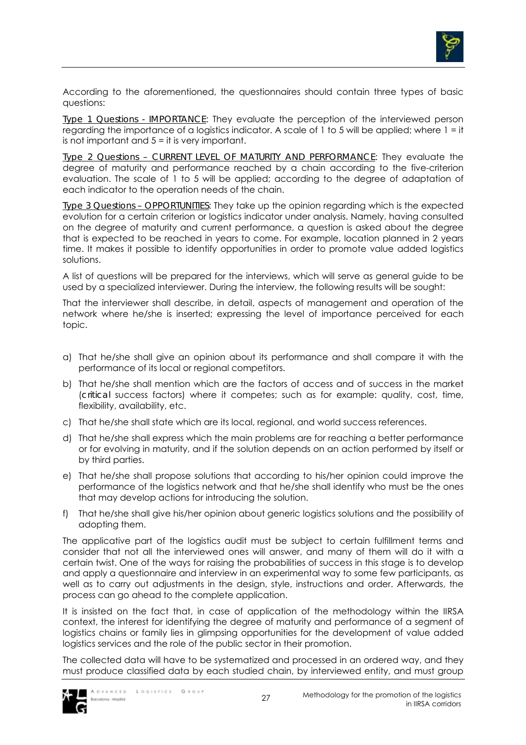According to the aforementioned, the questionnaires should contain three types of basic questions:

Type 1 Questions - IMPORTANCE: They evaluate the perception of the interviewed person regarding the importance of a logistics indicator. A scale of 1 to 5 will be applied; where 1 = it is not important and 5 = it is very important.

Type 2 Questions – CURRENT LEVEL OF MATURITY AND PERFORMANCE: They evaluate the degree of maturity and performance reached by a chain according to the five-criterion evaluation. The scale of 1 to 5 will be applied; according to the degree of adaptation of each indicator to the operation needs of the chain.

Type 3 Questions – OPPORTUNITIES: They take up the opinion regarding which is the expected evolution for a certain criterion or logistics indicator under analysis. Namely, having consulted on the degree of maturity and current performance, a question is asked about the degree that is expected to be reached in years to come. For example, location planned in 2 years time. It makes it possible to identify opportunities in order to promote value added logistics solutions.

A list of questions will be prepared for the interviews, which will serve as general guide to be used by a specialized interviewer. During the interview, the following results will be sought:

That the interviewer shall describe, in detail, aspects of management and operation of the network where he/she is inserted; expressing the level of importance perceived for each topic.

a) That he/she shall give an opinion about its performance and shall compare it with the performance of its local or regional competitors.
b) That he/she shall mention which are the factors of access and of success in the market (critical success factors) where it competes; such as for example: quality, cost, time, flexibility, availability, etc.
c) That he/she shall state which are its local, regional, and world success references.
d) That he/she shall express which the main problems are for reaching a better performance or for evolving in maturity, and if the solution depends on an action performed by itself or by third parties.
e) That he/she shall propose solutions that according to his/her opinion could improve the performance of the logistics network and that he/she shall identify who must be the ones that may develop actions for introducing the solution.
f) That he/she shall give his/her opinion about generic logistics solutions and the possibility of adopting them.

The applicative part of the logistics audit must be subject to certain fulfillment terms and consider that not all the interviewed ones will answer, and many of them will do it with a certain twist. One of the ways for raising the probabilities of success in this stage is to develop and apply a questionnaire and interview in an experimental way to some few participants, as well as to carry out adjustments in the design, style, instructions and order. Afterwards, the process can go ahead to the complete application.

It is insisted on the fact that, in case of application of the methodology within the IIRSA context, the interest for identifying the degree of maturity and performance of a segment of logistics chains or family lies in glimpsing opportunities for the development of value added logistics services and the role of the public sector in their promotion.

The collected data will have to be systematized and processed in an ordered way, and they must produce classified data by each studied chain, by interviewed entity, and must group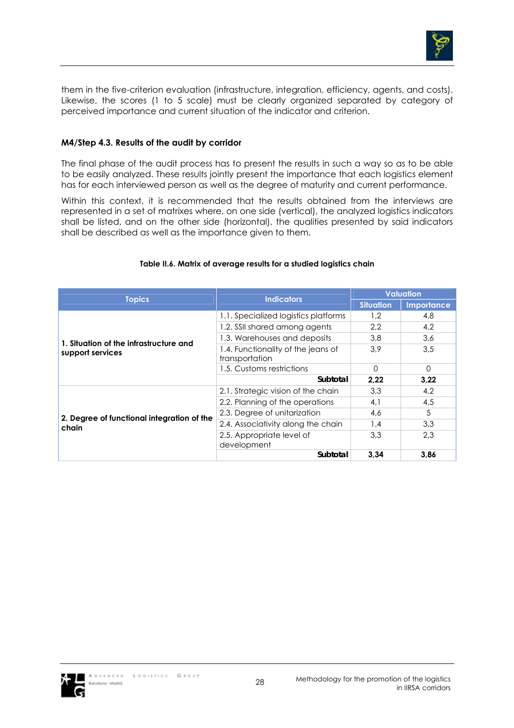them in the five-criterion evaluation (infrastructure, integration, efficiency, agents, and costs). Likewise, the scores (1 to 5 scale) must be clearly organized separated by category of perceived importance and current situation of the indicator and criterion.

#### M4/Step 4.3. Results of the audit by corridor

The final phase of the audit process has to present the results in such a way so as to be able to be easily analyzed. These results jointly present the importance that each logistics element has for each interviewed person as well as the degree of maturity and current performance.

Within this context, it is recommended that the results obtained from the interviews are represented in a set of matrixes where, on one side (vertical), the analyzed logistics indicators shall be listed, and on the other side (horizontal), the qualities presented by said indicators shall be described as well as the importance given to them.

**Table II.6. Matrix of average results for a studied logistics chain**

| Topics | Indicators | Valuation | |
|---|---|---|---|
| | | Situation | Importance |
| **1. Situation of the infrastructure and support services** | 1.1. Specialized logistics platforms | 1,2 | 4,8 |
| | 1.2. SSII shared among agents | 2,2 | 4,2 |
| | 1.3. Warehouses and deposits | 3,8 | 3,6 |
| | 1.4. Functionality of the jeans of transportation | 3,9 | 3,5 |
| | 1.5. Customs restrictions | 0 | 0 |
| | **Subtotal** | **2,22** | **3,22** |
| **2. Degree of functional integration of the chain** | 2.1. Strategic vision of the chain | 3,3 | 4,2 |
| | 2.2. Planning of the operations | 4,1 | 4,5 |
| | 2.3. Degree of unitarization | 4,6 | 5 |
| | 2.4. Associativity along the chain | 1,4 | 3,3 |
| | 2.5. Appropriate level of development | 3,3 | 2,3 |
| | **Subtotal** | **3,34** | **3,86** |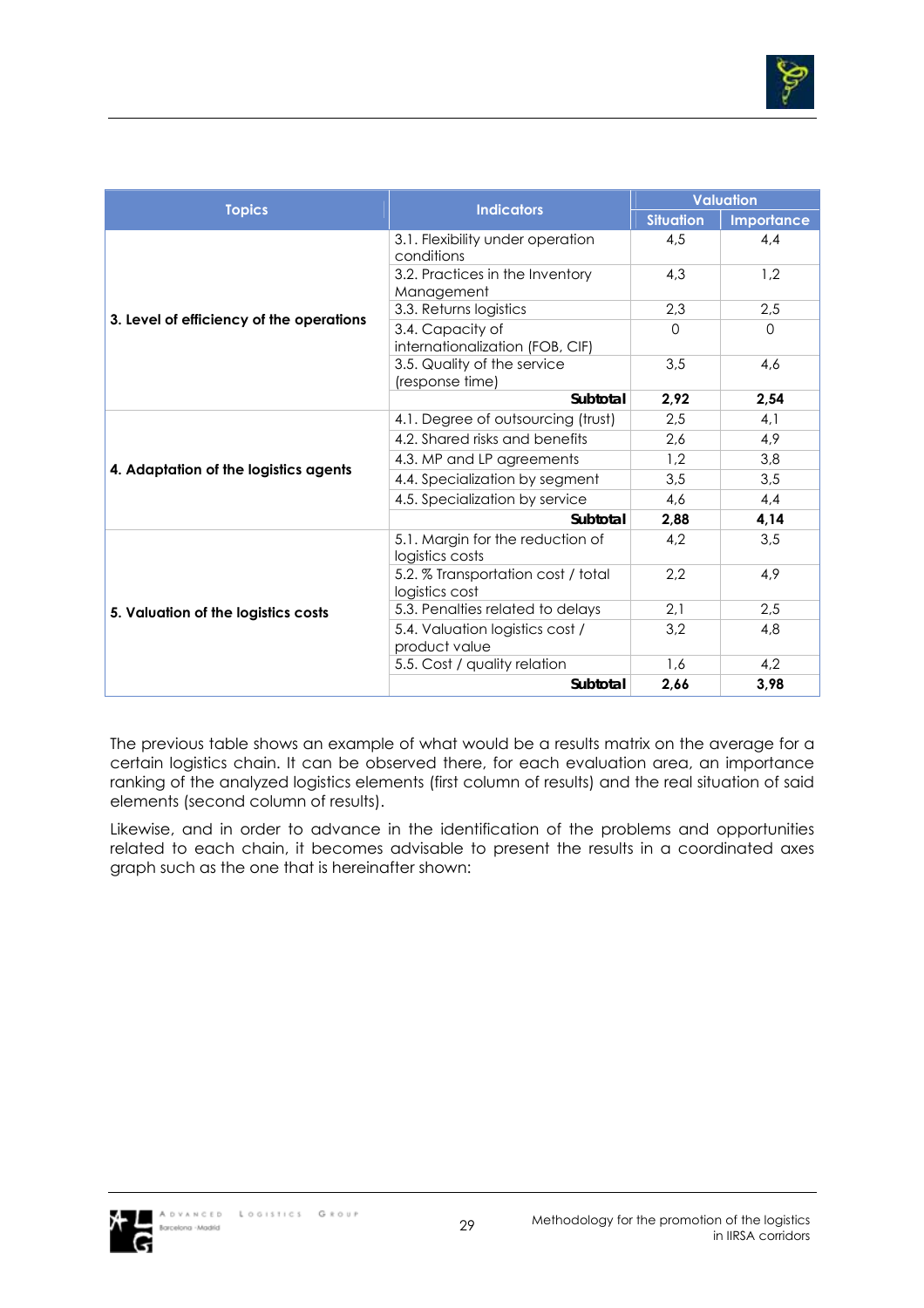| Topics | Indicators | Valuation | |
|---|---|---|---|
| | | Situation | Importance |
| 3. Level of efficiency of the operations | 3.1. Flexibility under operation conditions | 4,5 | 4,4 |
| | 3.2. Practices in the Inventory Management | 4,3 | 1,2 |
| | 3.3. Returns logistics | 2,3 | 2,5 |
| | 3.4. Capacity of internationalization (FOB, CIF) | 0 | 0 |
| | 3.5. Quality of the service (response time) | 3,5 | 4,6 |
| | **Subtotal** | **2,92** | **2,54** |
| 4. Adaptation of the logistics agents | 4.1. Degree of outsourcing (trust) | 2,5 | 4,1 |
| | 4.2. Shared risks and benefits | 2,6 | 4,9 |
| | 4.3. MP and LP agreements | 1,2 | 3,8 |
| | 4.4. Specialization by segment | 3,5 | 3,5 |
| | 4.5. Specialization by service | 4,6 | 4,4 |
| | **Subtotal** | **2,88** | **4,14** |
| 5. Valuation of the logistics costs | 5.1. Margin for the reduction of logistics costs | 4,2 | 3,5 |
| | 5.2. % Transportation cost / total logistics cost | 2,2 | 4,9 |
| | 5.3. Penalties related to delays | 2,1 | 2,5 |
| | 5.4. Valuation logistics cost / product value | 3,2 | 4,8 |
| | 5.5. Cost / quality relation | 1,6 | 4,2 |
| | **Subtotal** | **2,66** | **3,98** |

The previous table shows an example of what would be a results matrix on the average for a certain logistics chain. It can be observed there, for each evaluation area, an importance ranking of the analyzed logistics elements (first column of results) and the real situation of said elements (second column of results).

Likewise, and in order to advance in the identification of the problems and opportunities related to each chain, it becomes advisable to present the results in a coordinated axes graph such as the one that is hereinafter shown: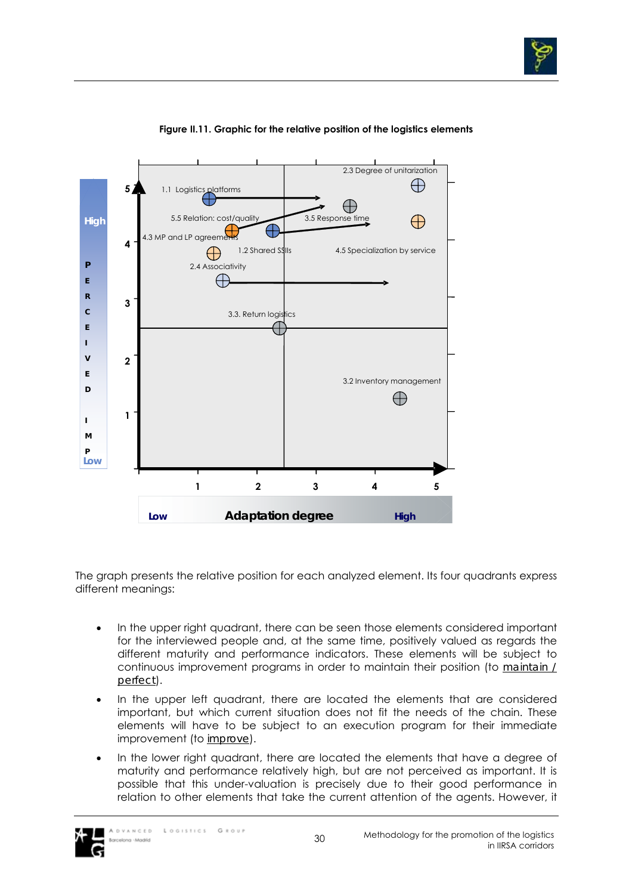**Figure II.11. Graphic for the relative position of the logistics elements**

The graph presents the relative position for each analyzed element. Its four quadrants express different meanings:

- In the upper right quadrant, there can be seen those elements considered important for the interviewed people and, at the same time, positively valued as regards the different maturity and performance indicators. These elements will be subject to continuous improvement programs in order to maintain their position (to maintain / perfect).
- In the upper left quadrant, there are located the elements that are considered important, but which current situation does not fit the needs of the chain. These elements will have to be subject to an execution program for their immediate improvement (to improve).
- In the lower right quadrant, there are located the elements that have a degree of maturity and performance relatively high, but are not perceived as important. It is possible that this under-valuation is precisely due to their good performance in relation to other elements that take the current attention of the agents. However, it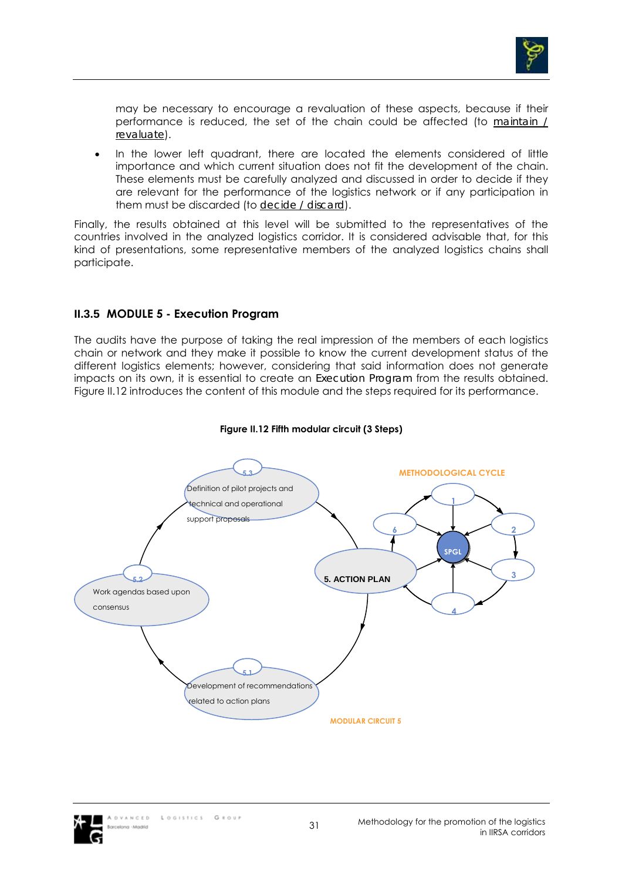may be necessary to encourage a revaluation of these aspects, because if their performance is reduced, the set of the chain could be affected (to maintain / revaluate).

- In the lower left quadrant, there are located the elements considered of little importance and which current situation does not fit the development of the chain. These elements must be carefully analyzed and discussed in order to decide if they are relevant for the performance of the logistics network or if any participation in them must be discarded (to decide / discard).

Finally, the results obtained at this level will be submitted to the representatives of the countries involved in the analyzed logistics corridor. It is considered advisable that, for this kind of presentations, some representative members of the analyzed logistics chains shall participate.

### II.3.5 MODULE 5 - Execution Program

The audits have the purpose of taking the real impression of the members of each logistics chain or network and they make it possible to know the current development status of the different logistics elements; however, considering that said information does not generate impacts on its own, it is essential to create an Execution Program from the results obtained. Figure II.12 introduces the content of this module and the steps required for its performance.

**Figure II.12 Fifth modular circuit (3 Steps)**

METHODOLOGICAL CYCLE

5. ACTION PLAN

SPGL

5.1 Development of recommendations related to action plans

5.2 Work agendas based upon consensus

5.3 Definition of pilot projects and technical and operational support proposals

MODULAR CIRCUIT 5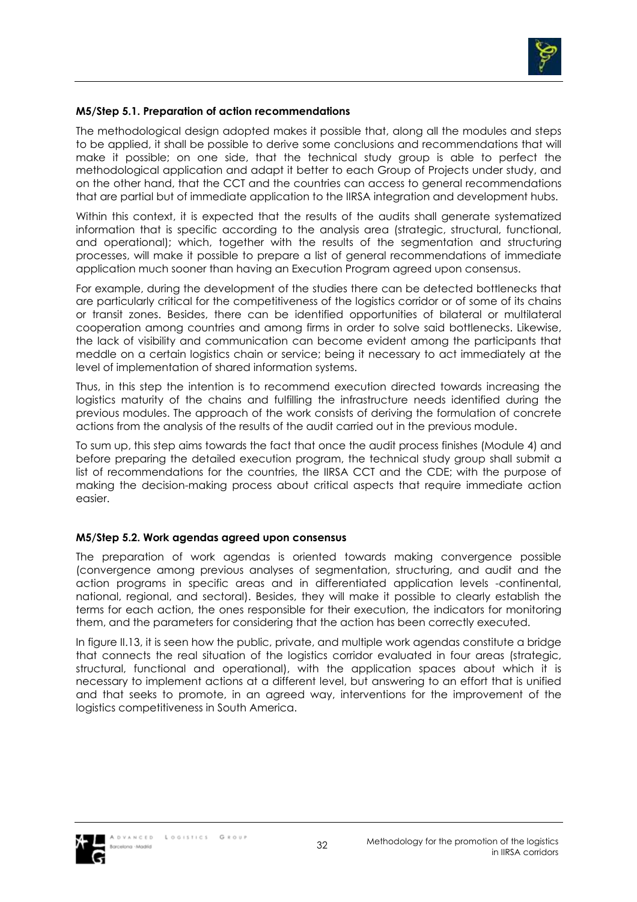**M5/Step 5.1. Preparation of action recommendations**

The methodological design adopted makes it possible that, along all the modules and steps to be applied, it shall be possible to derive some conclusions and recommendations that will make it possible; on one side, that the technical study group is able to perfect the methodological application and adapt it better to each Group of Projects under study, and on the other hand, that the CCT and the countries can access to general recommendations that are partial but of immediate application to the IIRSA integration and development hubs.

Within this context, it is expected that the results of the audits shall generate systematized information that is specific according to the analysis area (strategic, structural, functional, and operational); which, together with the results of the segmentation and structuring processes, will make it possible to prepare a list of general recommendations of immediate application much sooner than having an Execution Program agreed upon consensus.

For example, during the development of the studies there can be detected bottlenecks that are particularly critical for the competitiveness of the logistics corridor or of some of its chains or transit zones. Besides, there can be identified opportunities of bilateral or multilateral cooperation among countries and among firms in order to solve said bottlenecks. Likewise, the lack of visibility and communication can become evident among the participants that meddle on a certain logistics chain or service; being it necessary to act immediately at the level of implementation of shared information systems.

Thus, in this step the intention is to recommend execution directed towards increasing the logistics maturity of the chains and fulfilling the infrastructure needs identified during the previous modules. The approach of the work consists of deriving the formulation of concrete actions from the analysis of the results of the audit carried out in the previous module.

To sum up, this step aims towards the fact that once the audit process finishes (Module 4) and before preparing the detailed execution program, the technical study group shall submit a list of recommendations for the countries, the IIRSA CCT and the CDE; with the purpose of making the decision-making process about critical aspects that require immediate action easier.

**M5/Step 5.2. Work agendas agreed upon consensus**

The preparation of work agendas is oriented towards making convergence possible (convergence among previous analyses of segmentation, structuring, and audit and the action programs in specific areas and in differentiated application levels -continental, national, regional, and sectoral). Besides, they will make it possible to clearly establish the terms for each action, the ones responsible for their execution, the indicators for monitoring them, and the parameters for considering that the action has been correctly executed.

In figure II.13, it is seen how the public, private, and multiple work agendas constitute a bridge that connects the real situation of the logistics corridor evaluated in four areas (strategic, structural, functional and operational), with the application spaces about which it is necessary to implement actions at a different level, but answering to an effort that is unified and that seeks to promote, in an agreed way, interventions for the improvement of the logistics competitiveness in South America.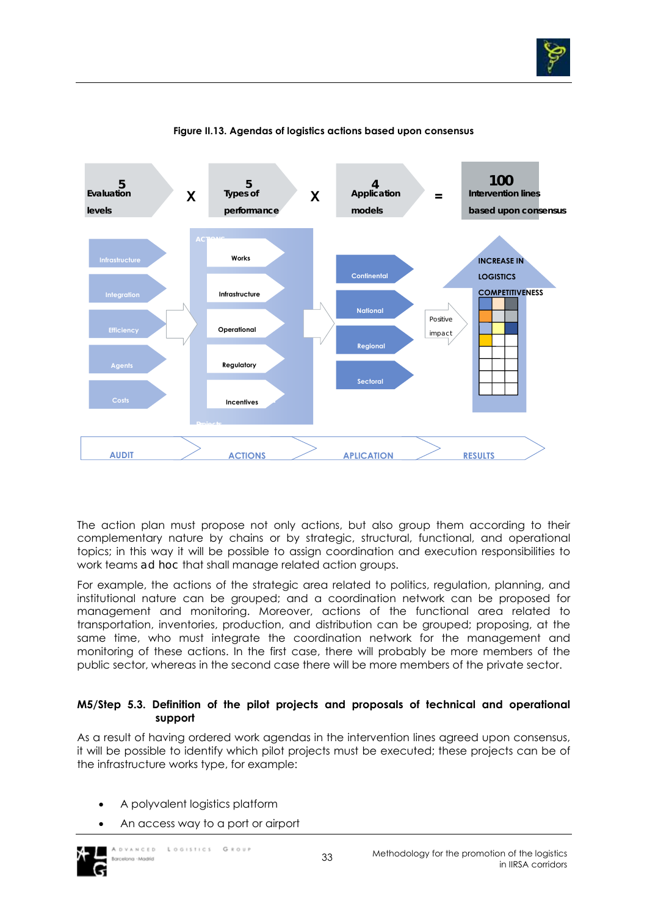**Figure II.13. Agendas of logistics actions based upon consensus**

5 Evaluation levels X 5 Types of performance X 4 Application models = 100 Intervention lines based upon consensus

| AUDIT | ACTIONS | APLICATION | RESULTS |
|---|---|---|---|
| Infrastructure | Works | Continental | INCREASE IN LOGISTICS COMPETITIVENESS |
| Integration | Infrastructure | National | |
| Efficiency | Operational | Regional | |
| Agents | Regulatory | Sectoral | |
| Costs | Incentives | | |

Positive impact

The action plan must propose not only actions, but also group them according to their complementary nature by chains or by strategic, structural, functional, and operational topics; in this way it will be possible to assign coordination and execution responsibilities to work teams ad hoc that shall manage related action groups.

For example, the actions of the strategic area related to politics, regulation, planning, and institutional nature can be grouped; and a coordination network can be proposed for management and monitoring. Moreover, actions of the functional area related to transportation, inventories, production, and distribution can be grouped; proposing, at the same time, who must integrate the coordination network for the management and monitoring of these actions. In the first case, there will probably be more members of the public sector, whereas in the second case there will be more members of the private sector.

### M5/Step 5.3. Definition of the pilot projects and proposals of technical and operational support

As a result of having ordered work agendas in the intervention lines agreed upon consensus, it will be possible to identify which pilot projects must be executed; these projects can be of the infrastructure works type, for example:

- A polyvalent logistics platform
- An access way to a port or airport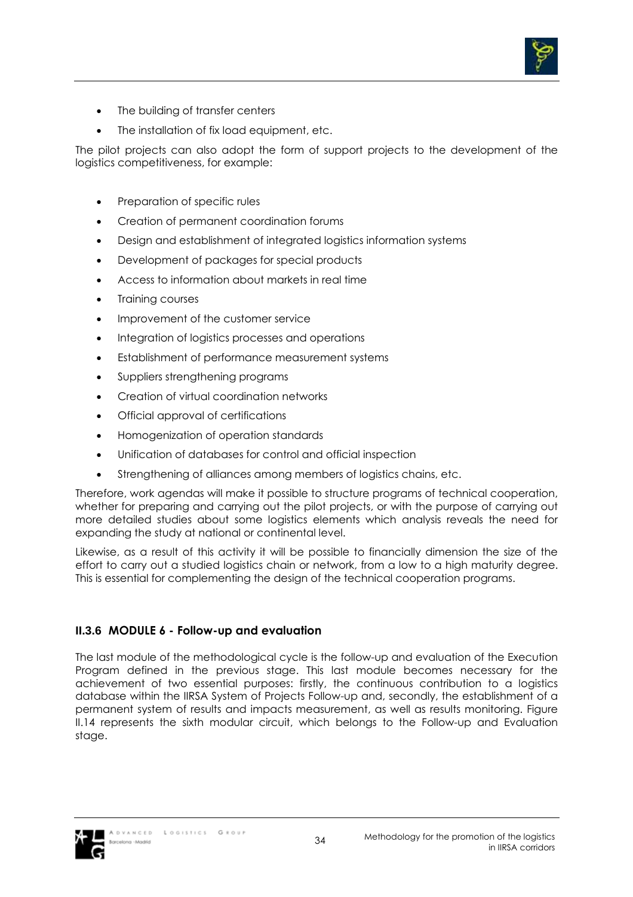- The building of transfer centers
- The installation of fix load equipment, etc.

The pilot projects can also adopt the form of support projects to the development of the logistics competitiveness, for example:

- Preparation of specific rules
- Creation of permanent coordination forums
- Design and establishment of integrated logistics information systems
- Development of packages for special products
- Access to information about markets in real time
- Training courses
- Improvement of the customer service
- Integration of logistics processes and operations
- Establishment of performance measurement systems
- Suppliers strengthening programs
- Creation of virtual coordination networks
- Official approval of certifications
- Homogenization of operation standards
- Unification of databases for control and official inspection
- Strengthening of alliances among members of logistics chains, etc.

Therefore, work agendas will make it possible to structure programs of technical cooperation, whether for preparing and carrying out the pilot projects, or with the purpose of carrying out more detailed studies about some logistics elements which analysis reveals the need for expanding the study at national or continental level.

Likewise, as a result of this activity it will be possible to financially dimension the size of the effort to carry out a studied logistics chain or network, from a low to a high maturity degree. This is essential for complementing the design of the technical cooperation programs.

### II.3.6 MODULE 6 - Follow-up and evaluation

The last module of the methodological cycle is the follow-up and evaluation of the Execution Program defined in the previous stage. This last module becomes necessary for the achievement of two essential purposes: firstly, the continuous contribution to a logistics database within the IIRSA System of Projects Follow-up and, secondly, the establishment of a permanent system of results and impacts measurement, as well as results monitoring. Figure II.14 represents the sixth modular circuit, which belongs to the Follow-up and Evaluation stage.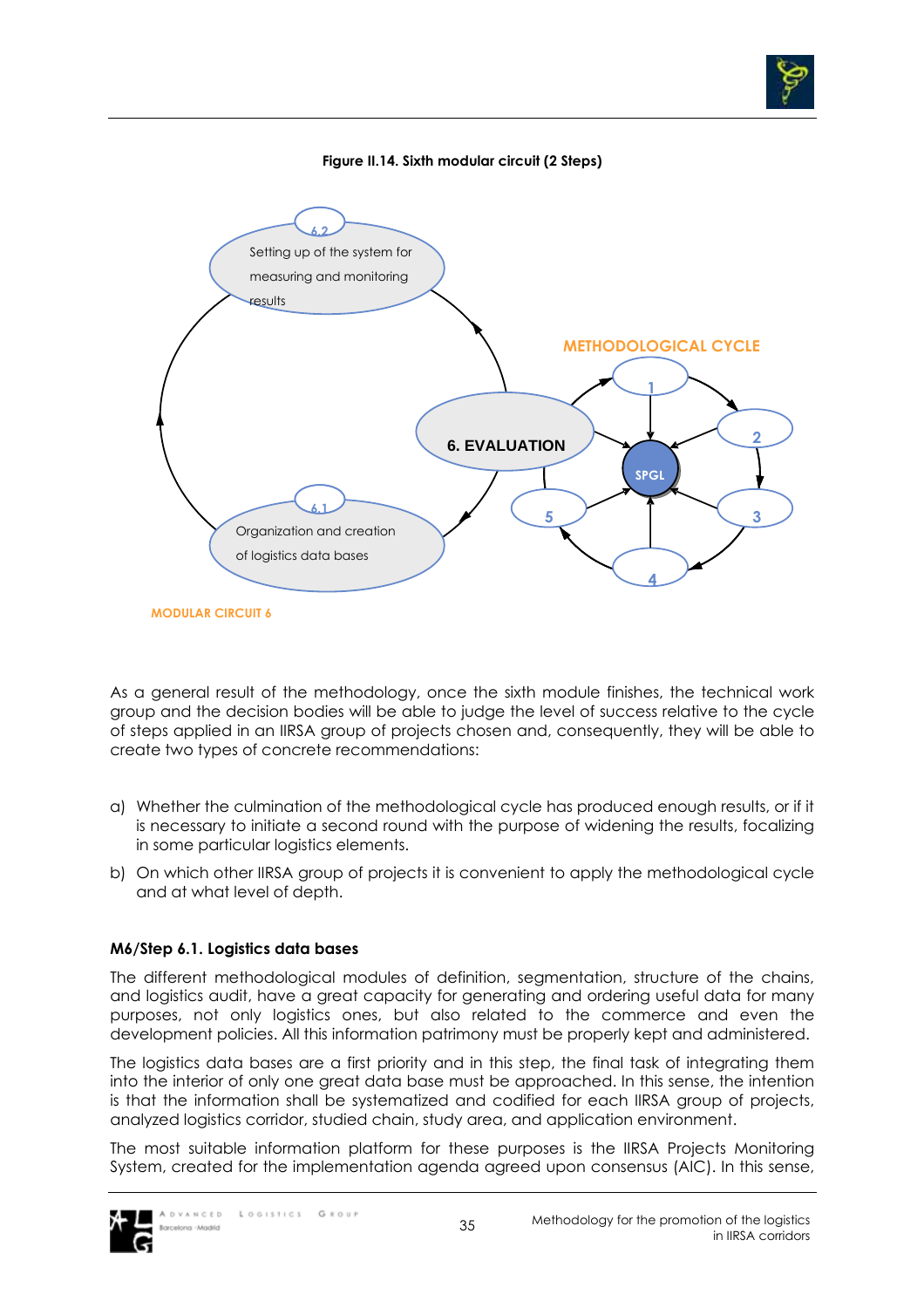**Figure II.14. Sixth modular circuit (2 Steps)**

6.2 Setting up of the system for measuring and monitoring results

METHODOLOGICAL CYCLE

6. EVALUATION

SPGL

1 2 3 4 5

6.1 Organization and creation of logistics data bases

MODULAR CIRCUIT 6

As a general result of the methodology, once the sixth module finishes, the technical work group and the decision bodies will be able to judge the level of success relative to the cycle of steps applied in an IIRSA group of projects chosen and, consequently, they will be able to create two types of concrete recommendations:

a) Whether the culmination of the methodological cycle has produced enough results, or if it is necessary to initiate a second round with the purpose of widening the results, focalizing in some particular logistics elements.

b) On which other IIRSA group of projects it is convenient to apply the methodological cycle and at what level of depth.

**M6/Step 6.1. Logistics data bases**

The different methodological modules of definition, segmentation, structure of the chains, and logistics audit, have a great capacity for generating and ordering useful data for many purposes, not only logistics ones, but also related to the commerce and even the development policies. All this information patrimony must be properly kept and administered.

The logistics data bases are a first priority and in this step, the final task of integrating them into the interior of only one great data base must be approached. In this sense, the intention is that the information shall be systematized and codified for each IIRSA group of projects, analyzed logistics corridor, studied chain, study area, and application environment.

The most suitable information platform for these purposes is the IIRSA Projects Monitoring System, created for the implementation agenda agreed upon consensus (AIC). In this sense,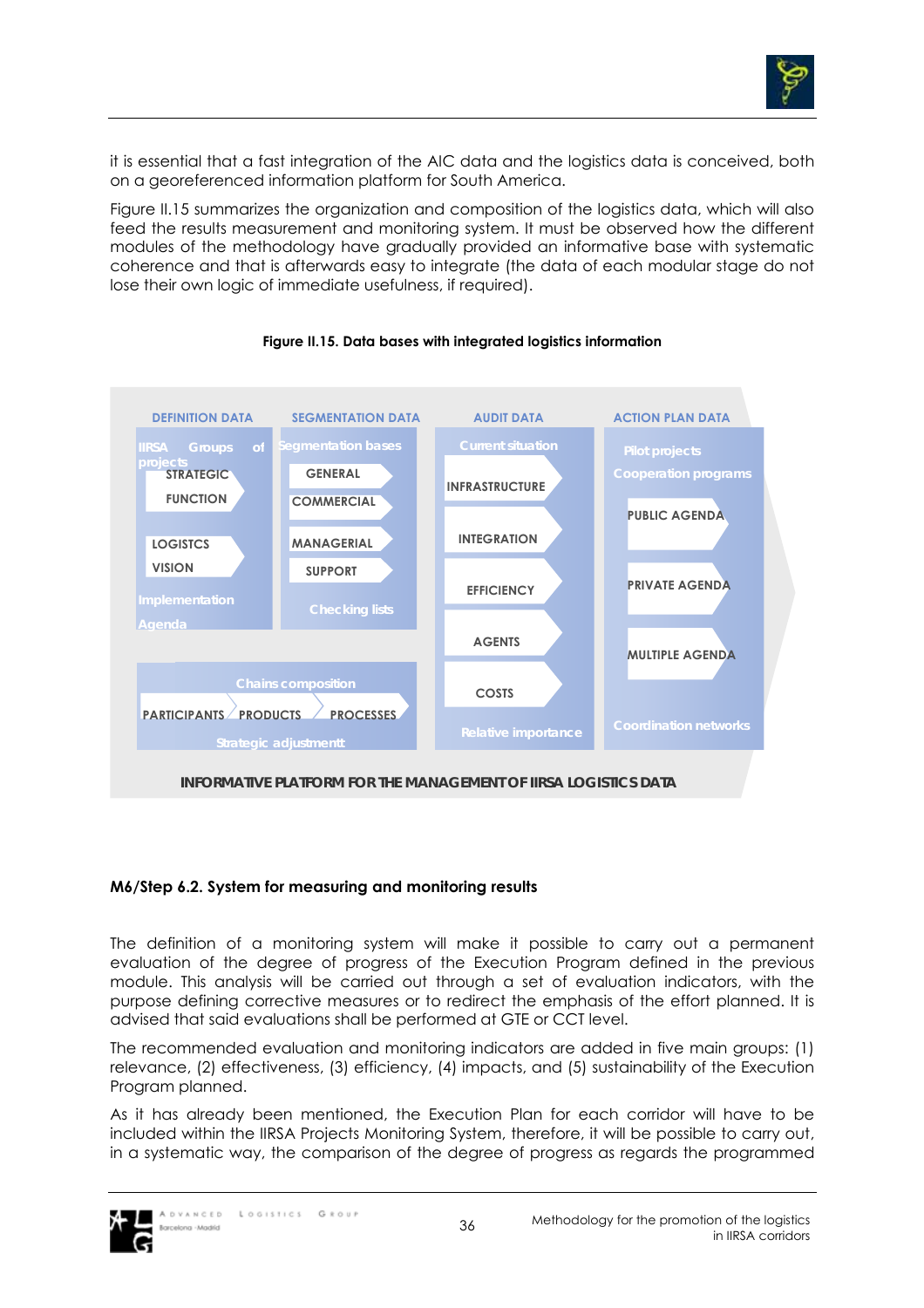it is essential that a fast integration of the AIC data and the logistics data is conceived, both on a georeferenced information platform for South America.

Figure II.15 summarizes the organization and composition of the logistics data, which will also feed the results measurement and monitoring system. It must be observed how the different modules of the methodology have gradually provided an informative base with systematic coherence and that is afterwards easy to integrate (the data of each modular stage do not lose their own logic of immediate usefulness, if required).

**Figure II.15. Data bases with integrated logistics information**

| DEFINITION DATA | SEGMENTATION DATA | AUDIT DATA | ACTION PLAN DATA |
|---|---|---|---|
| IIRSA Groups of projects | Segmentation bases | Current situation | Pilot projects |
| STRATEGIC FUNCTION | GENERAL | INFRASTRUCTURE | Cooperation programs |
| LOGISTCS VISION | COMMERCIAL | INTEGRATION | PUBLIC AGENDA |
| Implementation Agenda | MANAGERIAL | EFFICIENCY | PRIVATE AGENDA |
| | SUPPORT | AGENTS | MULTIPLE AGENDA |
| | Checking lists | COSTS | Coordination networks |
| | | Relative importance | |

Chains composition: PARTICIPANTS – PRODUCTS – PROCESSES

Strategic adjustmentt

INFORMATIVE PLATFORM FOR THE MANAGEMENT OF IIRSA LOGISTICS DATA

### M6/Step 6.2. System for measuring and monitoring results

The definition of a monitoring system will make it possible to carry out a permanent evaluation of the degree of progress of the Execution Program defined in the previous module. This analysis will be carried out through a set of evaluation indicators, with the purpose defining corrective measures or to redirect the emphasis of the effort planned. It is advised that said evaluations shall be performed at GTE or CCT level.

The recommended evaluation and monitoring indicators are added in five main groups: (1) relevance, (2) effectiveness, (3) efficiency, (4) impacts, and (5) sustainability of the Execution Program planned.

As it has already been mentioned, the Execution Plan for each corridor will have to be included within the IIRSA Projects Monitoring System, therefore, it will be possible to carry out, in a systematic way, the comparison of the degree of progress as regards the programmed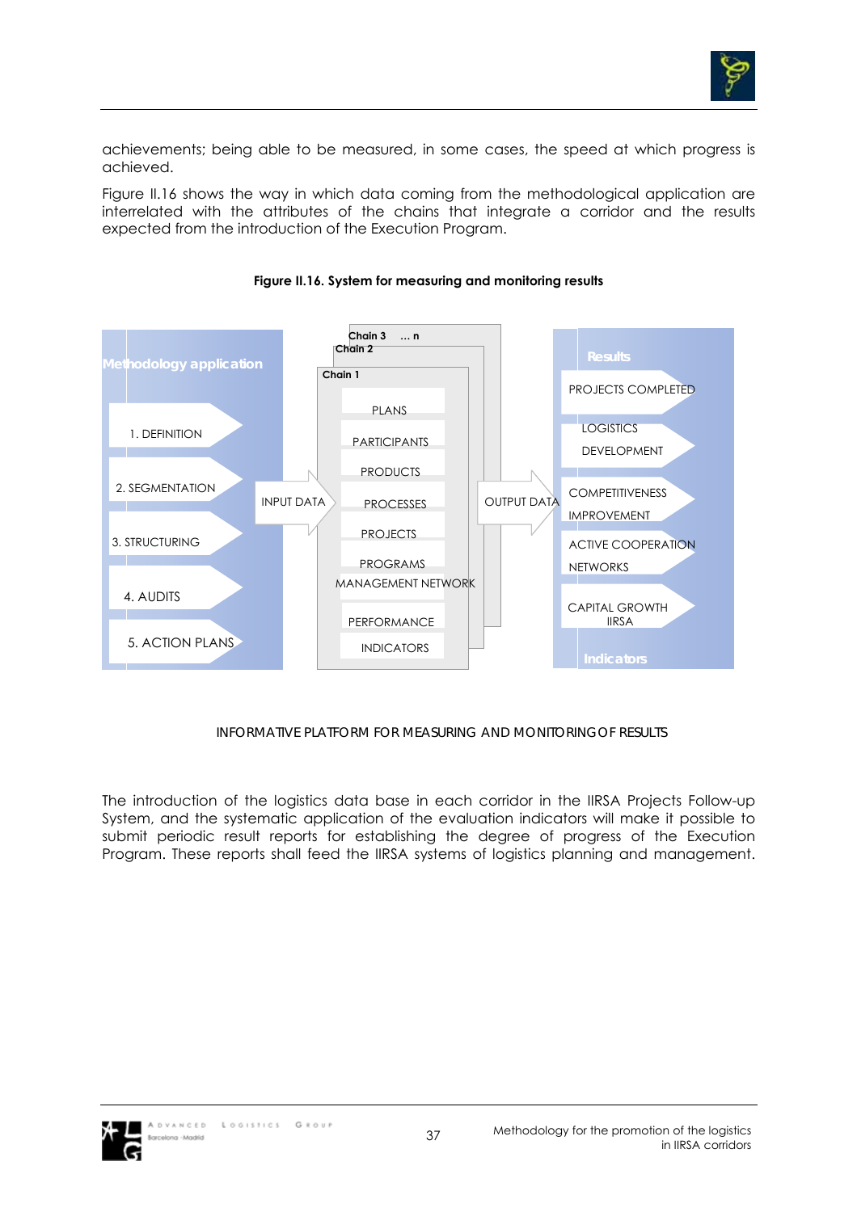achievements; being able to be measured, in some cases, the speed at which progress is achieved.

Figure II.16 shows the way in which data coming from the methodological application are interrelated with the attributes of the chains that integrate a corridor and the results expected from the introduction of the Execution Program.

**Figure II.16. System for measuring and monitoring results**

**Methodology application**

1. DEFINITION
2. SEGMENTATION
3. STRUCTURING
4. AUDITS
5. ACTION PLANS

INPUT DATA

**Chain 3 … n**
**Chain 2**
**Chain 1**

- PLANS
- PARTICIPANTS
- PRODUCTS
- PROCESSES
- PROJECTS
- PROGRAMS
- MANAGEMENT NETWORK
- PERFORMANCE
- INDICATORS

OUTPUT DATA

**Results**

- PROJECTS COMPLETED
- LOGISTICS DEVELOPMENT
- COMPETITIVENESS IMPROVEMENT
- ACTIVE COOPERATION NETWORKS
- CAPITAL GROWTH IIRSA

**Indicators**

INFORMATIVE PLATFORM FOR MEASURING AND MONITORING OF RESULTS

The introduction of the logistics data base in each corridor in the IIRSA Projects Follow-up System, and the systematic application of the evaluation indicators will make it possible to submit periodic result reports for establishing the degree of progress of the Execution Program. These reports shall feed the IIRSA systems of logistics planning and management.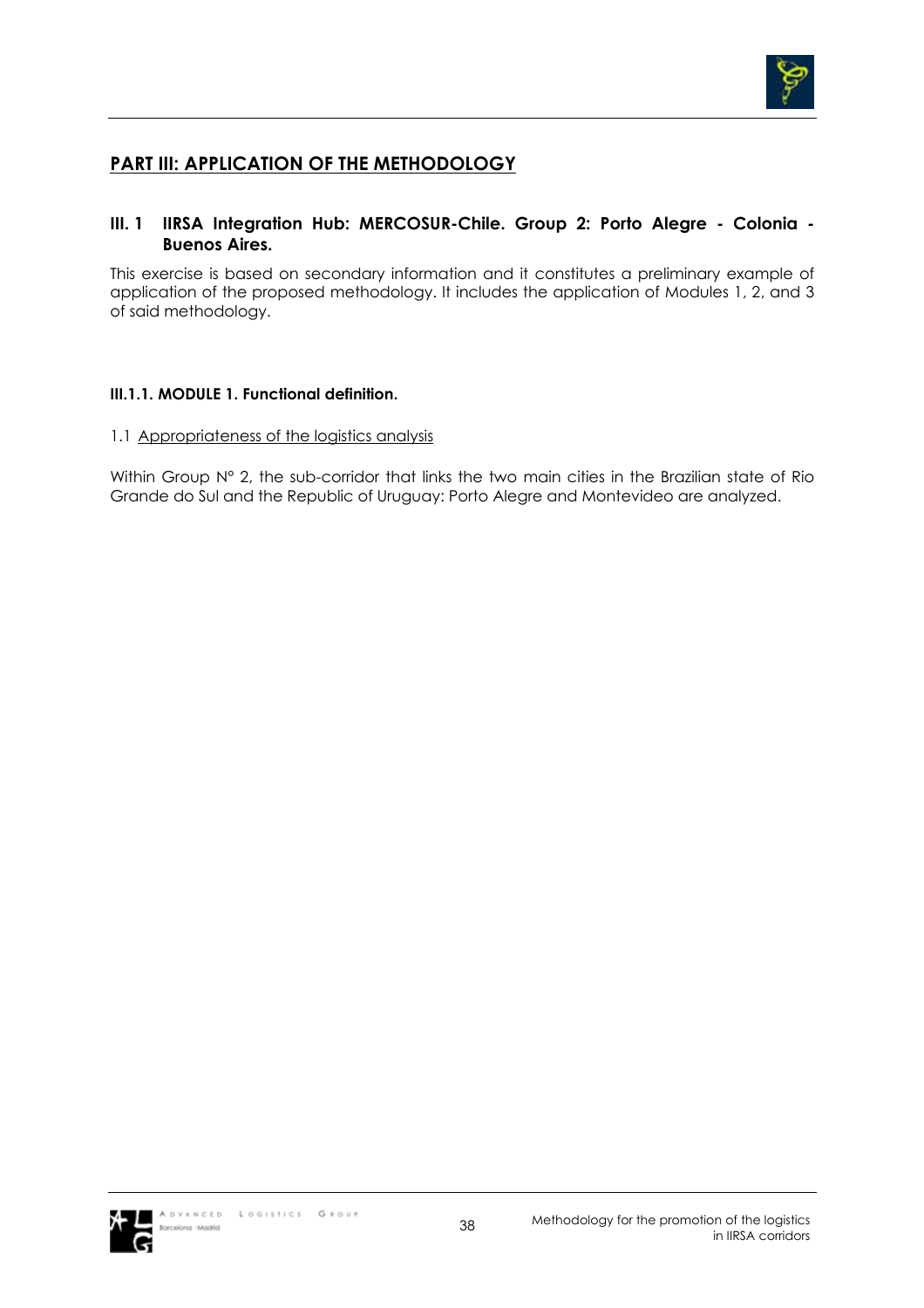## PART III: APPLICATION OF THE METHODOLOGY

### III. 1 IIRSA Integration Hub: MERCOSUR-Chile. Group 2: Porto Alegre - Colonia - Buenos Aires.

This exercise is based on secondary information and it constitutes a preliminary example of application of the proposed methodology. It includes the application of Modules 1, 2, and 3 of said methodology.

#### III.1.1. MODULE 1. Functional definition.

1.1 Appropriateness of the logistics analysis

Within Group N° 2, the sub-corridor that links the two main cities in the Brazilian state of Rio Grande do Sul and the Republic of Uruguay: Porto Alegre and Montevideo are analyzed.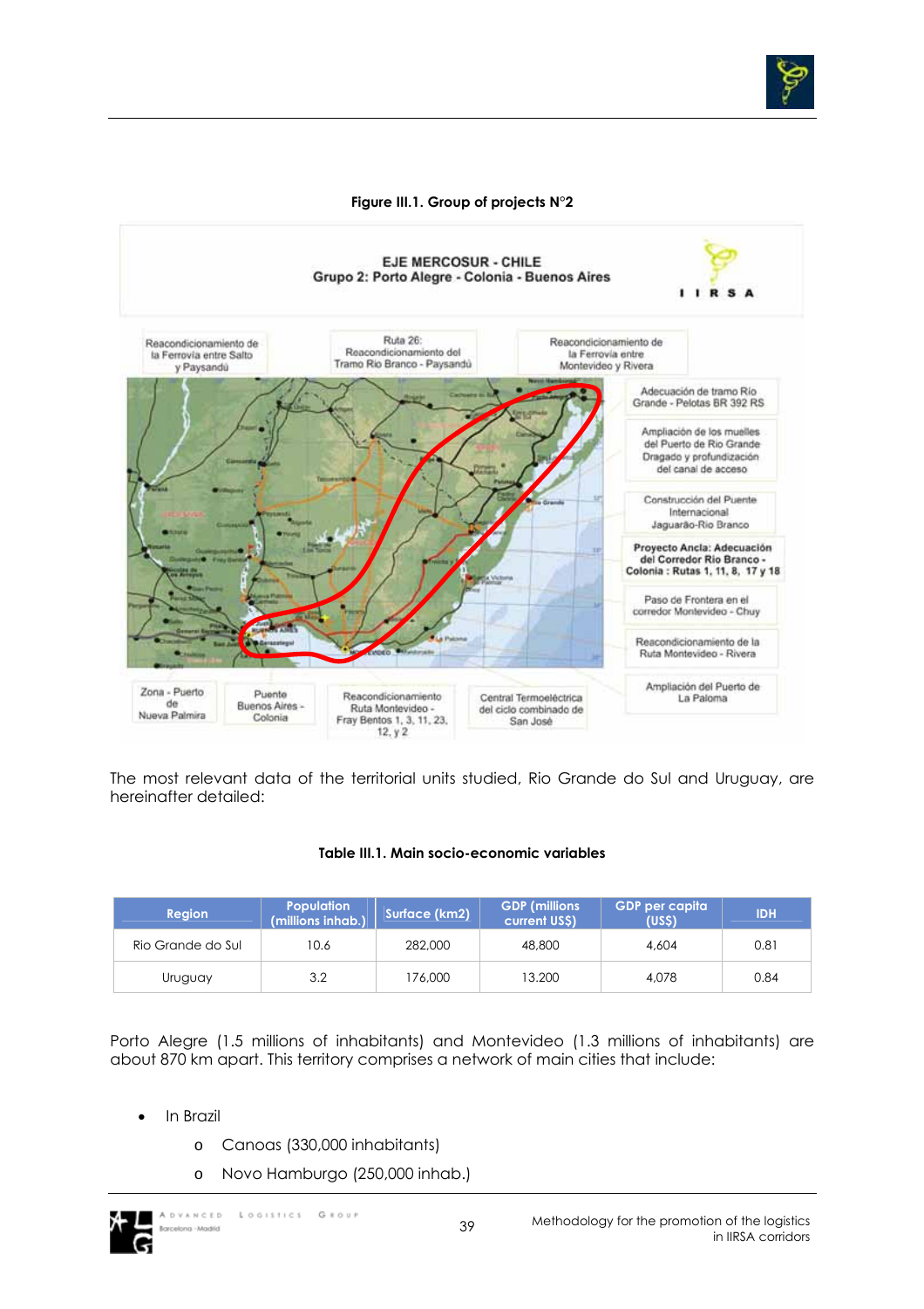**Figure III.1. Group of projects N°2**

The most relevant data of the territorial units studied, Rio Grande do Sul and Uruguay, are hereinafter detailed:

**Table III.1. Main socio-economic variables**

| Region | Population (millions inhab.) | Surface (km2) | GDP (millions current US$) | GDP per capita (US$) | IDH |
|---|---|---|---|---|---|
| Rio Grande do Sul | 10.6 | 282,000 | 48,800 | 4,604 | 0.81 |
| Uruguay | 3.2 | 176,000 | 13.200 | 4,078 | 0.84 |

Porto Alegre (1.5 millions of inhabitants) and Montevideo (1.3 millions of inhabitants) are about 870 km apart. This territory comprises a network of main cities that include:

- In Brazil
  - Canoas (330,000 inhabitants)
  - Novo Hamburgo (250,000 inhab.)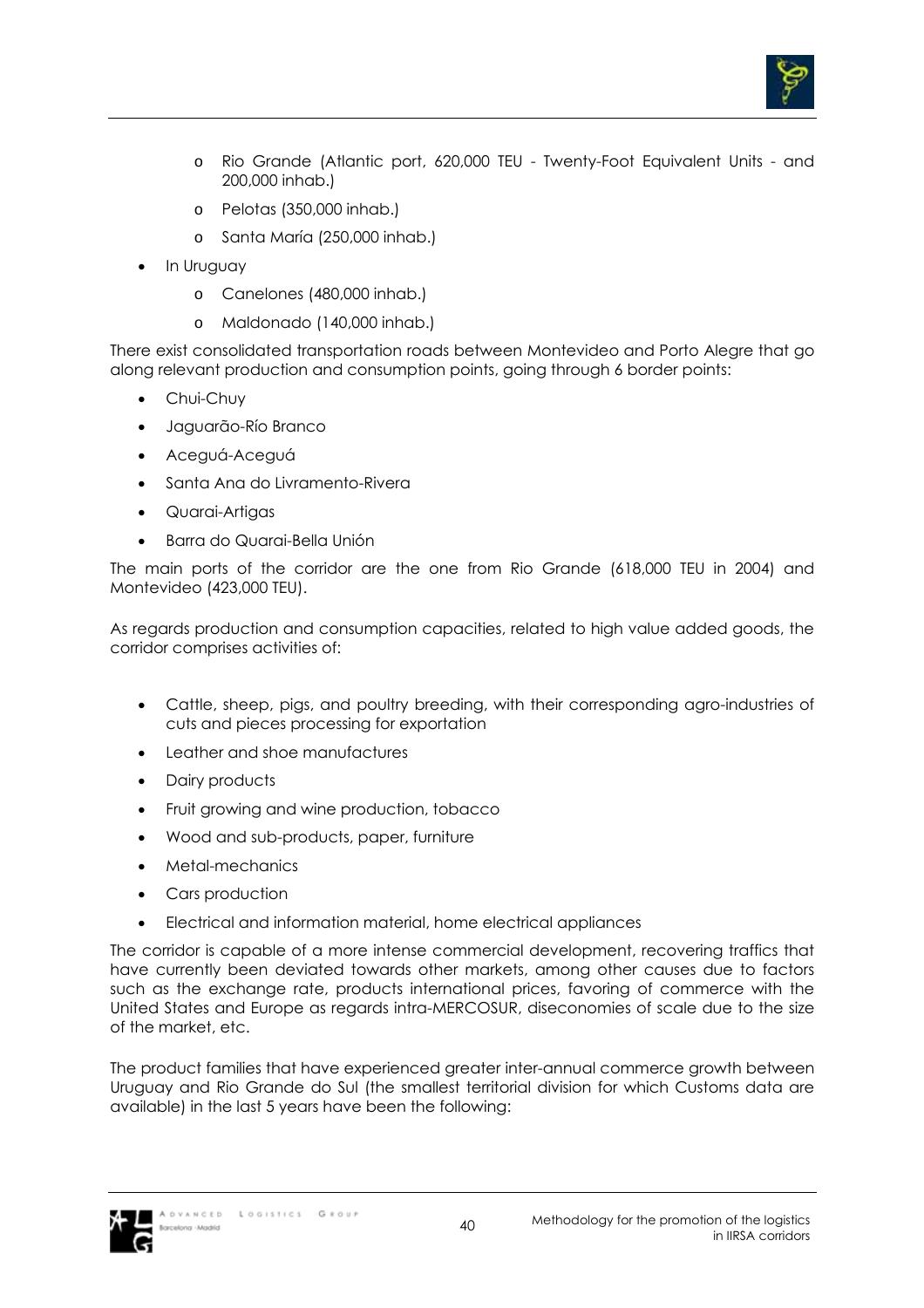- Rio Grande (Atlantic port, 620,000 TEU - Twenty-Foot Equivalent Units - and 200,000 inhab.)
  - Pelotas (350,000 inhab.)
  - Santa María (250,000 inhab.)
- In Uruguay
  - Canelones (480,000 inhab.)
  - Maldonado (140,000 inhab.)

There exist consolidated transportation roads between Montevideo and Porto Alegre that go along relevant production and consumption points, going through 6 border points:

- Chui-Chuy
- Jaguarão-Río Branco
- Aceguá-Aceguá
- Santa Ana do Livramento-Rivera
- Quarai-Artigas
- Barra do Quarai-Bella Unión

The main ports of the corridor are the one from Rio Grande (618,000 TEU in 2004) and Montevideo (423,000 TEU).

As regards production and consumption capacities, related to high value added goods, the corridor comprises activities of:

- Cattle, sheep, pigs, and poultry breeding, with their corresponding agro-industries of cuts and pieces processing for exportation
- Leather and shoe manufactures
- Dairy products
- Fruit growing and wine production, tobacco
- Wood and sub-products, paper, furniture
- Metal-mechanics
- Cars production
- Electrical and information material, home electrical appliances

The corridor is capable of a more intense commercial development, recovering traffics that have currently been deviated towards other markets, among other causes due to factors such as the exchange rate, products international prices, favoring of commerce with the United States and Europe as regards intra-MERCOSUR, diseconomies of scale due to the size of the market, etc.

The product families that have experienced greater inter-annual commerce growth between Uruguay and Rio Grande do Sul (the smallest territorial division for which Customs data are available) in the last 5 years have been the following: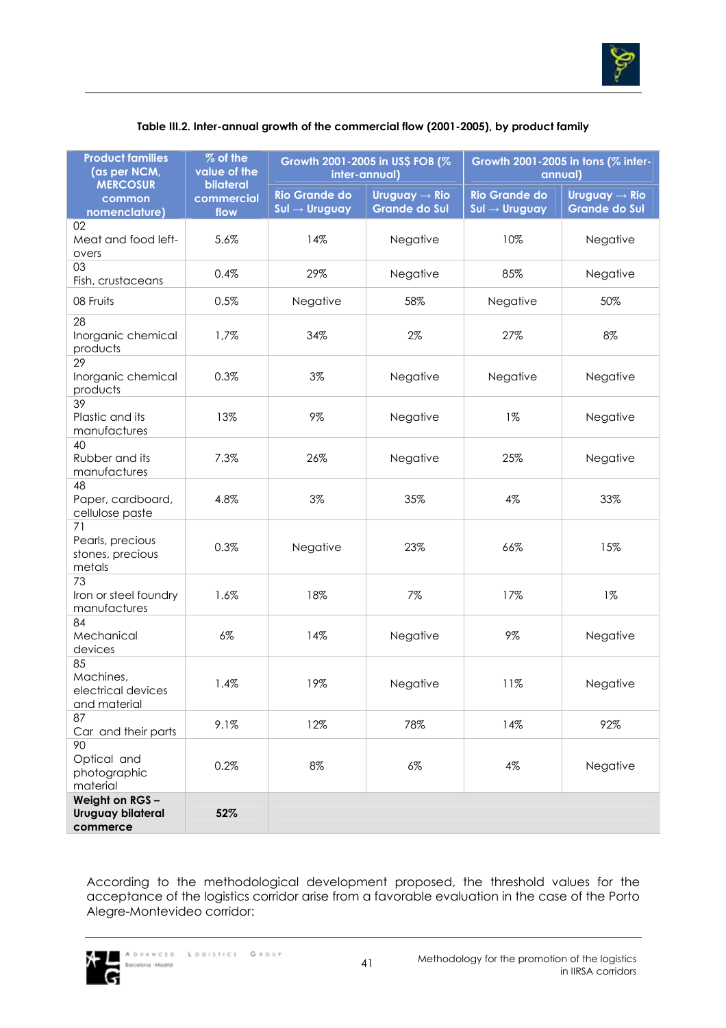**Table III.2. Inter-annual growth of the commercial flow (2001-2005), by product family**

| Product families (as per NCM, MERCOSUR common nomenclature) | % of the value of the bilateral commercial flow | Growth 2001-2005 in US$ FOB (% inter-annual) | | Growth 2001-2005 in tons (% inter-annual) | |
|---|---|---|---|---|---|
| | | Rio Grande do Sul → Uruguay | Uruguay → Rio Grande do Sul | Rio Grande do Sul → Uruguay | Uruguay → Rio Grande do Sul |
| 02 Meat and food left-overs | 5.6% | 14% | Negative | 10% | Negative |
| 03 Fish, crustaceans | 0.4% | 29% | Negative | 85% | Negative |
| 08 Fruits | 0.5% | Negative | 58% | Negative | 50% |
| 28 Inorganic chemical products | 1,7% | 34% | 2% | 27% | 8% |
| 29 Inorganic chemical products | 0.3% | 3% | Negative | Negative | Negative |
| 39 Plastic and its manufactures | 13% | 9% | Negative | 1% | Negative |
| 40 Rubber and its manufactures | 7.3% | 26% | Negative | 25% | Negative |
| 48 Paper, cardboard, cellulose paste | 4.8% | 3% | 35% | 4% | 33% |
| 71 Pearls, precious stones, precious metals | 0.3% | Negative | 23% | 66% | 15% |
| 73 Iron or steel foundry manufactures | 1.6% | 18% | 7% | 17% | 1% |
| 84 Mechanical devices | 6% | 14% | Negative | 9% | Negative |
| 85 Machines, electrical devices and material | 1.4% | 19% | Negative | 11% | Negative |
| 87 Car and their parts | 9.1% | 12% | 78% | 14% | 92% |
| 90 Optical and photographic material | 0.2% | 8% | 6% | 4% | Negative |
| **Weight on RGS – Uruguay bilateral commerce** | **52%** | | | | |

According to the methodological development proposed, the threshold values for the acceptance of the logistics corridor arise from a favorable evaluation in the case of the Porto Alegre-Montevideo corridor: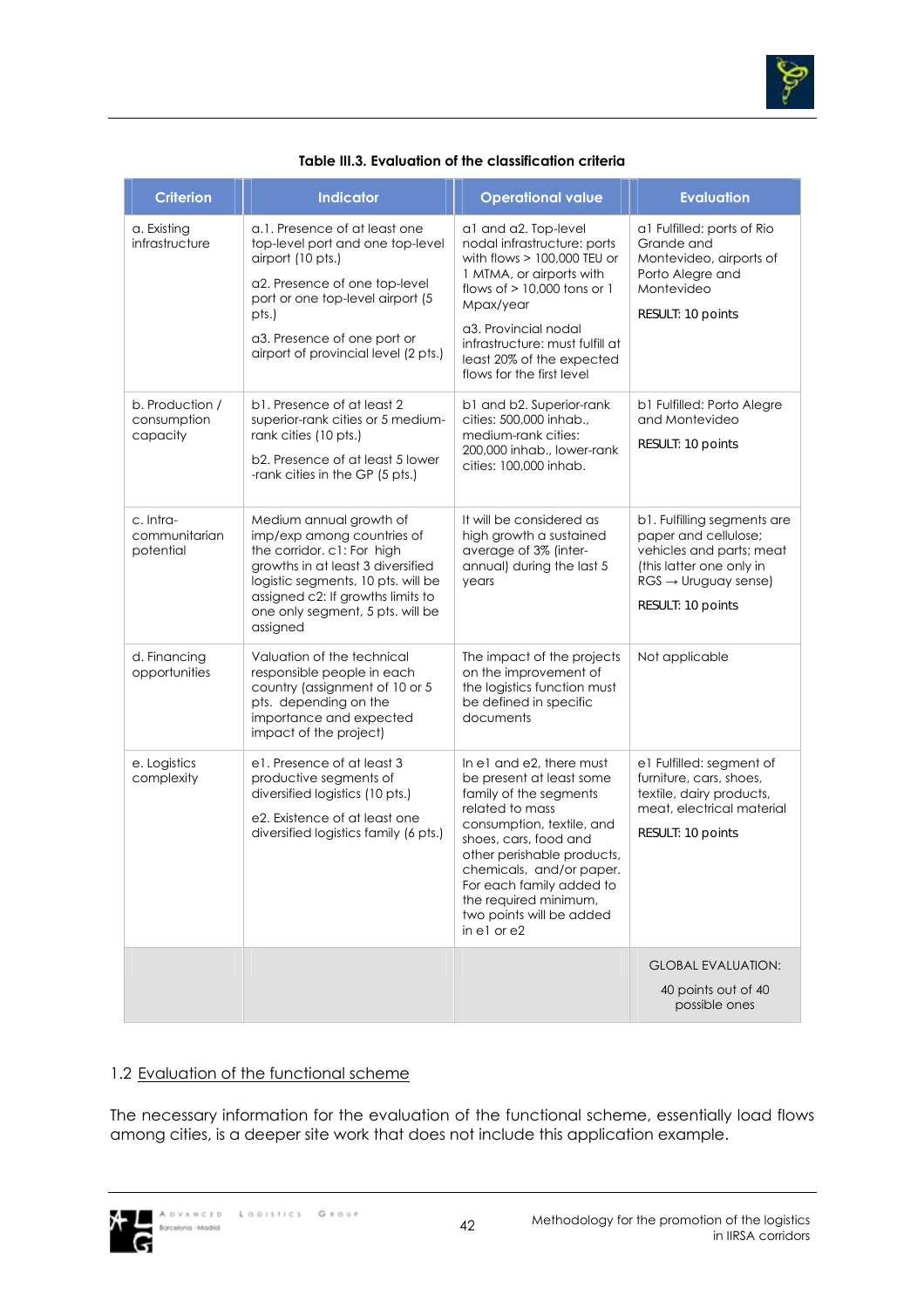**Table III.3. Evaluation of the classification criteria**

| Criterion | Indicator | Operational value | Evaluation |
|---|---|---|---|
| a. Existing infrastructure | a.1. Presence of at least one top-level port and one top-level airport (10 pts.)<br><br>a2. Presence of one top-level port or one top-level airport (5 pts.)<br><br>a3. Presence of one port or airport of provincial level (2 pts.) | a1 and a2. Top-level nodal infrastructure: ports with flows > 100,000 TEU or 1 MTMA, or airports with flows of > 10,000 tons or 1 Mpax/year<br><br>a3. Provincial nodal infrastructure: must fulfill at least 20% of the expected flows for the first level | a1 Fulfilled: ports of Rio Grande and Montevideo, airports of Porto Alegre and Montevideo<br><br>RESULT: 10 points |
| b. Production / consumption capacity | b1. Presence of at least 2 superior-rank cities or 5 medium-rank cities (10 pts.)<br><br>b2. Presence of at least 5 lower -rank cities in the GP (5 pts.) | b1 and b2. Superior-rank cities: 500,000 inhab., medium-rank cities: 200,000 inhab., lower-rank cities: 100,000 inhab. | b1 Fulfilled: Porto Alegre and Montevideo<br><br>RESULT: 10 points |
| c. Intra-communitarian potential | Medium annual growth of imp/exp among countries of the corridor. c1: For high growths in at least 3 diversified logistic segments, 10 pts. will be assigned c2: If growths limits to one only segment, 5 pts. will be assigned | It will be considered as high growth a sustained average of 3% (inter-annual) during the last 5 years | b1. Fulfilling segments are paper and cellulose; vehicles and parts; meat (this latter one only in RGS → Uruguay sense)<br><br>RESULT: 10 points |
| d. Financing opportunities | Valuation of the technical responsible people in each country (assignment of 10 or 5 pts. depending on the importance and expected impact of the project) | The impact of the projects on the improvement of the logistics function must be defined in specific documents | Not applicable |
| e. Logistics complexity | e1. Presence of at least 3 productive segments of diversified logistics (10 pts.)<br><br>e2. Existence of at least one diversified logistics family (6 pts.) | In e1 and e2, there must be present at least some family of the segments related to mass consumption, textile, and shoes, cars, food and other perishable products, chemicals, and/or paper. For each family added to the required minimum, two points will be added in e1 or e2 | e1 Fulfilled: segment of furniture, cars, shoes, textile, dairy products, meat, electrical material<br><br>RESULT: 10 points |
| | | | GLOBAL EVALUATION:<br><br>40 points out of 40 possible ones |

## 1.2 Evaluation of the functional scheme

The necessary information for the evaluation of the functional scheme, essentially load flows among cities, is a deeper site work that does not include this application example.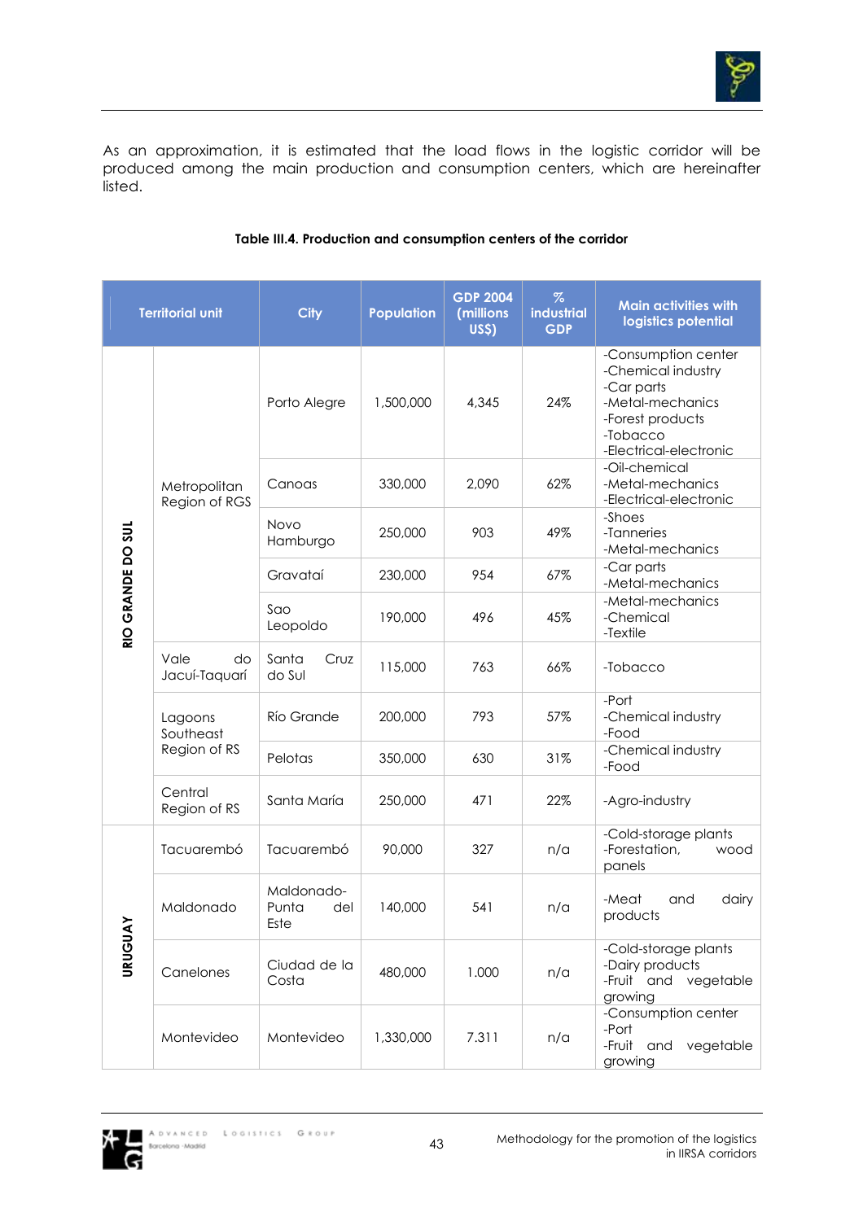As an approximation, it is estimated that the load flows in the logistic corridor will be produced among the main production and consumption centers, which are hereinafter listed.

**Table III.4. Production and consumption centers of the corridor**

| Territorial unit | | City | Population | GDP 2004 (millions US$) | % industrial GDP | Main activities with logistics potential |
|---|---|---|---|---|---|---|
| RIO GRANDE DO SUL | Metropolitan Region of RGS | Porto Alegre | 1,500,000 | 4,345 | 24% | -Consumption center<br>-Chemical industry<br>-Car parts<br>-Metal-mechanics<br>-Forest products<br>-Tobacco<br>-Electrical-electronic |
| | | Canoas | 330,000 | 2,090 | 62% | -Oil-chemical<br>-Metal-mechanics<br>-Electrical-electronic |
| | | Novo Hamburgo | 250,000 | 903 | 49% | -Shoes<br>-Tanneries<br>-Metal-mechanics |
| | | Gravataí | 230,000 | 954 | 67% | -Car parts<br>-Metal-mechanics |
| | | Sao Leopoldo | 190,000 | 496 | 45% | -Metal-mechanics<br>-Chemical<br>-Textile |
| | Vale do Jacuí-Taquarí | Santa Cruz do Sul | 115,000 | 763 | 66% | -Tobacco |
| | Lagoons Southeast Region of RS | Río Grande | 200,000 | 793 | 57% | -Port<br>-Chemical industry<br>-Food |
| | | Pelotas | 350,000 | 630 | 31% | -Chemical industry<br>-Food |
| | Central Region of RS | Santa María | 250,000 | 471 | 22% | -Agro-industry |
| URUGUAY | Tacuarembó | Tacuarembó | 90,000 | 327 | n/a | -Cold-storage plants<br>-Forestation, wood panels |
| | Maldonado | Maldonado-Punta del Este | 140,000 | 541 | n/a | -Meat and dairy products |
| | Canelones | Ciudad de la Costa | 480,000 | 1.000 | n/a | -Cold-storage plants<br>-Dairy products<br>-Fruit and vegetable growing |
| | Montevideo | Montevideo | 1,330,000 | 7.311 | n/a | -Consumption center<br>-Port<br>-Fruit and vegetable growing |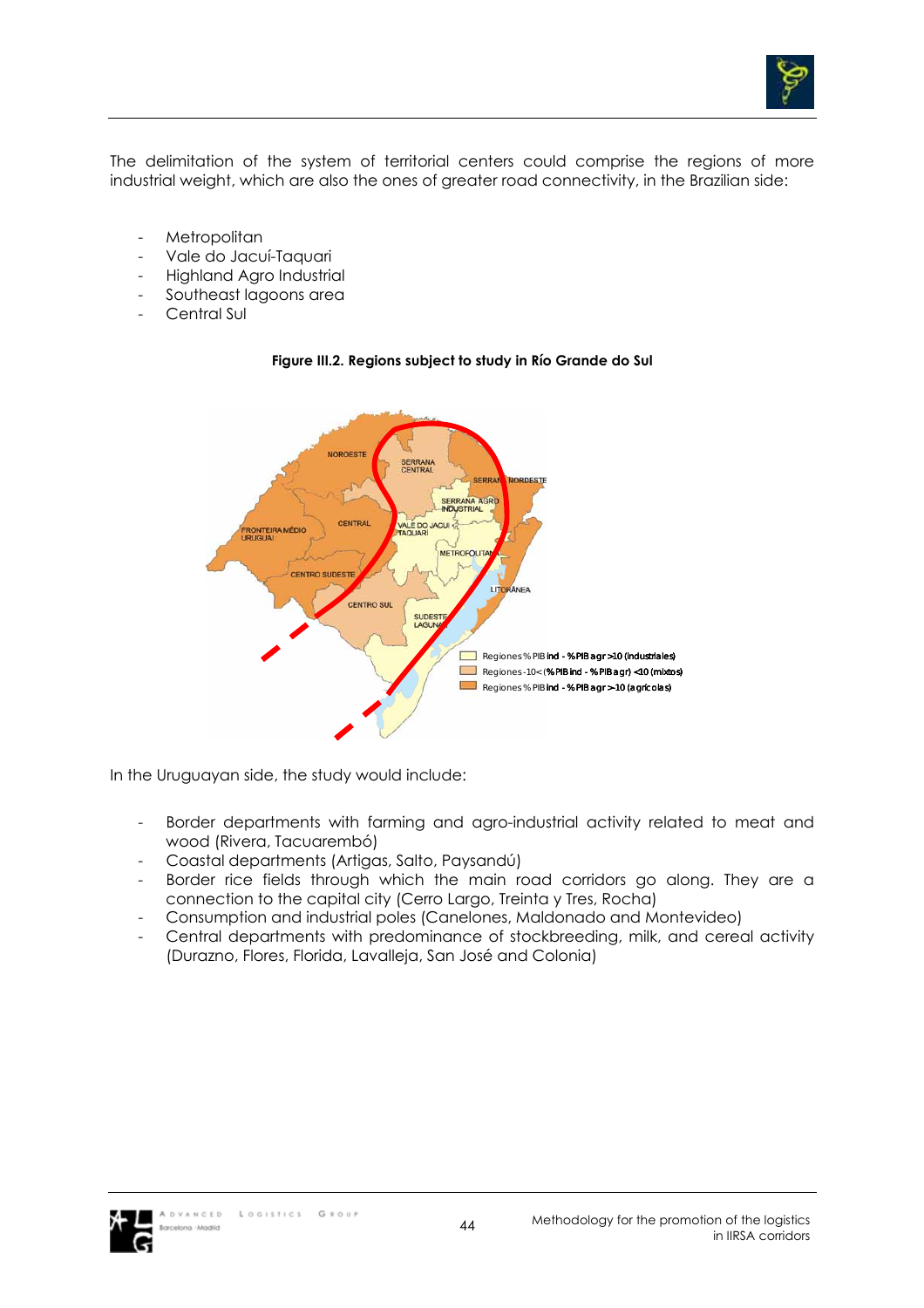The delimitation of the system of territorial centers could comprise the regions of more industrial weight, which are also the ones of greater road connectivity, in the Brazilian side:

- Metropolitan
- Vale do Jacuí-Taquari
- Highland Agro Industrial
- Southeast lagoons area
- Central Sul

**Figure III.2. Regions subject to study in Río Grande do Sul**

In the Uruguayan side, the study would include:

- Border departments with farming and agro-industrial activity related to meat and wood (Rivera, Tacuarembó)
- Coastal departments (Artigas, Salto, Paysandú)
- Border rice fields through which the main road corridors go along. They are a connection to the capital city (Cerro Largo, Treinta y Tres, Rocha)
- Consumption and industrial poles (Canelones, Maldonado and Montevideo)
- Central departments with predominance of stockbreeding, milk, and cereal activity (Durazno, Flores, Florida, Lavalleja, San José and Colonia)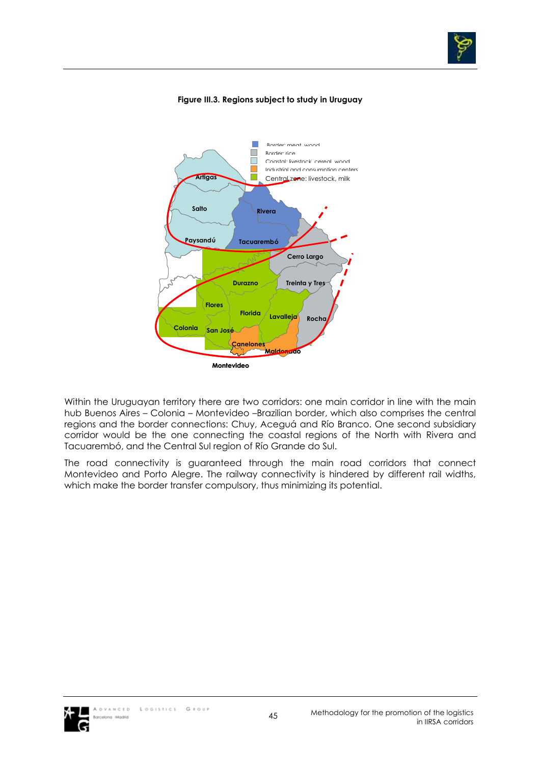**Figure III.3. Regions subject to study in Uruguay**

Within the Uruguayan territory there are two corridors: one main corridor in line with the main hub Buenos Aires – Colonia – Montevideo –Brazilian border, which also comprises the central regions and the border connections: Chuy, Aceguá and Río Branco. One second subsidiary corridor would be the one connecting the coastal regions of the North with Rivera and Tacuarembó, and the Central Sul region of Río Grande do Sul.

The road connectivity is guaranteed through the main road corridors that connect Montevideo and Porto Alegre. The railway connectivity is hindered by different rail widths, which make the border transfer compulsory, thus minimizing its potential.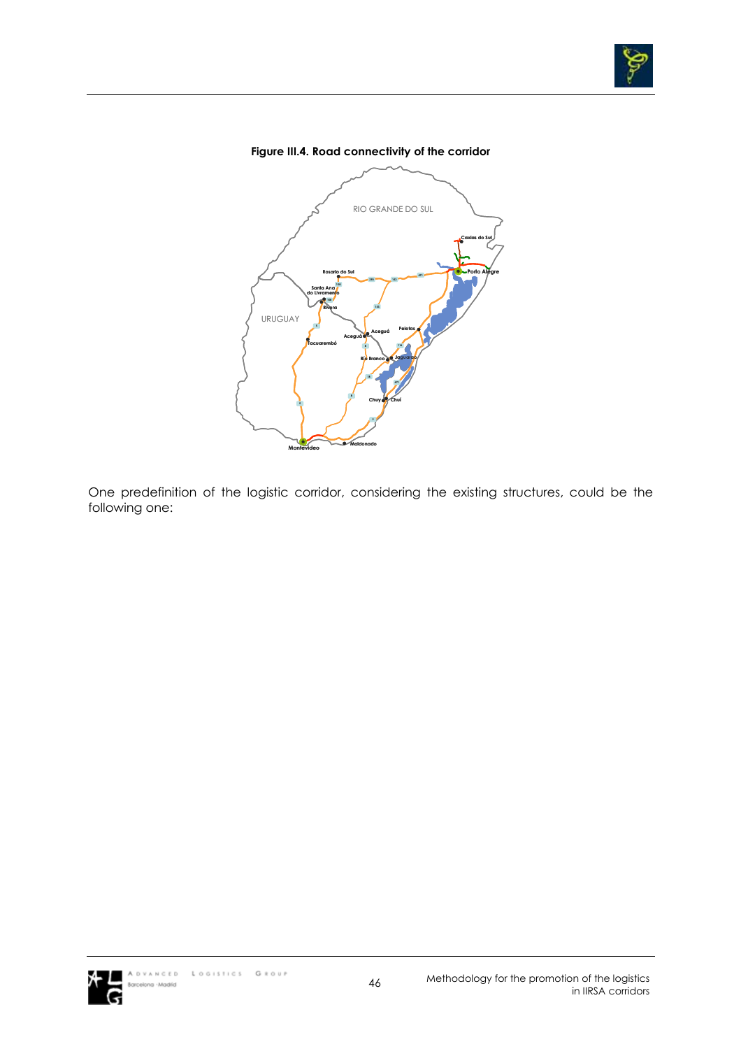**Figure III.4. Road connectivity of the corridor**

One predefinition of the logistic corridor, considering the existing structures, could be the following one: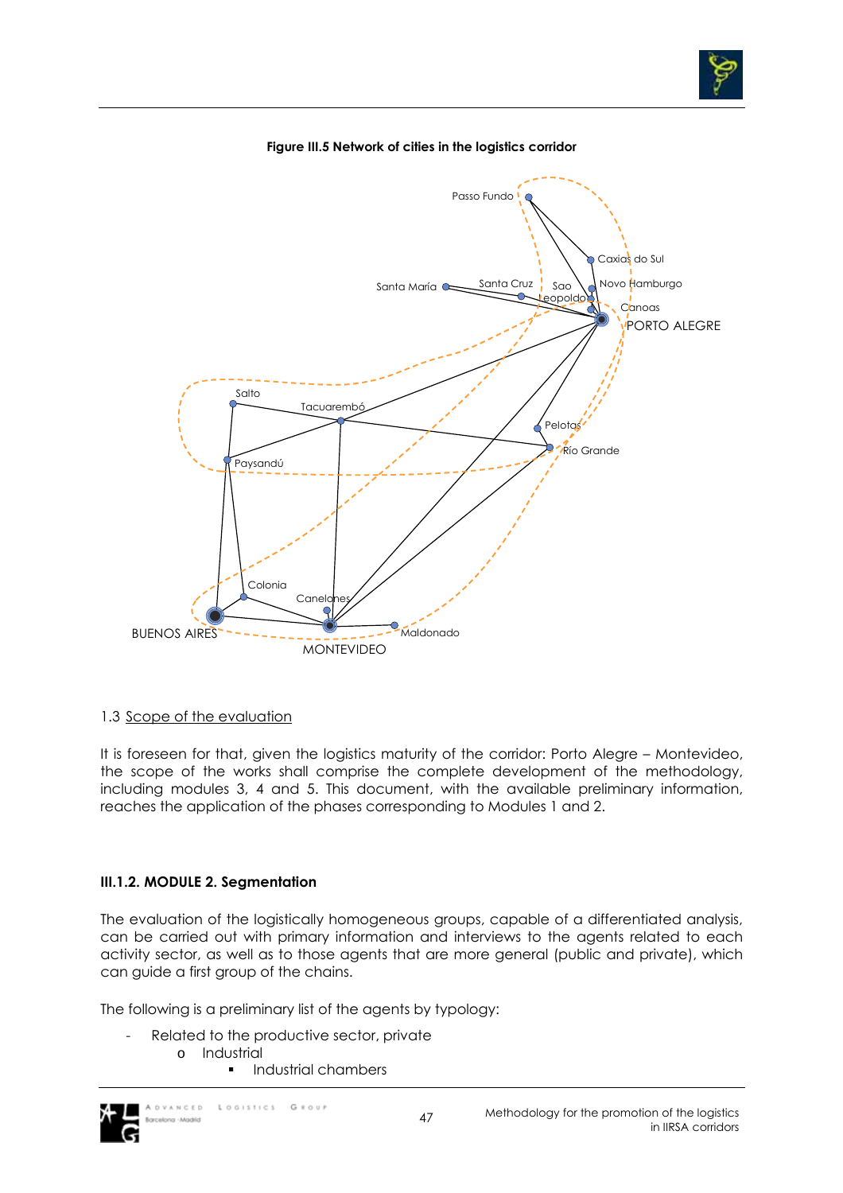**Figure III.5 Network of cities in the logistics corridor**

1.3 Scope of the evaluation

It is foreseen for that, given the logistics maturity of the corridor: Porto Alegre – Montevideo, the scope of the works shall comprise the complete development of the methodology, including modules 3, 4 and 5. This document, with the available preliminary information, reaches the application of the phases corresponding to Modules 1 and 2.

### III.1.2. MODULE 2. Segmentation

The evaluation of the logistically homogeneous groups, capable of a differentiated analysis, can be carried out with primary information and interviews to the agents related to each activity sector, as well as to those agents that are more general (public and private), which can guide a first group of the chains.

The following is a preliminary list of the agents by typology:

- Related to the productive sector, private
    - Industrial
        - Industrial chambers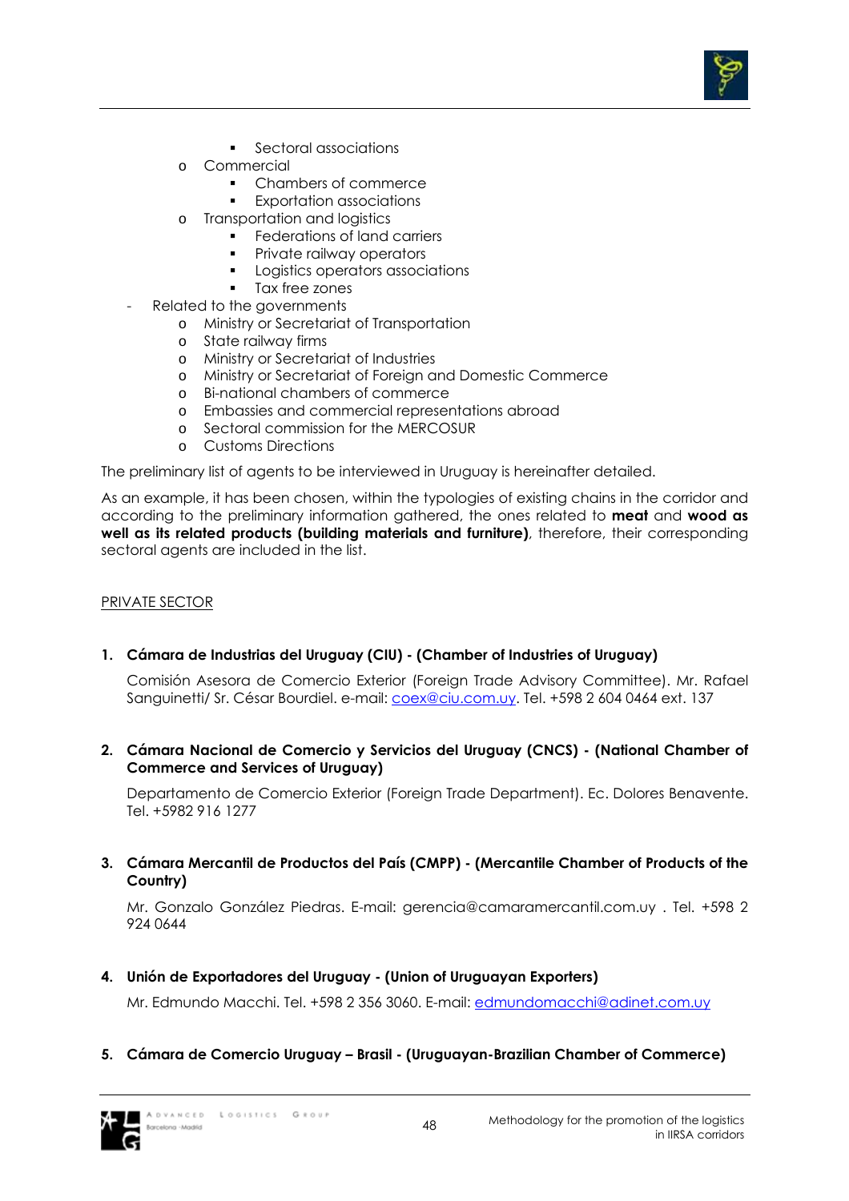- Sectoral associations
    - Commercial
        - Chambers of commerce
        - Exportation associations
    - Transportation and logistics
        - Federations of land carriers
        - Private railway operators
        - Logistics operators associations
        - Tax free zones
- Related to the governments
    - Ministry or Secretariat of Transportation
    - State railway firms
    - Ministry or Secretariat of Industries
    - Ministry or Secretariat of Foreign and Domestic Commerce
    - Bi-national chambers of commerce
    - Embassies and commercial representations abroad
    - Sectoral commission for the MERCOSUR
    - Customs Directions

The preliminary list of agents to be interviewed in Uruguay is hereinafter detailed.

As an example, it has been chosen, within the typologies of existing chains in the corridor and according to the preliminary information gathered, the ones related to **meat** and **wood as well as its related products (building materials and furniture)**, therefore, their corresponding sectoral agents are included in the list.

<u>PRIVATE SECTOR</u>

1. **Cámara de Industrias del Uruguay (CIU) - (Chamber of Industries of Uruguay)**

   Comisión Asesora de Comercio Exterior (Foreign Trade Advisory Committee). Mr. Rafael Sanguinetti/ Sr. César Bourdiel. e-mail: coex@ciu.com.uy. Tel. +598 2 604 0464 ext. 137

2. **Cámara Nacional de Comercio y Servicios del Uruguay (CNCS) - (National Chamber of Commerce and Services of Uruguay)**

   Departamento de Comercio Exterior (Foreign Trade Department). Ec. Dolores Benavente. Tel. +5982 916 1277

3. **Cámara Mercantil de Productos del País (CMPP) - (Mercantile Chamber of Products of the Country)**

   Mr. Gonzalo González Piedras. E-mail: gerencia@camaramercantil.com.uy . Tel. +598 2 924 0644

4. **Unión de Exportadores del Uruguay - (Union of Uruguayan Exporters)**

   Mr. Edmundo Macchi. Tel. +598 2 356 3060. E-mail: edmundomacchi@adinet.com.uy

5. **Cámara de Comercio Uruguay – Brasil - (Uruguayan-Brazilian Chamber of Commerce)**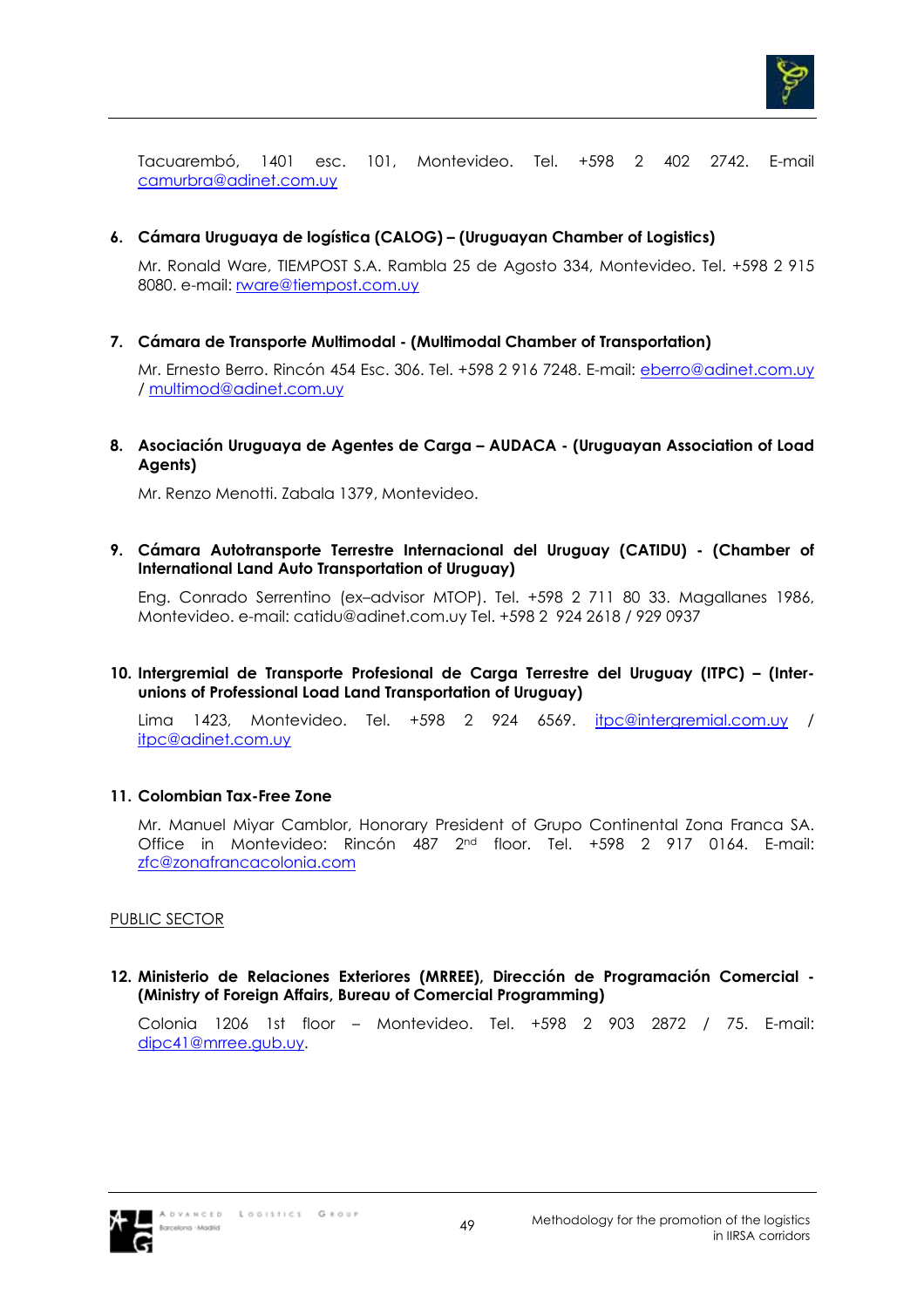Tacuarembó, 1401 esc. 101, Montevideo. Tel. +598 2 402 2742. E-mail camurbra@adinet.com.uy

6. **Cámara Uruguaya de logística (CALOG) – (Uruguayan Chamber of Logistics)**

   Mr. Ronald Ware, TIEMPOST S.A. Rambla 25 de Agosto 334, Montevideo. Tel. +598 2 915 8080. e-mail: rware@tiempost.com.uy

7. **Cámara de Transporte Multimodal - (Multimodal Chamber of Transportation)**

   Mr. Ernesto Berro. Rincón 454 Esc. 306. Tel. +598 2 916 7248. E-mail: eberro@adinet.com.uy / multimod@adinet.com.uy

8. **Asociación Uruguaya de Agentes de Carga – AUDACA - (Uruguayan Association of Load Agents)**

   Mr. Renzo Menotti. Zabala 1379, Montevideo.

9. **Cámara Autotransporte Terrestre Internacional del Uruguay (CATIDU) - (Chamber of International Land Auto Transportation of Uruguay)**

   Eng. Conrado Serrentino (ex–advisor MTOP). Tel. +598 2 711 80 33. Magallanes 1986, Montevideo. e-mail: catidu@adinet.com.uy Tel. +598 2 924 2618 / 929 0937

10. **Intergremial de Transporte Profesional de Carga Terrestre del Uruguay (ITPC) – (Inter-unions of Professional Load Land Transportation of Uruguay)**

    Lima 1423, Montevideo. Tel. +598 2 924 6569. itpc@intergremial.com.uy / itpc@adinet.com.uy

11. **Colombian Tax-Free Zone**

    Mr. Manuel Miyar Camblor, Honorary President of Grupo Continental Zona Franca SA. Office in Montevideo: Rincón 487 2nd floor. Tel. +598 2 917 0164. E-mail: zfc@zonafrancacolonia.com

PUBLIC SECTOR

12. **Ministerio de Relaciones Exteriores (MRREE), Dirección de Programación Comercial - (Ministry of Foreign Affairs, Bureau of Comercial Programming)**

    Colonia 1206 1st floor – Montevideo. Tel. +598 2 903 2872 / 75. E-mail: dipc41@mrree.gub.uy.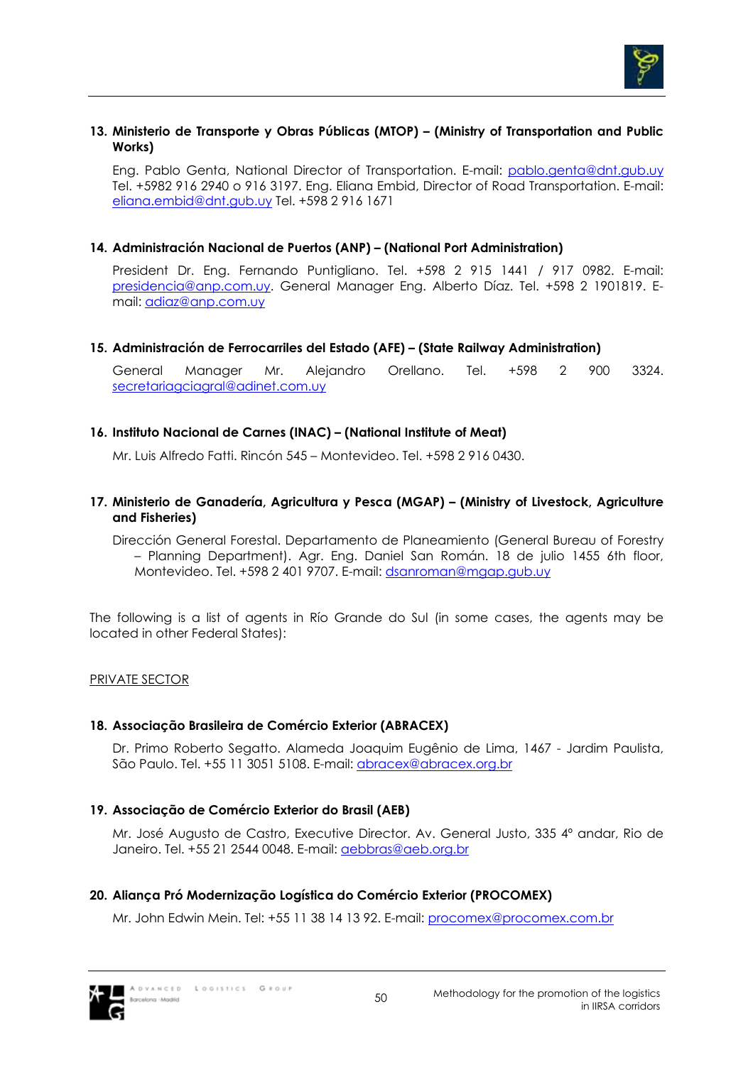13. **Ministerio de Transporte y Obras Públicas (MTOP) – (Ministry of Transportation and Public Works)**

    Eng. Pablo Genta, National Director of Transportation. E-mail: pablo.genta@dnt.gub.uy Tel. +5982 916 2940 o 916 3197. Eng. Eliana Embid, Director of Road Transportation. E-mail: eliana.embid@dnt.gub.uy Tel. +598 2 916 1671

14. **Administración Nacional de Puertos (ANP) – (National Port Administration)**

    President Dr. Eng. Fernando Puntigliano. Tel. +598 2 915 1441 / 917 0982. E-mail: presidencia@anp.com.uy. General Manager Eng. Alberto Díaz. Tel. +598 2 1901819. E-mail: adiaz@anp.com.uy

15. **Administración de Ferrocarriles del Estado (AFE) – (State Railway Administration)**

    General Manager Mr. Alejandro Orellano. Tel. +598 2 900 3324. secretariagciagral@adinet.com.uy

16. **Instituto Nacional de Carnes (INAC) – (National Institute of Meat)**

    Mr. Luis Alfredo Fatti. Rincón 545 – Montevideo. Tel. +598 2 916 0430.

17. **Ministerio de Ganadería, Agricultura y Pesca (MGAP) – (Ministry of Livestock, Agriculture and Fisheries)**

    Dirección General Forestal. Departamento de Planeamiento (General Bureau of Forestry – Planning Department). Agr. Eng. Daniel San Román. 18 de julio 1455 6th floor, Montevideo. Tel. +598 2 401 9707. E-mail: dsanroman@mgap.gub.uy

The following is a list of agents in Río Grande do Sul (in some cases, the agents may be located in other Federal States):

PRIVATE SECTOR

18. **Associação Brasileira de Comércio Exterior (ABRACEX)**

    Dr. Primo Roberto Segatto. Alameda Joaquim Eugênio de Lima, 1467 - Jardim Paulista, São Paulo. Tel. +55 11 3051 5108. E-mail: abracex@abracex.org.br

19. **Associação de Comércio Exterior do Brasil (AEB)**

    Mr. José Augusto de Castro, Executive Director. Av. General Justo, 335 4º andar, Rio de Janeiro. Tel. +55 21 2544 0048. E-mail: aebbras@aeb.org.br

20. **Aliança Pró Modernização Logística do Comércio Exterior (PROCOMEX)**

    Mr. John Edwin Mein. Tel: +55 11 38 14 13 92. E-mail: procomex@procomex.com.br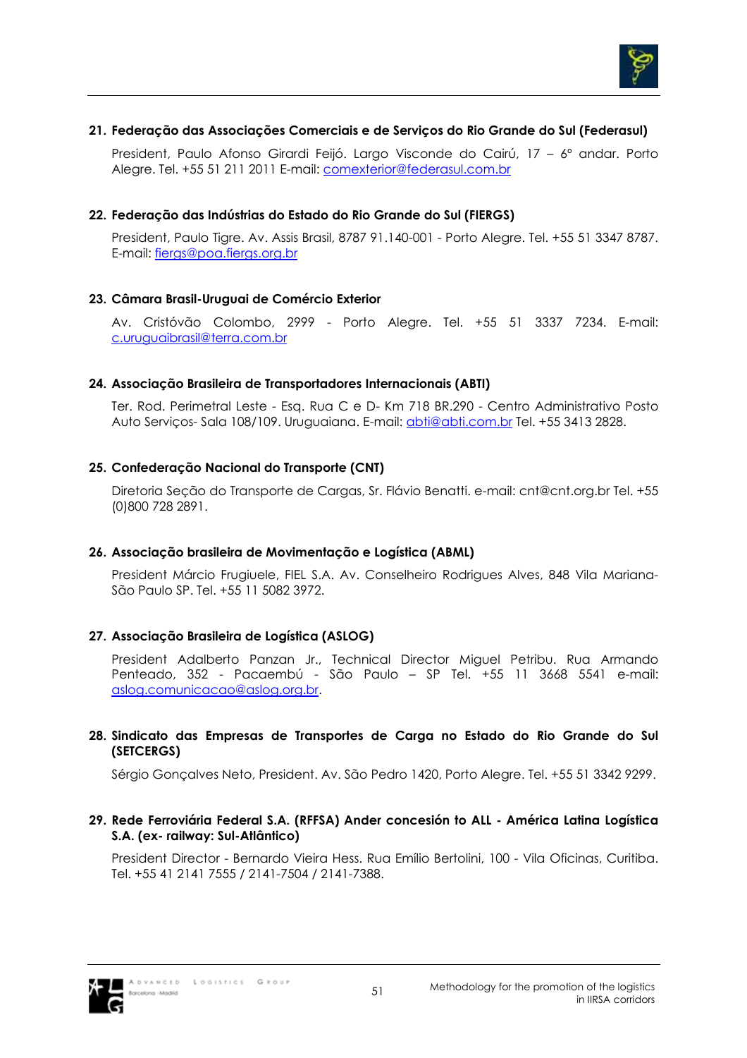21. **Federação das Associações Comerciais e de Serviços do Rio Grande do Sul (Federasul)**

    President, Paulo Afonso Girardi Feijó. Largo Visconde do Cairú, 17 – 6º andar. Porto Alegre. Tel. +55 51 211 2011 E-mail: comexterior@federasul.com.br

22. **Federação das Indústrias do Estado do Rio Grande do Sul (FIERGS)**

    President, Paulo Tigre. Av. Assis Brasil, 8787 91.140-001 - Porto Alegre. Tel. +55 51 3347 8787. E-mail: fiergs@poa.fiergs.org.br

23. **Câmara Brasil-Uruguai de Comércio Exterior**

    Av. Cristóvão Colombo, 2999 - Porto Alegre. Tel. +55 51 3337 7234. E-mail: c.uruguaibrasil@terra.com.br

24. **Associação Brasileira de Transportadores Internacionais (ABTI)**

    Ter. Rod. Perimetral Leste - Esq. Rua C e D- Km 718 BR.290 - Centro Administrativo Posto Auto Serviços- Sala 108/109. Uruguaiana. E-mail: abti@abti.com.br Tel. +55 3413 2828.

25. **Confederação Nacional do Transporte (CNT)**

    Diretoria Seção do Transporte de Cargas, Sr. Flávio Benatti. e-mail: cnt@cnt.org.br Tel. +55 (0)800 728 2891.

26. **Associação brasileira de Movimentação e Logística (ABML)**

    President Márcio Frugiuele, FIEL S.A. Av. Conselheiro Rodrigues Alves, 848 Vila Mariana- São Paulo SP. Tel. +55 11 5082 3972.

27. **Associação Brasileira de Logística (ASLOG)**

    President Adalberto Panzan Jr., Technical Director Miguel Petribu. Rua Armando Penteado, 352 - Pacaembú - São Paulo – SP Tel. +55 11 3668 5541 e-mail: aslog.comunicacao@aslog.org.br.

28. **Sindicato das Empresas de Transportes de Carga no Estado do Rio Grande do Sul (SETCERGS)**

    Sérgio Gonçalves Neto, President. Av. São Pedro 1420, Porto Alegre. Tel. +55 51 3342 9299.

29. **Rede Ferroviária Federal S.A. (RFFSA) Ander concesión to ALL - América Latina Logística S.A. (ex- railway: Sul-Atlântico)**

    President Director - Bernardo Vieira Hess. Rua Emílio Bertolini, 100 - Vila Oficinas, Curitiba. Tel. +55 41 2141 7555 / 2141-7504 / 2141-7388.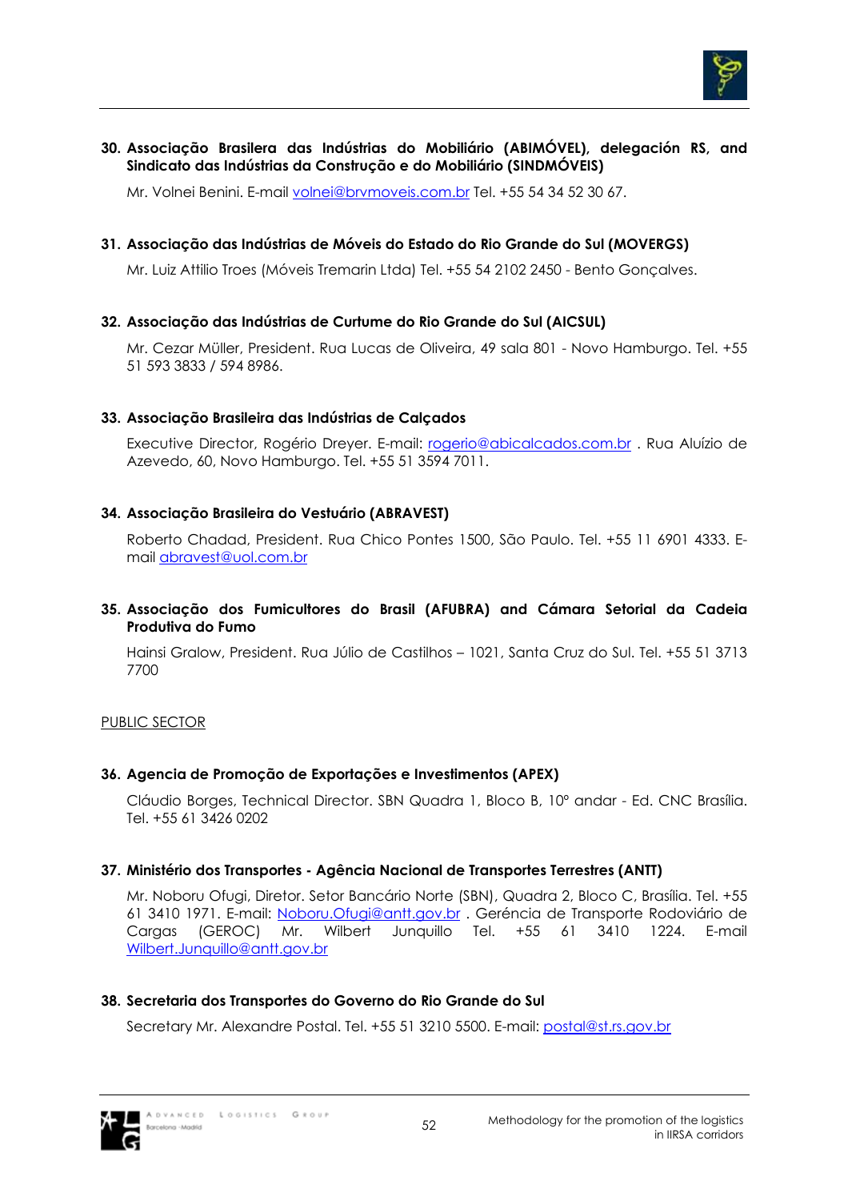30. **Associação Brasilera das Indústrias do Mobiliário (ABIMÓVEL), delegación RS, and Sindicato das Indústrias da Construção e do Mobiliário (SINDMÓVEIS)**

    Mr. Volnei Benini. E-mail volnei@brvmoveis.com.br Tel. +55 54 34 52 30 67.

31. **Associação das Indústrias de Móveis do Estado do Rio Grande do Sul (MOVERGS)**

    Mr. Luiz Attilio Troes (Móveis Tremarin Ltda) Tel. +55 54 2102 2450 - Bento Gonçalves.

32. **Associação das Indústrias de Curtume do Rio Grande do Sul (AICSUL)**

    Mr. Cezar Müller, President. Rua Lucas de Oliveira, 49 sala 801 - Novo Hamburgo. Tel. +55 51 593 3833 / 594 8986.

33. **Associação Brasileira das Indústrias de Calçados**

    Executive Director, Rogério Dreyer. E-mail: rogerio@abicalcados.com.br . Rua Aluízio de Azevedo, 60, Novo Hamburgo. Tel. +55 51 3594 7011.

34. **Associação Brasileira do Vestuário (ABRAVEST)**

    Roberto Chadad, President. Rua Chico Pontes 1500, São Paulo. Tel. +55 11 6901 4333. E-mail abravest@uol.com.br

35. **Associação dos Fumicultores do Brasil (AFUBRA) and Cámara Setorial da Cadeia Produtiva do Fumo**

    Hainsi Gralow, President. Rua Júlio de Castilhos – 1021, Santa Cruz do Sul. Tel. +55 51 3713 7700

PUBLIC SECTOR

36. **Agencia de Promoção de Exportações e Investimentos (APEX)**

    Cláudio Borges, Technical Director. SBN Quadra 1, Bloco B, 10º andar - Ed. CNC Brasília. Tel. +55 61 3426 0202

37. **Ministério dos Transportes - Agência Nacional de Transportes Terrestres (ANTT)**

    Mr. Noboru Ofugi, Diretor. Setor Bancário Norte (SBN), Quadra 2, Bloco C, Brasília. Tel. +55 61 3410 1971. E-mail: Noboru.Ofugi@antt.gov.br . Gerência de Transporte Rodoviário de Cargas (GEROC) Mr. Wilbert Junquillo Tel. +55 61 3410 1224. E-mail Wilbert.Junquillo@antt.gov.br

38. **Secretaria dos Transportes do Governo do Rio Grande do Sul**

    Secretary Mr. Alexandre Postal. Tel. +55 51 3210 5500. E-mail: postal@st.rs.gov.br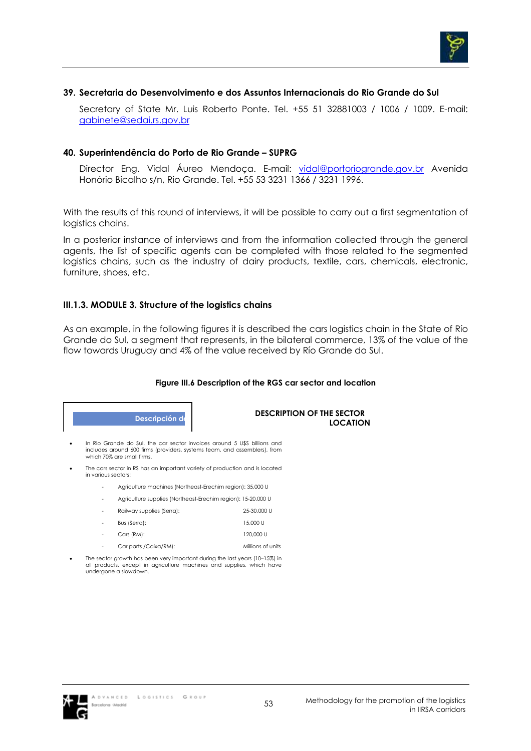**39. Secretaria do Desenvolvimento e dos Assuntos Internacionais do Rio Grande do Sul**

Secretary of State Mr. Luis Roberto Ponte. Tel. +55 51 32881003 / 1006 / 1009. E-mail: gabinete@sedai.rs.gov.br

**40. Superintendência do Porto de Rio Grande – SUPRG**

Director Eng. Vidal Áureo Mendoça. E-mail: vidal@portoriogrande.gov.br Avenida Honório Bicalho s/n, Rio Grande. Tel. +55 53 3231 1366 / 3231 1996.

With the results of this round of interviews, it will be possible to carry out a first segmentation of logistics chains.

In a posterior instance of interviews and from the information collected through the general agents, the list of specific agents can be completed with those related to the segmented logistics chains, such as the industry of dairy products, textile, cars, chemicals, electronic, furniture, shoes, etc.

### III.1.3. MODULE 3. Structure of the logistics chains

As an example, in the following figures it is described the cars logistics chain in the State of Río Grande do Sul, a segment that represents, in the bilateral commerce, 13% of the value of the flow towards Uruguay and 4% of the value received by Río Grande do Sul.

**Figure III.6 Description of the RGS car sector and location**

**Descripción d**

**DESCRIPTION OF THE SECTOR LOCATION**

- In Rio Grande do Sul, the car sector invoices around 5 U$S billions and includes around 600 firms (providers, systems team, and assemblers), from which 70% are small firms.
- The cars sector in RS has an important variety of production and is located in various sectors:
  - Agriculture machines (Northeast-Erechim region): 35,000 U
  - Agriculture supplies (Northeast-Erechim region): 15-20,000 U
  - Railway supplies (Serra): 25-30,000 U
  - Bus (Serra): 15,000 U
  - Cars (RM): 120,000 U
  - Car parts /Caixa/RM): Millions of units
- The sector growth has been very important during the last years (10–15%) in all products, except in agriculture machines and supplies, which have undergone a slowdown.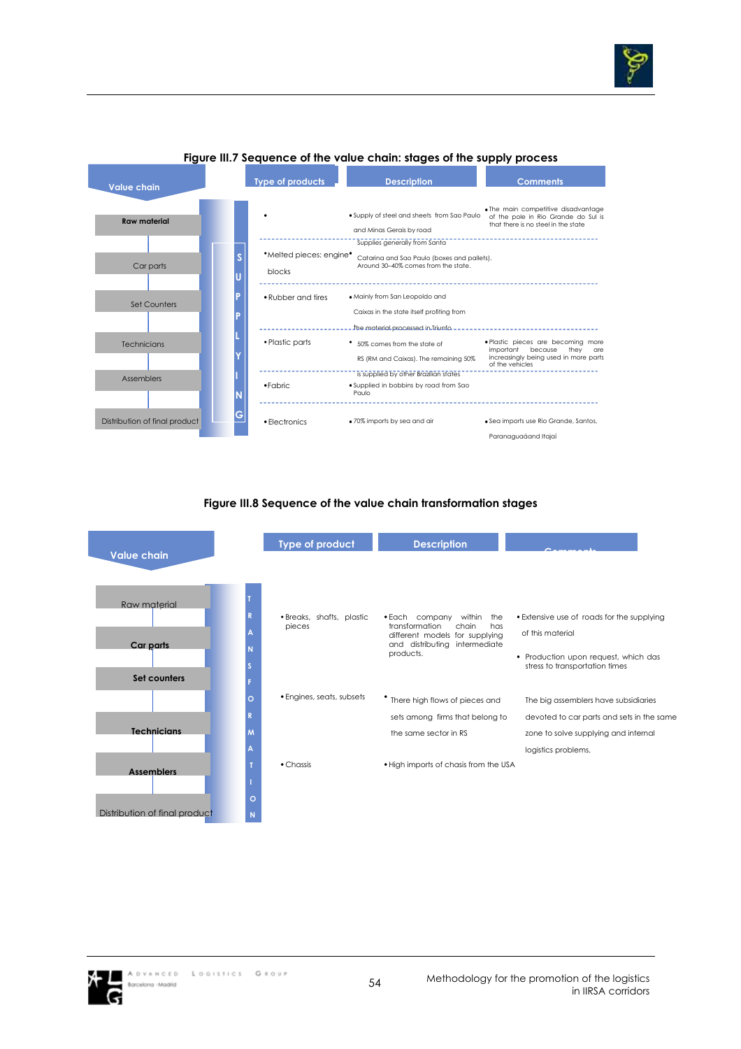**Figure III.7 Sequence of the value chain: stages of the supply process**

| Value chain | | Type of products | Description | Comments |
|---|---|---|---|---|
| Raw material | SUPPLYING | • | • Supply of steel and sheets from Sao Paulo and Minas Gerais by road | • The main competitive disadvantage of the pole in Rio Grande do Sul is that there is no steel in the state |
| Car parts | | • Melted pieces: engine blocks | • Supplies generally from Santa Catarina and Sao Paulo (boxes and pallets). Around 30–40% comes from the state. | |
| Set Counters | | • Rubber and tires | • Mainly from San Leopoldo and Caixas in the state itself profiting from the material processed in Triunfo | |
| Technicians | | • Plastic parts | • 50% comes from the state of RS (RM and Caixas). The remaining 50% is supplied by other Brazilian states | • Plastic pieces are becoming more important because they are increasingly being used in more parts of the vehicles |
| Assemblers | | • Fabric | • Supplied in bobbins by road from Sao Paulo | |
| Distribution of final product | | • Electronics | • 70% imports by sea and air | • Sea imports use Rio Grande, Santos, Paranaguaáand Itajaí |

**Figure III.8 Sequence of the value chain transformation stages**

| Value chain | | Type of product | Description | Comments |
|---|---|---|---|---|
| Raw material | TRANSFORMATION | • Breaks, shafts, plastic pieces | • Each company within the transformation chain has different models for supplying and distributing intermediate products. | • Extensive use of roads for the supplying of this material<br>• Production upon request, which das stress to transportation times |
| Car parts | | • Engines, seats, subsets | • There high flows of pieces and sets among firms that belong to the same sector in RS | The big assemblers have subsidiaries devoted to car parts and sets in the same zone to solve supplying and internal logistics problems. |
| Set counters | | • Chassis | • High imports of chasis from the USA | |
| Technicians | | | | |
| Assemblers | | | | |
| Distribution of final product | | | | |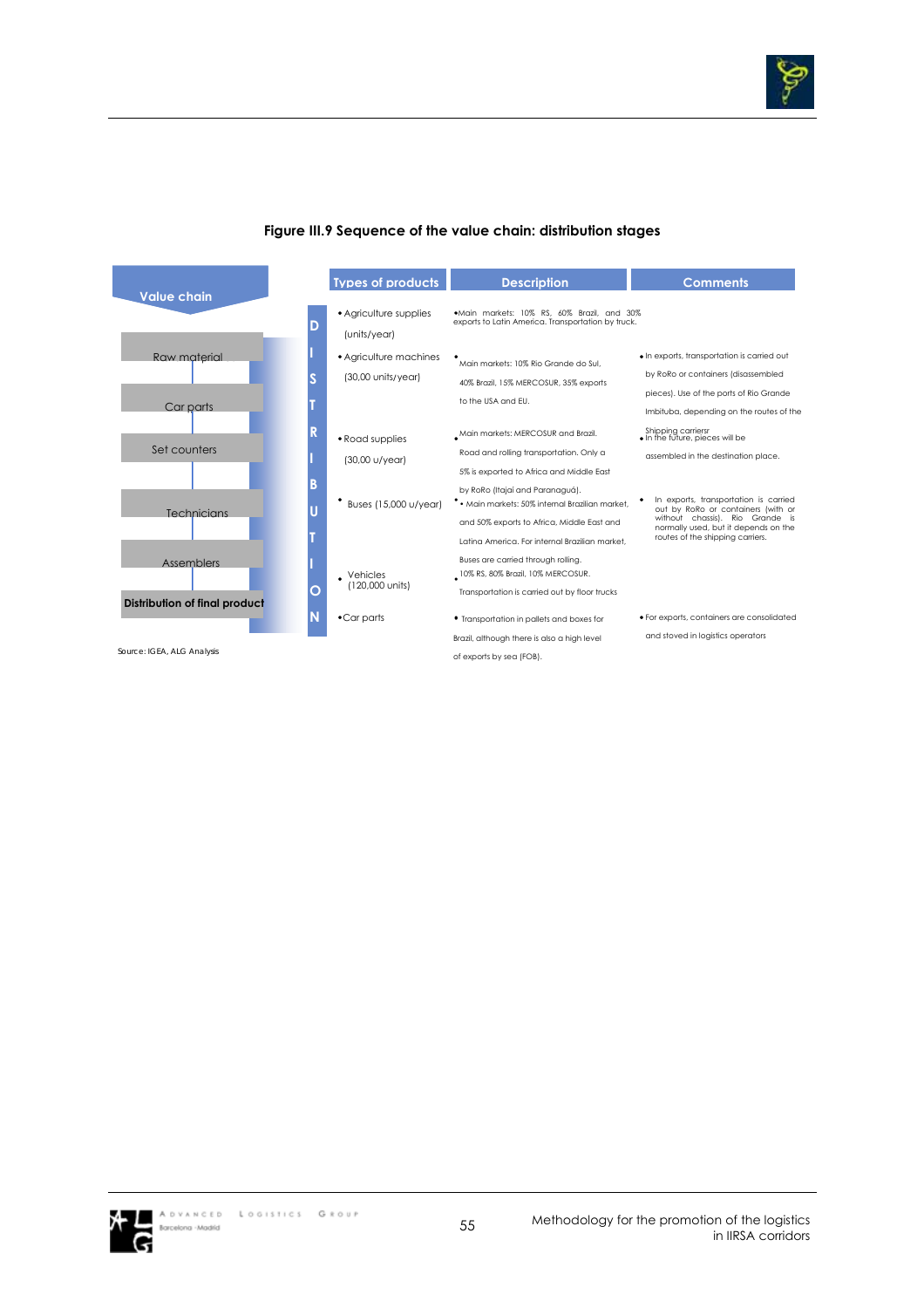**Figure III.9 Sequence of the value chain: distribution stages**

**Value chain**

- Raw material
- Car parts
- Set counters
- Technicians
- Assemblers
- **Distribution of final product**

**DISTRIBUTION**

| Types of products | Description | Comments |
|---|---|---|
| • Agriculture supplies (units/year) | • Main markets: 10% RS, 60% Brazil, and 30% exports to Latin America. Transportation by truck. | |
| • Agriculture machines (30,00 units/year) | • Main markets: 10% Rio Grande do Sul, 40% Brazil, 15% MERCOSUR, 35% exports to the USA and EU. | • In exports, transportation is carried out by RoRo or containers (disassembled pieces). Use of the ports of Rio Grande Imbituba, depending on the routes of the Shipping carriersr |
| • Road supplies (30,00 u/year) | • Main markets: MERCOSUR and Brazil. Road and rolling transportation. Only a 5% is exported to Africa and Middle East by RoRo (Itajaí and Paranaguá). | • In the future, pieces will be assembled in the destination place. |
| • Buses (15,000 u/year) | • • Main markets: 50% internal Brazilian market, and 50% exports to Africa, Middle East and Latina America. For internal Brazilian market, Buses are carried through rolling. | • In exports, transportation is carried out by RoRo or containers (with or without chassis). Rio Grande is normally used, but it depends on the routes of the shipping carriers. |
| • Vehicles (120,000 units) | • 10% RS, 80% Brazil, 10% MERCOSUR. Transportation is carried out by floor trucks | |
| • Car parts | • Transportation in pallets and boxes for Brazil, although there is also a high level of exports by sea (FOB). | • For exports, containers are consolidated and stoved in logistics operators |

Source: IGEA, ALG Analysis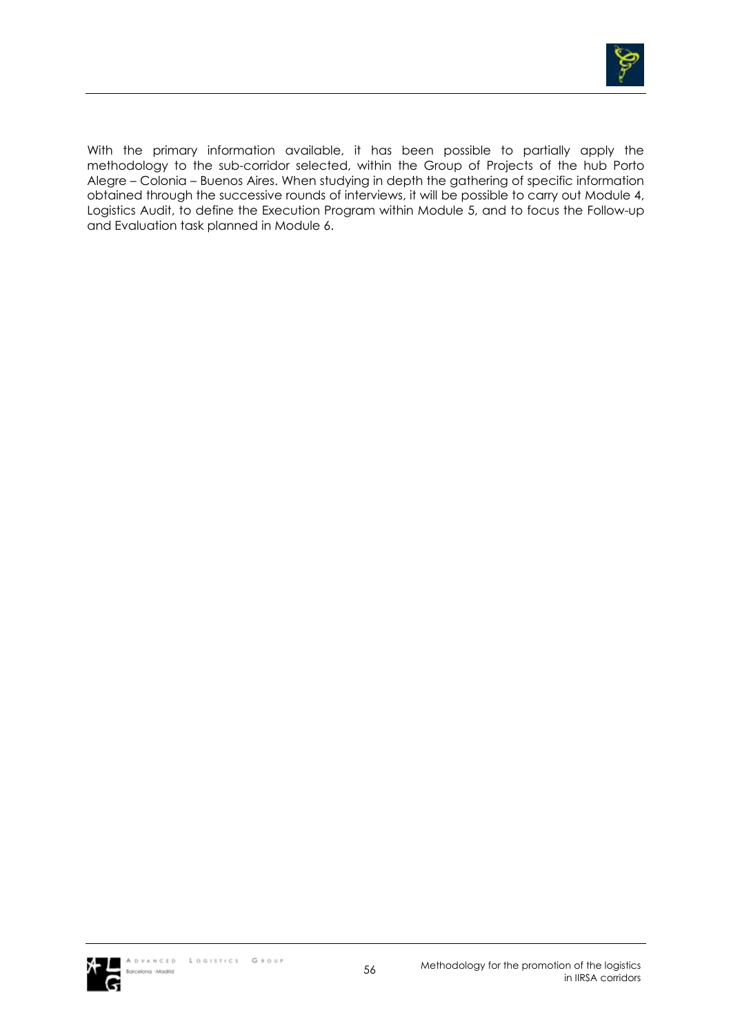With the primary information available, it has been possible to partially apply the methodology to the sub-corridor selected, within the Group of Projects of the hub Porto Alegre – Colonia – Buenos Aires. When studying in depth the gathering of specific information obtained through the successive rounds of interviews, it will be possible to carry out Module 4, Logistics Audit, to define the Execution Program within Module 5, and to focus the Follow-up and Evaluation task planned in Module 6.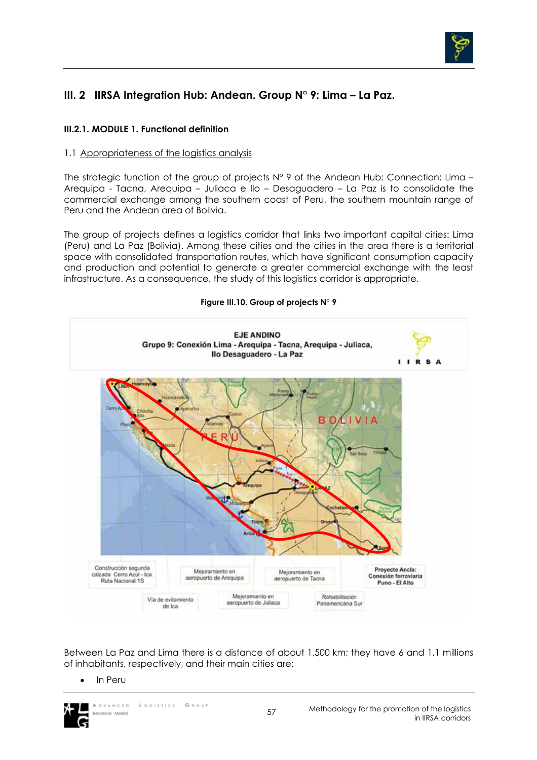## III. 2 IIRSA Integration Hub: Andean. Group N° 9: Lima – La Paz.

### III.2.1. MODULE 1. Functional definition

1.1 Appropriateness of the logistics analysis

The strategic function of the group of projects N° 9 of the Andean Hub: Connection: Lima – Arequipa - Tacna, Arequipa – Juliaca e Ilo – Desaguadero – La Paz is to consolidate the commercial exchange among the southern coast of Peru, the southern mountain range of Peru and the Andean area of Bolivia.

The group of projects defines a logistics corridor that links two important capital cities: Lima (Peru) and La Paz (Bolivia). Among these cities and the cities in the area there is a territorial space with consolidated transportation routes, which have significant consumption capacity and production and potential to generate a greater commercial exchange with the least infrastructure. As a consequence, the study of this logistics corridor is appropriate.

**Figure III.10. Group of projects N° 9**

Between La Paz and Lima there is a distance of about 1,500 km; they have 6 and 1.1 millions of inhabitants, respectively, and their main cities are:

- In Peru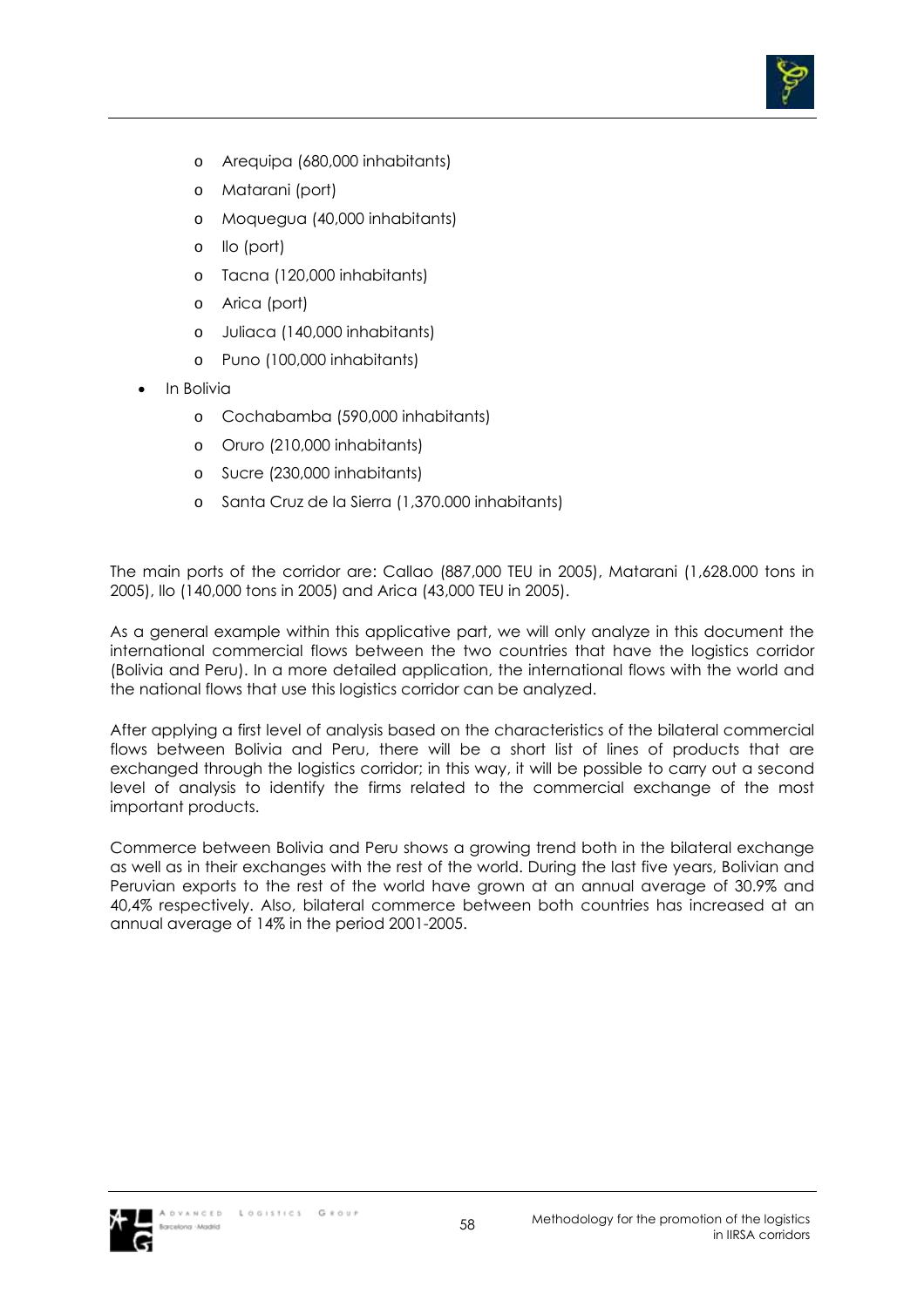- Arequipa (680,000 inhabitants)
    - Matarani (port)
    - Moquegua (40,000 inhabitants)
    - Ilo (port)
    - Tacna (120,000 inhabitants)
    - Arica (port)
    - Juliaca (140,000 inhabitants)
    - Puno (100,000 inhabitants)
- In Bolivia
    - Cochabamba (590,000 inhabitants)
    - Oruro (210,000 inhabitants)
    - Sucre (230,000 inhabitants)
    - Santa Cruz de la Sierra (1,370.000 inhabitants)

The main ports of the corridor are: Callao (887,000 TEU in 2005), Matarani (1,628.000 tons in 2005), Ilo (140,000 tons in 2005) and Arica (43,000 TEU in 2005).

As a general example within this applicative part, we will only analyze in this document the international commercial flows between the two countries that have the logistics corridor (Bolivia and Peru). In a more detailed application, the international flows with the world and the national flows that use this logistics corridor can be analyzed.

After applying a first level of analysis based on the characteristics of the bilateral commercial flows between Bolivia and Peru, there will be a short list of lines of products that are exchanged through the logistics corridor; in this way, it will be possible to carry out a second level of analysis to identify the firms related to the commercial exchange of the most important products.

Commerce between Bolivia and Peru shows a growing trend both in the bilateral exchange as well as in their exchanges with the rest of the world. During the last five years, Bolivian and Peruvian exports to the rest of the world have grown at an annual average of 30.9% and 40,4% respectively. Also, bilateral commerce between both countries has increased at an annual average of 14% in the period 2001-2005.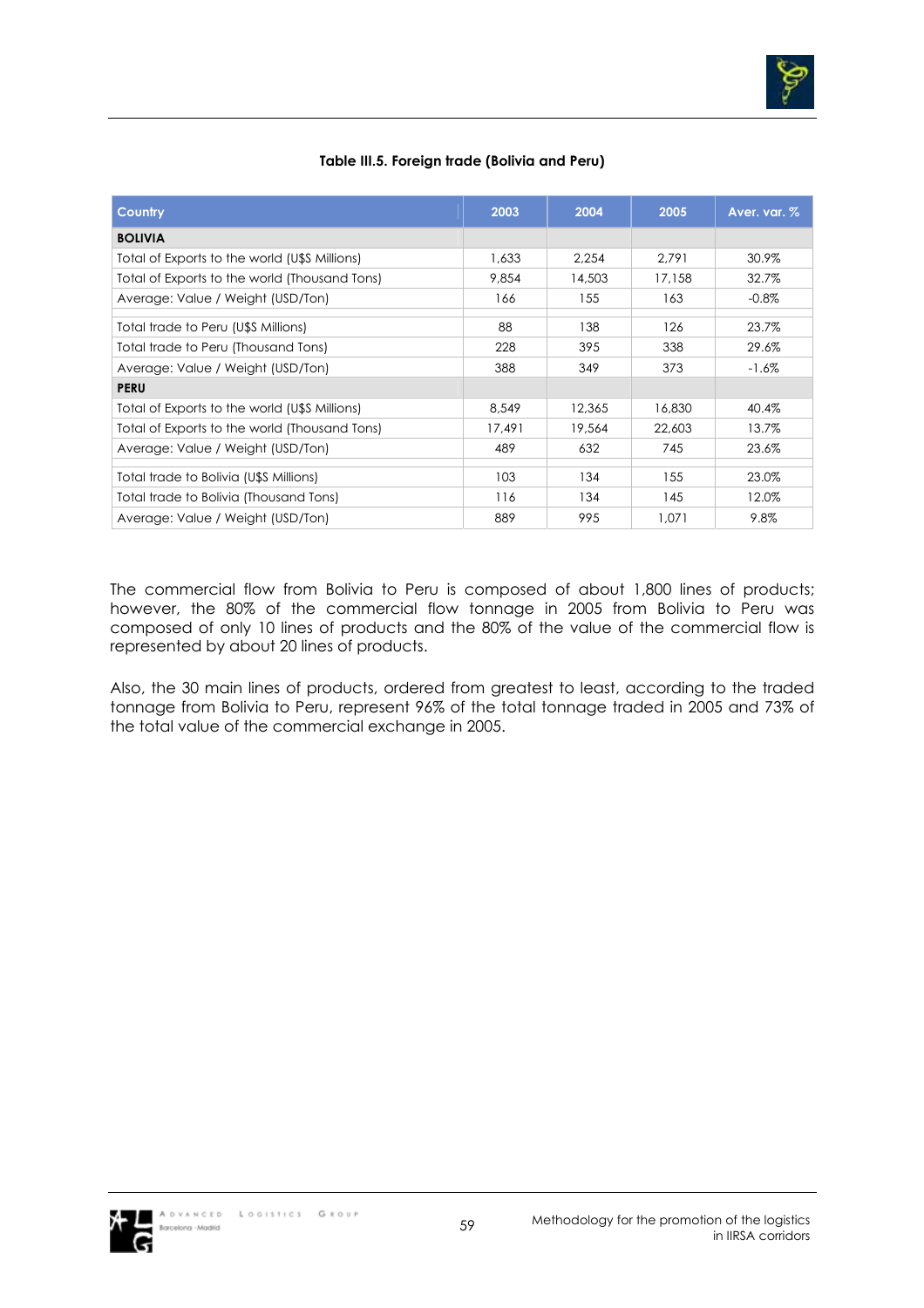**Table III.5. Foreign trade (Bolivia and Peru)**

| Country | 2003 | 2004 | 2005 | Aver. var. % |
|---|---|---|---|---|
| **BOLIVIA** | | | | |
| Total of Exports to the world (U$S Millions) | 1,633 | 2,254 | 2,791 | 30.9% |
| Total of Exports to the world (Thousand Tons) | 9,854 | 14,503 | 17,158 | 32.7% |
| Average: Value / Weight (USD/Ton) | 166 | 155 | 163 | -0.8% |
| Total trade to Peru (U$S Millions) | 88 | 138 | 126 | 23.7% |
| Total trade to Peru (Thousand Tons) | 228 | 395 | 338 | 29.6% |
| Average: Value / Weight (USD/Ton) | 388 | 349 | 373 | -1.6% |
| **PERU** | | | | |
| Total of Exports to the world (U$S Millions) | 8,549 | 12,365 | 16,830 | 40.4% |
| Total of Exports to the world (Thousand Tons) | 17,491 | 19,564 | 22,603 | 13.7% |
| Average: Value / Weight (USD/Ton) | 489 | 632 | 745 | 23.6% |
| Total trade to Bolivia (U$S Millions) | 103 | 134 | 155 | 23.0% |
| Total trade to Bolivia (Thousand Tons) | 116 | 134 | 145 | 12.0% |
| Average: Value / Weight (USD/Ton) | 889 | 995 | 1,071 | 9.8% |

The commercial flow from Bolivia to Peru is composed of about 1,800 lines of products; however, the 80% of the commercial flow tonnage in 2005 from Bolivia to Peru was composed of only 10 lines of products and the 80% of the value of the commercial flow is represented by about 20 lines of products.

Also, the 30 main lines of products, ordered from greatest to least, according to the traded tonnage from Bolivia to Peru, represent 96% of the total tonnage traded in 2005 and 73% of the total value of the commercial exchange in 2005.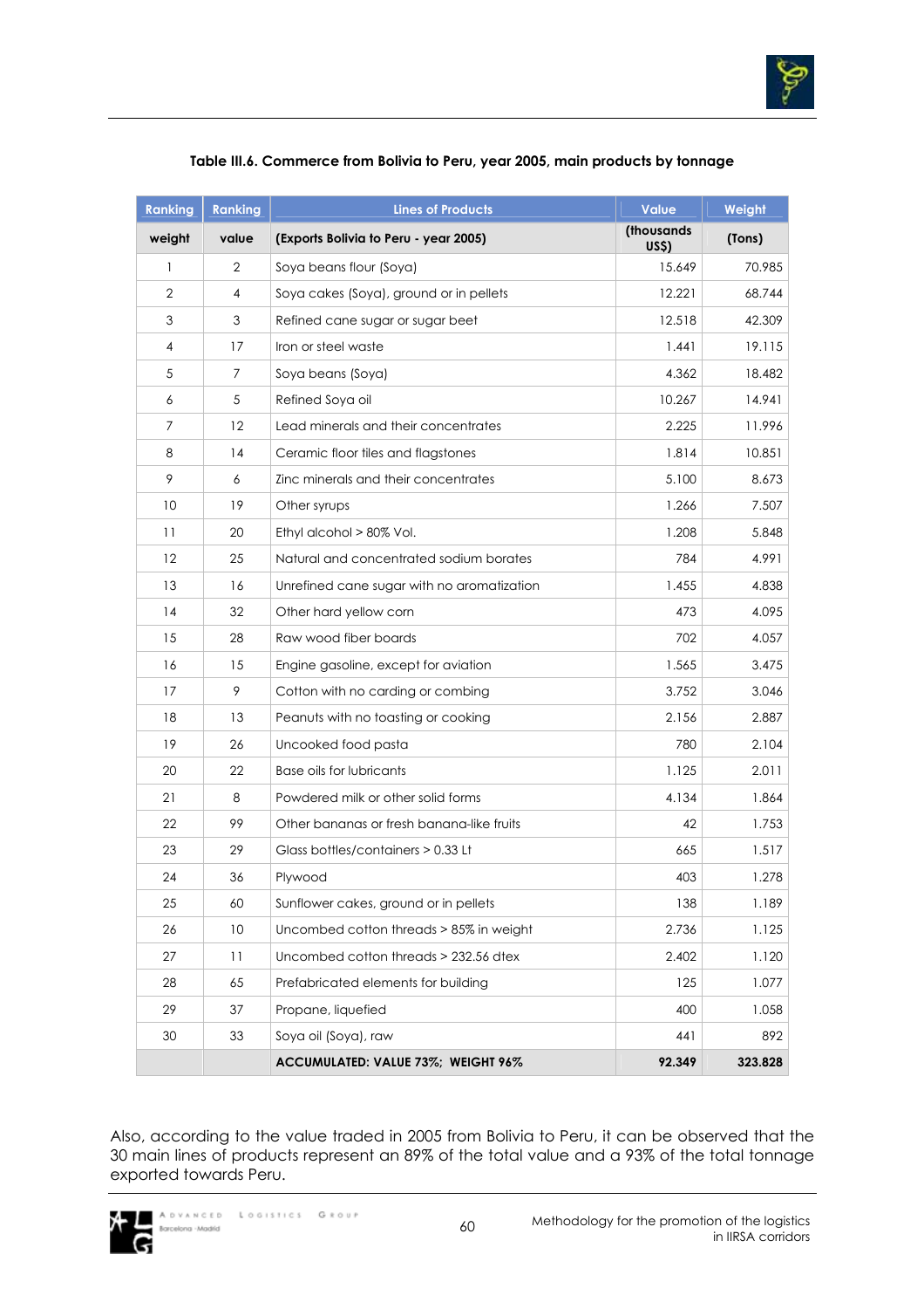**Table III.6. Commerce from Bolivia to Peru, year 2005, main products by tonnage**

| Ranking | Ranking | Lines of Products | Value | Weight |
|---|---|---|---|---|
| weight | value | (Exports Bolivia to Peru - year 2005) | (thousands US$) | (Tons) |
| 1 | 2 | Soya beans flour (Soya) | 15.649 | 70.985 |
| 2 | 4 | Soya cakes (Soya), ground or in pellets | 12.221 | 68.744 |
| 3 | 3 | Refined cane sugar or sugar beet | 12.518 | 42.309 |
| 4 | 17 | Iron or steel waste | 1.441 | 19.115 |
| 5 | 7 | Soya beans (Soya) | 4.362 | 18.482 |
| 6 | 5 | Refined Soya oil | 10.267 | 14.941 |
| 7 | 12 | Lead minerals and their concentrates | 2.225 | 11.996 |
| 8 | 14 | Ceramic floor tiles and flagstones | 1.814 | 10.851 |
| 9 | 6 | Zinc minerals and their concentrates | 5.100 | 8.673 |
| 10 | 19 | Other syrups | 1.266 | 7.507 |
| 11 | 20 | Ethyl alcohol > 80% Vol. | 1.208 | 5.848 |
| 12 | 25 | Natural and concentrated sodium borates | 784 | 4.991 |
| 13 | 16 | Unrefined cane sugar with no aromatization | 1.455 | 4.838 |
| 14 | 32 | Other hard yellow corn | 473 | 4.095 |
| 15 | 28 | Raw wood fiber boards | 702 | 4.057 |
| 16 | 15 | Engine gasoline, except for aviation | 1.565 | 3.475 |
| 17 | 9 | Cotton with no carding or combing | 3.752 | 3.046 |
| 18 | 13 | Peanuts with no toasting or cooking | 2.156 | 2.887 |
| 19 | 26 | Uncooked food pasta | 780 | 2.104 |
| 20 | 22 | Base oils for lubricants | 1.125 | 2.011 |
| 21 | 8 | Powdered milk or other solid forms | 4.134 | 1.864 |
| 22 | 99 | Other bananas or fresh banana-like fruits | 42 | 1.753 |
| 23 | 29 | Glass bottles/containers > 0.33 Lt | 665 | 1.517 |
| 24 | 36 | Plywood | 403 | 1.278 |
| 25 | 60 | Sunflower cakes, ground or in pellets | 138 | 1.189 |
| 26 | 10 | Uncombed cotton threads > 85% in weight | 2.736 | 1.125 |
| 27 | 11 | Uncombed cotton threads > 232.56 dtex | 2.402 | 1.120 |
| 28 | 65 | Prefabricated elements for building | 125 | 1.077 |
| 29 | 37 | Propane, liquefied | 400 | 1.058 |
| 30 | 33 | Soya oil (Soya), raw | 441 | 892 |
| | | **ACCUMULATED: VALUE 73%; WEIGHT 96%** | **92.349** | **323.828** |

Also, according to the value traded in 2005 from Bolivia to Peru, it can be observed that the 30 main lines of products represent an 89% of the total value and a 93% of the total tonnage exported towards Peru.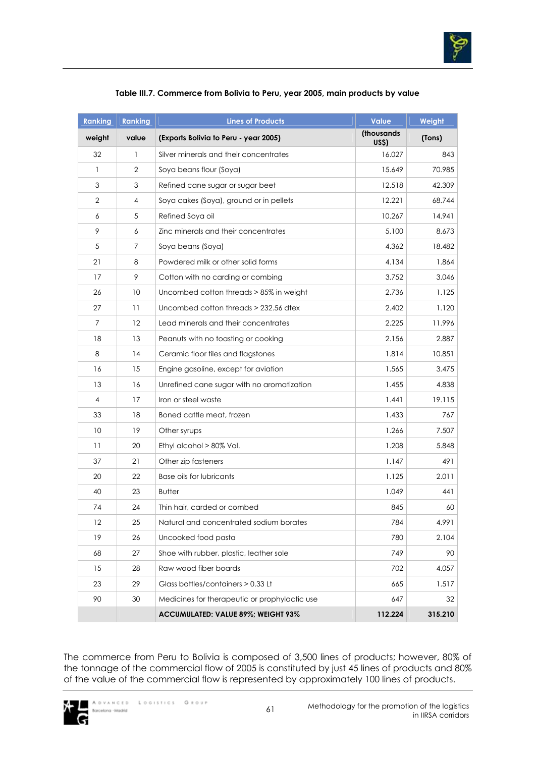**Table III.7. Commerce from Bolivia to Peru, year 2005, main products by value**

| Ranking | Ranking | Lines of Products | Value | Weight |
|---|---|---|---|---|
| weight | value | (Exports Bolivia to Peru - year 2005) | (thousands US$) | (Tons) |
| 32 | 1 | Silver minerals and their concentrates | 16.027 | 843 |
| 1 | 2 | Soya beans flour (Soya) | 15.649 | 70.985 |
| 3 | 3 | Refined cane sugar or sugar beet | 12.518 | 42.309 |
| 2 | 4 | Soya cakes (Soya), ground or in pellets | 12.221 | 68.744 |
| 6 | 5 | Refined Soya oil | 10.267 | 14.941 |
| 9 | 6 | Zinc minerals and their concentrates | 5.100 | 8.673 |
| 5 | 7 | Soya beans (Soya) | 4.362 | 18.482 |
| 21 | 8 | Powdered milk or other solid forms | 4.134 | 1.864 |
| 17 | 9 | Cotton with no carding or combing | 3.752 | 3.046 |
| 26 | 10 | Uncombed cotton threads > 85% in weight | 2.736 | 1.125 |
| 27 | 11 | Uncombed cotton threads > 232.56 dtex | 2.402 | 1.120 |
| 7 | 12 | Lead minerals and their concentrates | 2.225 | 11.996 |
| 18 | 13 | Peanuts with no toasting or cooking | 2.156 | 2.887 |
| 8 | 14 | Ceramic floor tiles and flagstones | 1.814 | 10.851 |
| 16 | 15 | Engine gasoline, except for aviation | 1.565 | 3.475 |
| 13 | 16 | Unrefined cane sugar with no aromatization | 1.455 | 4.838 |
| 4 | 17 | Iron or steel waste | 1.441 | 19.115 |
| 33 | 18 | Boned cattle meat, frozen | 1.433 | 767 |
| 10 | 19 | Other syrups | 1.266 | 7.507 |
| 11 | 20 | Ethyl alcohol > 80% Vol. | 1.208 | 5.848 |
| 37 | 21 | Other zip fasteners | 1.147 | 491 |
| 20 | 22 | Base oils for lubricants | 1.125 | 2.011 |
| 40 | 23 | Butter | 1.049 | 441 |
| 74 | 24 | Thin hair, carded or combed | 845 | 60 |
| 12 | 25 | Natural and concentrated sodium borates | 784 | 4.991 |
| 19 | 26 | Uncooked food pasta | 780 | 2.104 |
| 68 | 27 | Shoe with rubber, plastic, leather sole | 749 | 90 |
| 15 | 28 | Raw wood fiber boards | 702 | 4.057 |
| 23 | 29 | Glass bottles/containers > 0.33 Lt | 665 | 1.517 |
| 90 | 30 | Medicines for therapeutic or prophylactic use | 647 | 32 |
| | | **ACCUMULATED: VALUE 89%; WEIGHT 93%** | **112.224** | **315.210** |

The commerce from Peru to Bolivia is composed of 3,500 lines of products; however, 80% of the tonnage of the commercial flow of 2005 is constituted by just 45 lines of products and 80% of the value of the commercial flow is represented by approximately 100 lines of products.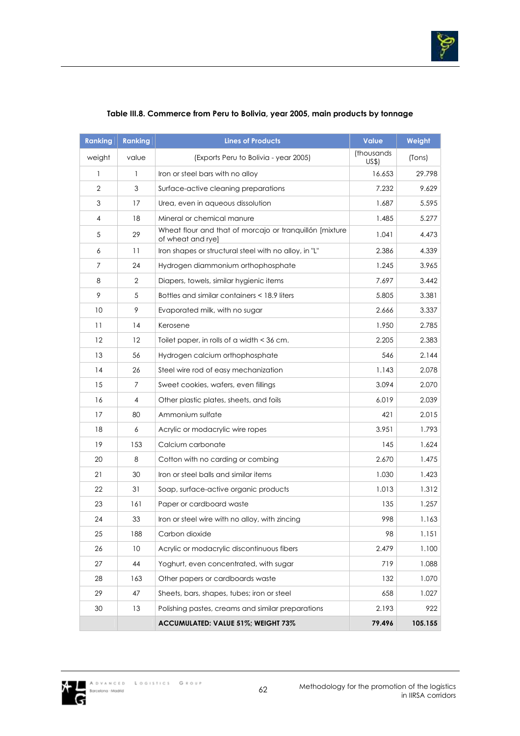**Table III.8. Commerce from Peru to Bolivia, year 2005, main products by tonnage**

| Ranking | Ranking | Lines of Products | Value | Weight |
|---|---|---|---|---|
| weight | value | (Exports Peru to Bolivia - year 2005) | (thousands US$) | (Tons) |
| 1 | 1 | Iron or steel bars with no alloy | 16.653 | 29.798 |
| 2 | 3 | Surface-active cleaning preparations | 7.232 | 9.629 |
| 3 | 17 | Urea, even in aqueous dissolution | 1.687 | 5.595 |
| 4 | 18 | Mineral or chemical manure | 1.485 | 5.277 |
| 5 | 29 | Wheat flour and that of morcajo or tranquillón [mixture of wheat and rye] | 1.041 | 4.473 |
| 6 | 11 | Iron shapes or structural steel with no alloy, in "L" | 2.386 | 4.339 |
| 7 | 24 | Hydrogen diammonium orthophosphate | 1.245 | 3.965 |
| 8 | 2 | Diapers, towels, similar hygienic items | 7.697 | 3.442 |
| 9 | 5 | Bottles and similar containers < 18.9 liters | 5.805 | 3.381 |
| 10 | 9 | Evaporated milk, with no sugar | 2.666 | 3.337 |
| 11 | 14 | Kerosene | 1.950 | 2.785 |
| 12 | 12 | Toilet paper, in rolls of a width < 36 cm. | 2.205 | 2.383 |
| 13 | 56 | Hydrogen calcium orthophosphate | 546 | 2.144 |
| 14 | 26 | Steel wire rod of easy mechanization | 1.143 | 2.078 |
| 15 | 7 | Sweet cookies, wafers, even fillings | 3.094 | 2.070 |
| 16 | 4 | Other plastic plates, sheets, and foils | 6.019 | 2.039 |
| 17 | 80 | Ammonium sulfate | 421 | 2.015 |
| 18 | 6 | Acrylic or modacrylic wire ropes | 3.951 | 1.793 |
| 19 | 153 | Calcium carbonate | 145 | 1.624 |
| 20 | 8 | Cotton with no carding or combing | 2.670 | 1.475 |
| 21 | 30 | Iron or steel balls and similar items | 1.030 | 1.423 |
| 22 | 31 | Soap, surface-active organic products | 1.013 | 1.312 |
| 23 | 161 | Paper or cardboard waste | 135 | 1.257 |
| 24 | 33 | Iron or steel wire with no alloy, with zincing | 998 | 1.163 |
| 25 | 188 | Carbon dioxide | 98 | 1.151 |
| 26 | 10 | Acrylic or modacrylic discontinuous fibers | 2.479 | 1.100 |
| 27 | 44 | Yoghurt, even concentrated, with sugar | 719 | 1.088 |
| 28 | 163 | Other papers or cardboards waste | 132 | 1.070 |
| 29 | 47 | Sheets, bars, shapes, tubes; iron or steel | 658 | 1.027 |
| 30 | 13 | Polishing pastes, creams and similar preparations | 2.193 | 922 |
| | | **ACCUMULATED: VALUE 51%; WEIGHT 73%** | **79.496** | **105.155** |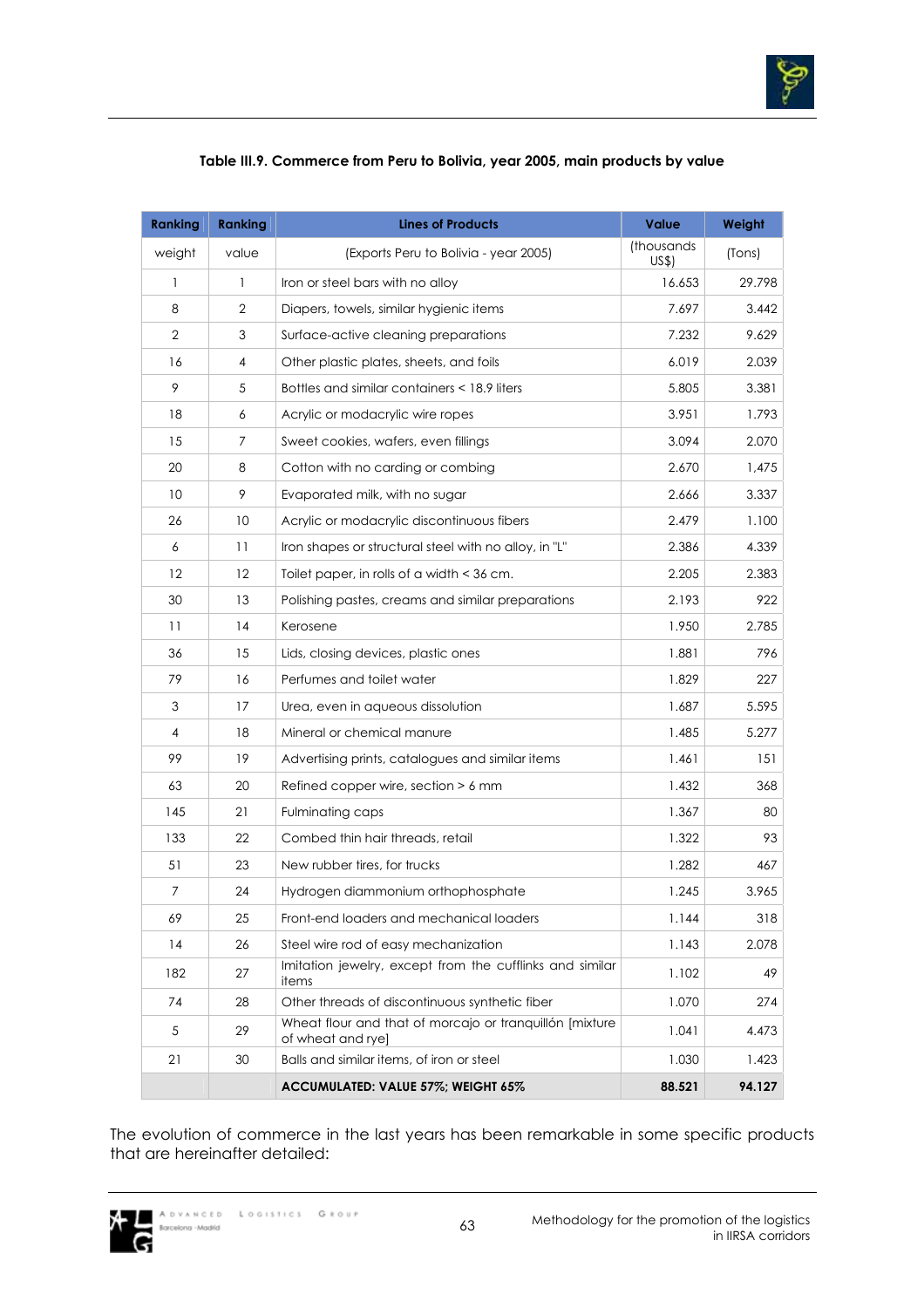**Table III.9. Commerce from Peru to Bolivia, year 2005, main products by value**

| Ranking | Ranking | Lines of Products | Value | Weight |
|---|---|---|---|---|
| weight | value | (Exports Peru to Bolivia - year 2005) | (thousands US$) | (Tons) |
| 1 | 1 | Iron or steel bars with no alloy | 16.653 | 29.798 |
| 8 | 2 | Diapers, towels, similar hygienic items | 7.697 | 3.442 |
| 2 | 3 | Surface-active cleaning preparations | 7.232 | 9.629 |
| 16 | 4 | Other plastic plates, sheets, and foils | 6.019 | 2.039 |
| 9 | 5 | Bottles and similar containers < 18.9 liters | 5.805 | 3.381 |
| 18 | 6 | Acrylic or modacrylic wire ropes | 3.951 | 1.793 |
| 15 | 7 | Sweet cookies, wafers, even fillings | 3.094 | 2.070 |
| 20 | 8 | Cotton with no carding or combing | 2.670 | 1,475 |
| 10 | 9 | Evaporated milk, with no sugar | 2.666 | 3.337 |
| 26 | 10 | Acrylic or modacrylic discontinuous fibers | 2.479 | 1.100 |
| 6 | 11 | Iron shapes or structural steel with no alloy, in "L" | 2.386 | 4.339 |
| 12 | 12 | Toilet paper, in rolls of a width < 36 cm. | 2.205 | 2.383 |
| 30 | 13 | Polishing pastes, creams and similar preparations | 2.193 | 922 |
| 11 | 14 | Kerosene | 1.950 | 2.785 |
| 36 | 15 | Lids, closing devices, plastic ones | 1.881 | 796 |
| 79 | 16 | Perfumes and toilet water | 1.829 | 227 |
| 3 | 17 | Urea, even in aqueous dissolution | 1.687 | 5.595 |
| 4 | 18 | Mineral or chemical manure | 1.485 | 5.277 |
| 99 | 19 | Advertising prints, catalogues and similar items | 1.461 | 151 |
| 63 | 20 | Refined copper wire, section > 6 mm | 1.432 | 368 |
| 145 | 21 | Fulminating caps | 1.367 | 80 |
| 133 | 22 | Combed thin hair threads, retail | 1.322 | 93 |
| 51 | 23 | New rubber tires, for trucks | 1.282 | 467 |
| 7 | 24 | Hydrogen diammonium orthophosphate | 1.245 | 3.965 |
| 69 | 25 | Front-end loaders and mechanical loaders | 1.144 | 318 |
| 14 | 26 | Steel wire rod of easy mechanization | 1.143 | 2.078 |
| 182 | 27 | Imitation jewelry, except from the cufflinks and similar items | 1.102 | 49 |
| 74 | 28 | Other threads of discontinuous synthetic fiber | 1.070 | 274 |
| 5 | 29 | Wheat flour and that of morcajo or tranquillón [mixture of wheat and rye] | 1.041 | 4.473 |
| 21 | 30 | Balls and similar items, of iron or steel | 1.030 | 1.423 |
| | | **ACCUMULATED: VALUE 57%; WEIGHT 65%** | **88.521** | **94.127** |

The evolution of commerce in the last years has been remarkable in some specific products that are hereinafter detailed: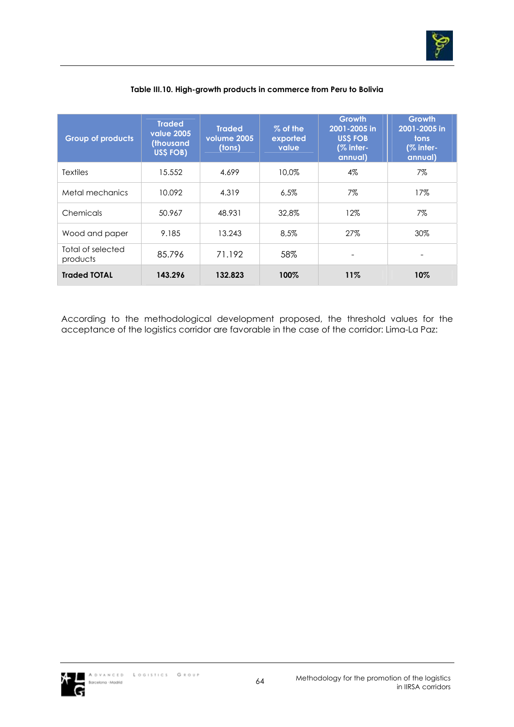**Table III.10. High-growth products in commerce from Peru to Bolivia**

| Group of products | Traded value 2005 (thousand US$ FOB) | Traded volume 2005 (tons) | % of the exported value | Growth 2001-2005 in US$ FOB (% inter-annual) | Growth 2001-2005 in tons (% inter-annual) |
|---|---|---|---|---|---|
| Textiles | 15.552 | 4.699 | 10,0% | 4% | 7% |
| Metal mechanics | 10.092 | 4.319 | 6,5% | 7% | 17% |
| Chemicals | 50.967 | 48.931 | 32,8% | 12% | 7% |
| Wood and paper | 9.185 | 13.243 | 8,5% | 27% | 30% |
| Total of selected products | 85.796 | 71.192 | 58% | - | - |
| **Traded TOTAL** | **143.296** | **132.823** | **100%** | **11%** | **10%** |

According to the methodological development proposed, the threshold values for the acceptance of the logistics corridor are favorable in the case of the corridor: Lima-La Paz: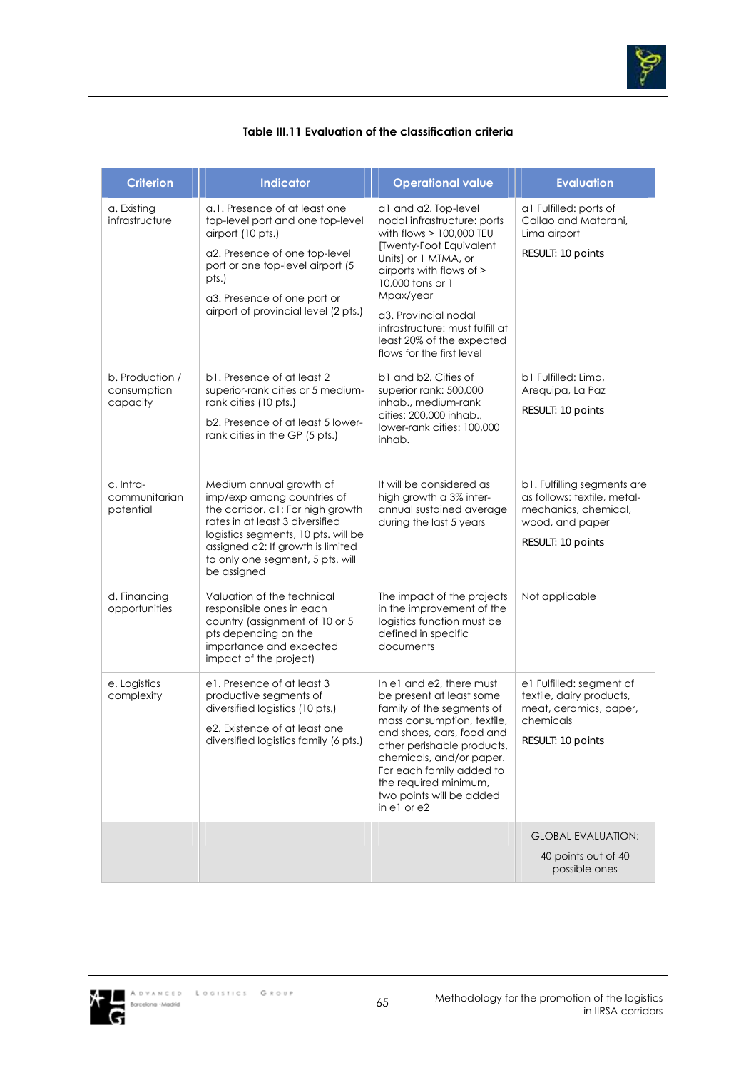**Table III.11 Evaluation of the classification criteria**

| Criterion | Indicator | Operational value | Evaluation |
|---|---|---|---|
| a. Existing infrastructure | a.1. Presence of at least one top-level port and one top-level airport (10 pts.)<br>a2. Presence of one top-level port or one top-level airport (5 pts.)<br>a3. Presence of one port or airport of provincial level (2 pts.) | a1 and a2. Top-level nodal infrastructure: ports with flows > 100,000 TEU [Twenty-Foot Equivalent Units] or 1 MTMA, or airports with flows of > 10,000 tons or 1 Mpax/year<br>a3. Provincial nodal infrastructure: must fulfill at least 20% of the expected flows for the first level | a1 Fulfilled: ports of Callao and Matarani, Lima airport<br>RESULT: 10 points |
| b. Production / consumption capacity | b1. Presence of at least 2 superior-rank cities or 5 medium-rank cities (10 pts.)<br>b2. Presence of at least 5 lower-rank cities in the GP (5 pts.) | b1 and b2. Cities of superior rank: 500,000 inhab., medium-rank cities: 200,000 inhab., lower-rank cities: 100,000 inhab. | b1 Fulfilled: Lima, Arequipa, La Paz<br>RESULT: 10 points |
| c. Intra-communitarian potential | Medium annual growth of imp/exp among countries of the corridor. c1: For high growth rates in at least 3 diversified logistics segments, 10 pts. will be assigned c2: If growth is limited to only one segment, 5 pts. will be assigned | It will be considered as high growth a 3% inter-annual sustained average during the last 5 years | b1. Fulfilling segments are as follows: textile, metal-mechanics, chemical, wood, and paper<br>RESULT: 10 points |
| d. Financing opportunities | Valuation of the technical responsible ones in each country (assignment of 10 or 5 pts depending on the importance and expected impact of the project) | The impact of the projects in the improvement of the logistics function must be defined in specific documents | Not applicable |
| e. Logistics complexity | e1. Presence of at least 3 productive segments of diversified logistics (10 pts.)<br>e2. Existence of at least one diversified logistics family (6 pts.) | In e1 and e2, there must be present at least some family of the segments of mass consumption, textile, and shoes, cars, food and other perishable products, chemicals, and/or paper. For each family added to the required minimum, two points will be added in e1 or e2 | e1 Fulfilled: segment of textile, dairy products, meat, ceramics, paper, chemicals<br>RESULT: 10 points |
| | | | GLOBAL EVALUATION:<br>40 points out of 40 possible ones |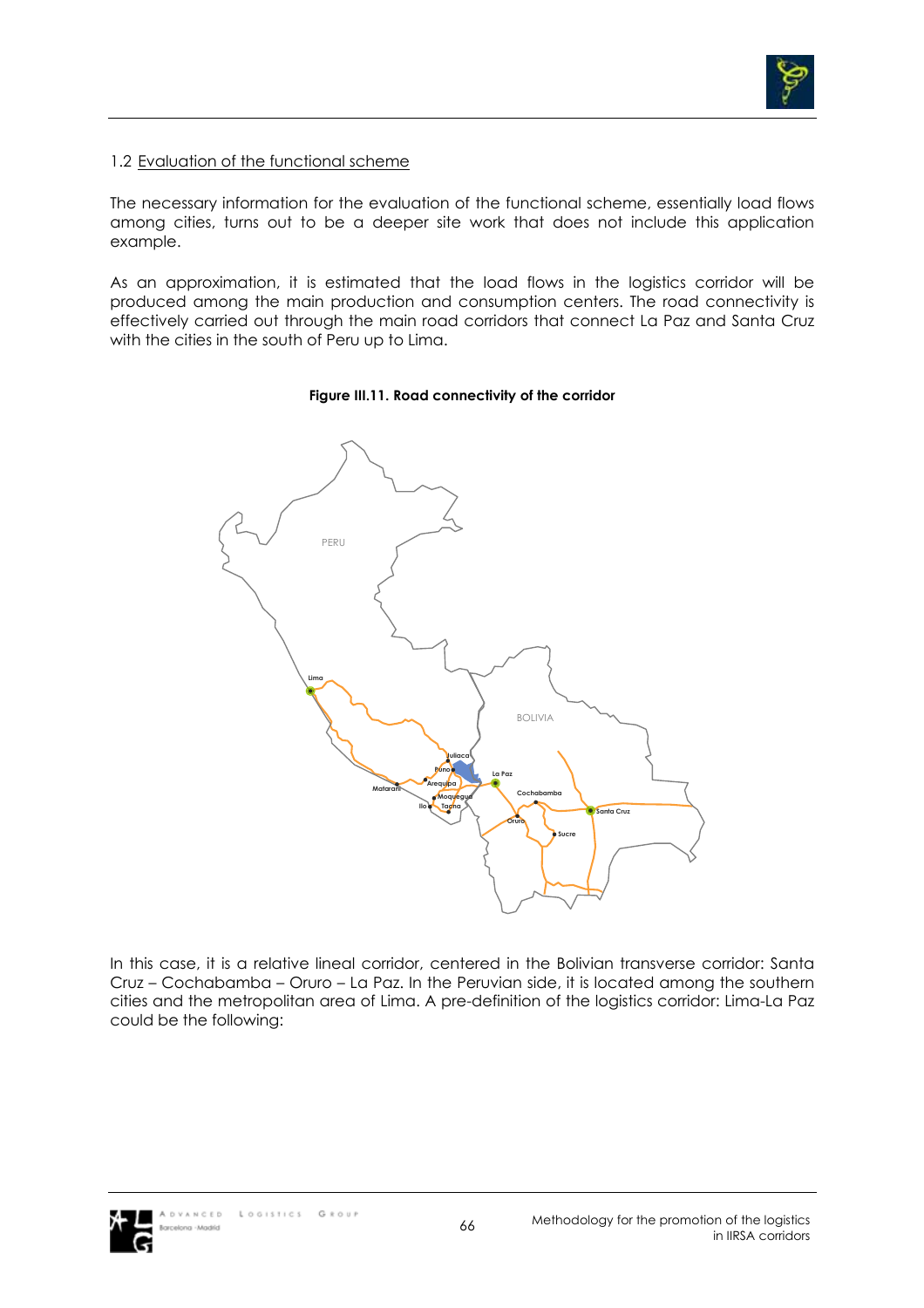## 1.2 Evaluation of the functional scheme

The necessary information for the evaluation of the functional scheme, essentially load flows among cities, turns out to be a deeper site work that does not include this application example.

As an approximation, it is estimated that the load flows in the logistics corridor will be produced among the main production and consumption centers. The road connectivity is effectively carried out through the main road corridors that connect La Paz and Santa Cruz with the cities in the south of Peru up to Lima.

**Figure III.11. Road connectivity of the corridor**

In this case, it is a relative lineal corridor, centered in the Bolivian transverse corridor: Santa Cruz – Cochabamba – Oruro – La Paz. In the Peruvian side, it is located among the southern cities and the metropolitan area of Lima. A pre-definition of the logistics corridor: Lima-La Paz could be the following: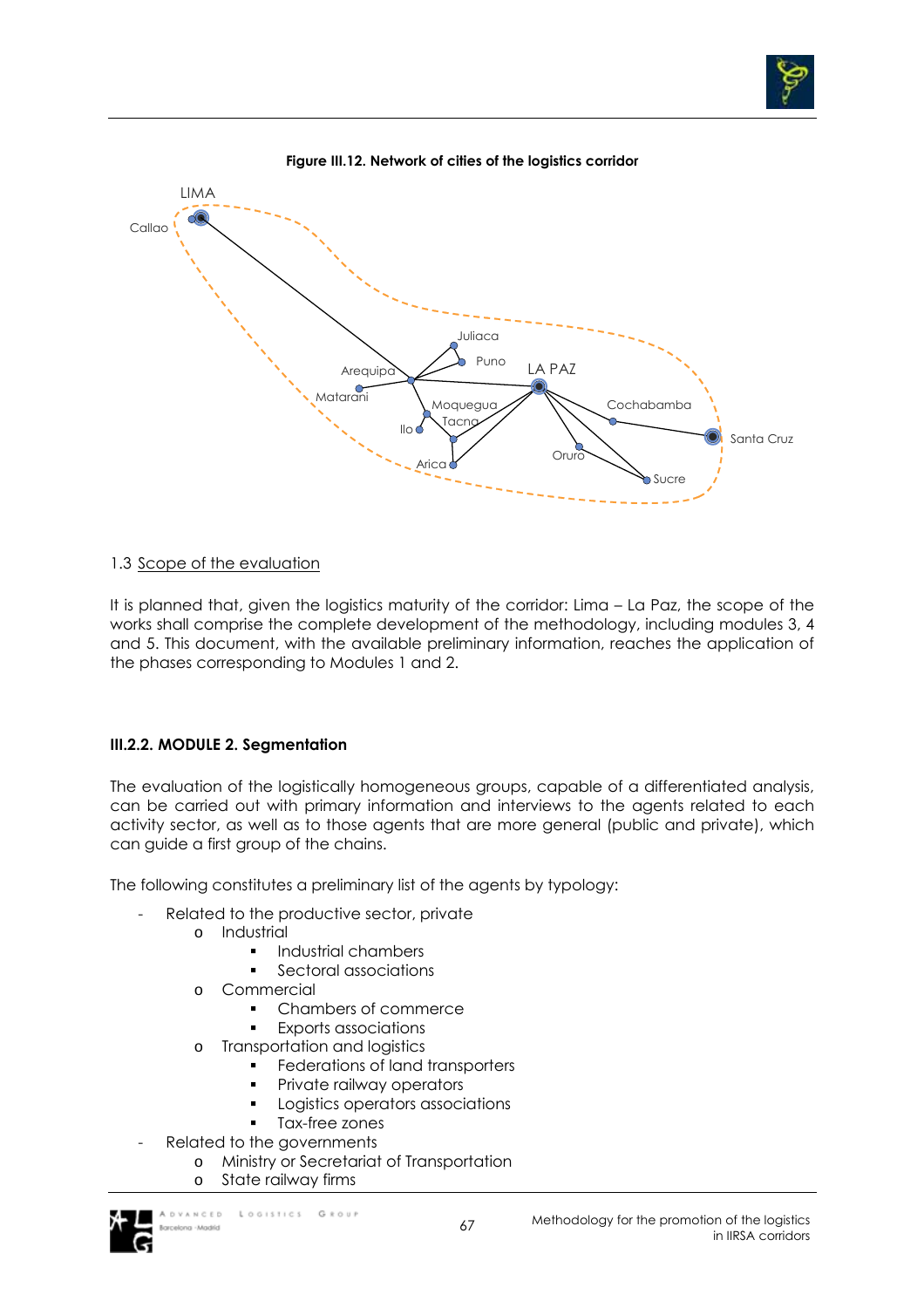**Figure III.12. Network of cities of the logistics corridor**

1.3 Scope of the evaluation

It is planned that, given the logistics maturity of the corridor: Lima – La Paz, the scope of the works shall comprise the complete development of the methodology, including modules 3, 4 and 5. This document, with the available preliminary information, reaches the application of the phases corresponding to Modules 1 and 2.

**III.2.2. MODULE 2. Segmentation**

The evaluation of the logistically homogeneous groups, capable of a differentiated analysis, can be carried out with primary information and interviews to the agents related to each activity sector, as well as to those agents that are more general (public and private), which can guide a first group of the chains.

The following constitutes a preliminary list of the agents by typology:

- Related to the productive sector, private
  - Industrial
    - Industrial chambers
    - Sectoral associations
  - Commercial
    - Chambers of commerce
    - Exports associations
  - Transportation and logistics
    - Federations of land transporters
    - Private railway operators
    - Logistics operators associations
    - Tax-free zones
- Related to the governments
  - Ministry or Secretariat of Transportation
  - State railway firms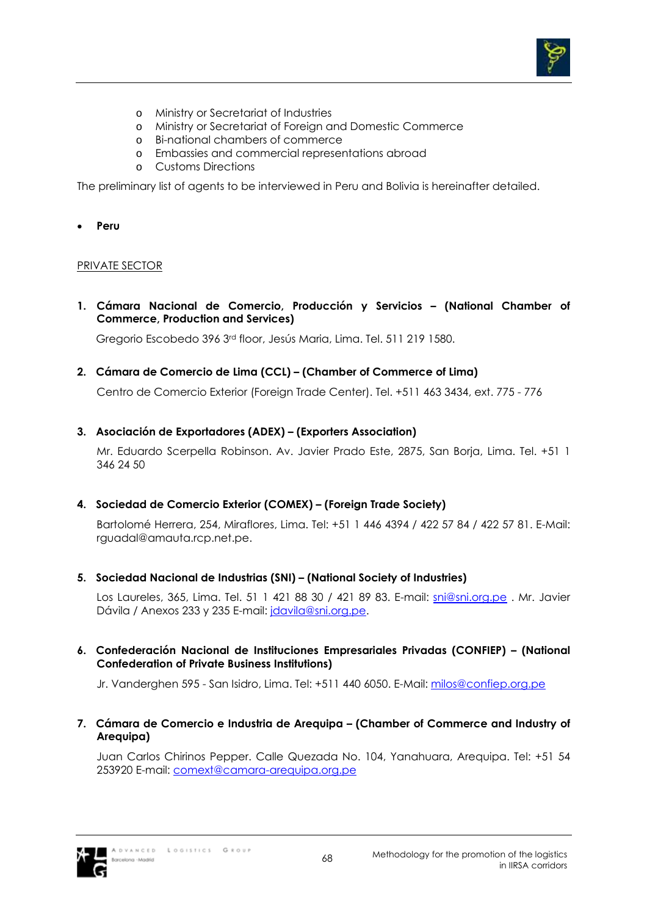- Ministry or Secretariat of Industries
- Ministry or Secretariat of Foreign and Domestic Commerce
- Bi-national chambers of commerce
- Embassies and commercial representations abroad
- Customs Directions

The preliminary list of agents to be interviewed in Peru and Bolivia is hereinafter detailed.

- **Peru**

PRIVATE SECTOR

1. **Cámara Nacional de Comercio, Producción y Servicios – (National Chamber of Commerce, Production and Services)**

   Gregorio Escobedo 396 3rd floor, Jesús Maria, Lima. Tel. 511 219 1580.

2. **Cámara de Comercio de Lima (CCL) – (Chamber of Commerce of Lima)**

   Centro de Comercio Exterior (Foreign Trade Center). Tel. +511 463 3434, ext. 775 - 776

3. **Asociación de Exportadores (ADEX) – (Exporters Association)**

   Mr. Eduardo Scerpella Robinson. Av. Javier Prado Este, 2875, San Borja, Lima. Tel. +51 1 346 24 50

4. **Sociedad de Comercio Exterior (COMEX) – (Foreign Trade Society)**

   Bartolomé Herrera, 254, Miraflores, Lima. Tel: +51 1 446 4394 / 422 57 84 / 422 57 81. E-Mail: rguadal@amauta.rcp.net.pe.

5. **Sociedad Nacional de Industrias (SNI) – (National Society of Industries)**

   Los Laureles, 365, Lima. Tel. 51 1 421 88 30 / 421 89 83. E-mail: sni@sni.org.pe . Mr. Javier Dávila / Anexos 233 y 235 E-mail: jdavila@sni.org.pe.

6. **Confederación Nacional de Instituciones Empresariales Privadas (CONFIEP) – (National Confederation of Private Business Institutions)**

   Jr. Vanderghen 595 - San Isidro, Lima. Tel: +511 440 6050. E-Mail: milos@confiep.org.pe

7. **Cámara de Comercio e Industria de Arequipa – (Chamber of Commerce and Industry of Arequipa)**

   Juan Carlos Chirinos Pepper. Calle Quezada No. 104, Yanahuara, Arequipa. Tel: +51 54 253920 E-mail: comext@camara-arequipa.org.pe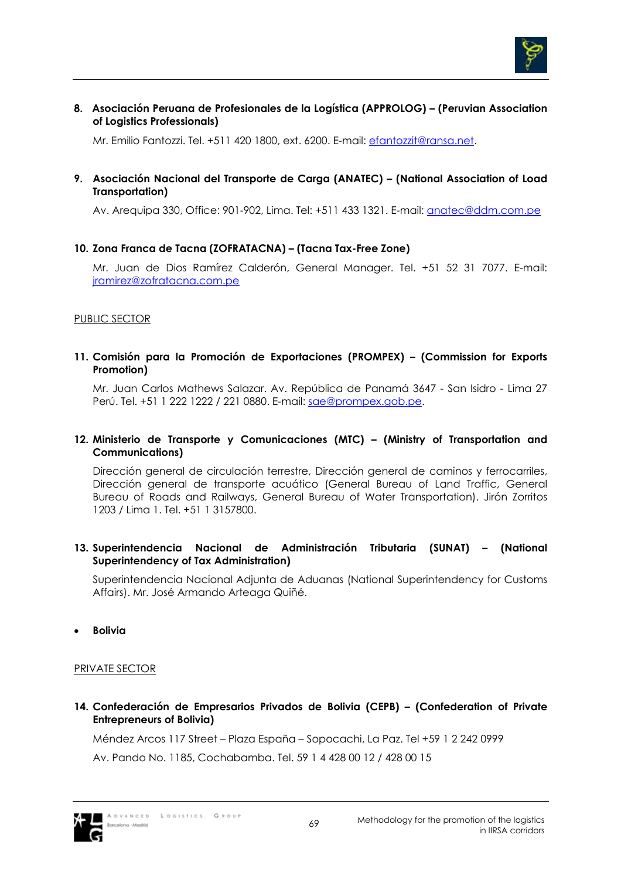8. **Asociación Peruana de Profesionales de la Logística (APPROLOG) – (Peruvian Association of Logistics Professionals)**

   Mr. Emilio Fantozzi. Tel. +511 420 1800, ext. 6200. E-mail: efantozzit@ransa.net.

9. **Asociación Nacional del Transporte de Carga (ANATEC) – (National Association of Load Transportation)**

   Av. Arequipa 330, Office: 901-902, Lima. Tel: +511 433 1321. E-mail: anatec@ddm.com.pe

10. **Zona Franca de Tacna (ZOFRATACNA) – (Tacna Tax-Free Zone)**

    Mr. Juan de Dios Ramírez Calderón, General Manager. Tel. +51 52 31 7077. E-mail: jramirez@zofratacna.com.pe

PUBLIC SECTOR

11. **Comisión para la Promoción de Exportaciones (PROMPEX) – (Commission for Exports Promotion)**

    Mr. Juan Carlos Mathews Salazar. Av. República de Panamá 3647 - San Isidro - Lima 27 Perú. Tel. +51 1 222 1222 / 221 0880. E-mail: sae@prompex.gob.pe.

12. **Ministerio de Transporte y Comunicaciones (MTC) – (Ministry of Transportation and Communications)**

    Dirección general de circulación terrestre, Dirección general de caminos y ferrocarriles, Dirección general de transporte acuático (General Bureau of Land Traffic, General Bureau of Roads and Railways, General Bureau of Water Transportation). Jirón Zorritos 1203 / Lima 1. Tel. +51 1 3157800.

13. **Superintendencia Nacional de Administración Tributaria (SUNAT) – (National Superintendency of Tax Administration)**

    Superintendencia Nacional Adjunta de Aduanas (National Superintendency for Customs Affairs). Mr. José Armando Arteaga Quiñé.

- **Bolivia**

PRIVATE SECTOR

14. **Confederación de Empresarios Privados de Bolivia (CEPB) – (Confederation of Private Entrepreneurs of Bolivia)**

    Méndez Arcos 117 Street – Plaza España – Sopocachi, La Paz. Tel +59 1 2 242 0999

    Av. Pando No. 1185, Cochabamba. Tel. 59 1 4 428 00 12 / 428 00 15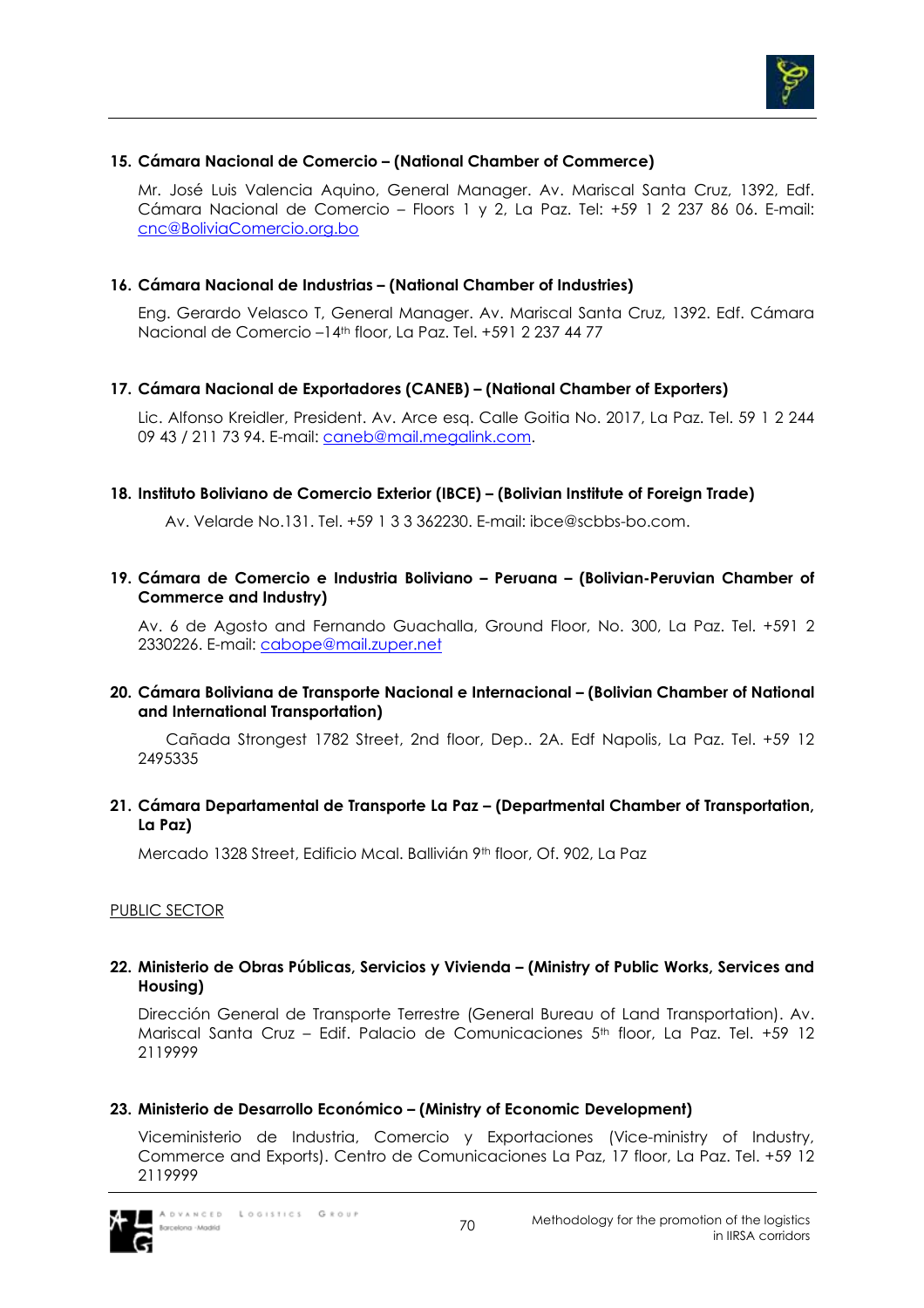15. **Cámara Nacional de Comercio – (National Chamber of Commerce)**

    Mr. José Luis Valencia Aquino, General Manager. Av. Mariscal Santa Cruz, 1392, Edf. Cámara Nacional de Comercio – Floors 1 y 2, La Paz. Tel: +59 1 2 237 86 06. E-mail: cnc@BoliviaComercio.org.bo

16. **Cámara Nacional de Industrias – (National Chamber of Industries)**

    Eng. Gerardo Velasco T, General Manager. Av. Mariscal Santa Cruz, 1392. Edf. Cámara Nacional de Comercio –14th floor, La Paz. Tel. +591 2 237 44 77

17. **Cámara Nacional de Exportadores (CANEB) – (National Chamber of Exporters)**

    Lic. Alfonso Kreidler, President. Av. Arce esq. Calle Goitia No. 2017, La Paz. Tel. 59 1 2 244 09 43 / 211 73 94. E-mail: caneb@mail.megalink.com.

18. **Instituto Boliviano de Comercio Exterior (IBCE) – (Bolivian Institute of Foreign Trade)**

    Av. Velarde No.131. Tel. +59 1 3 3 362230. E-mail: ibce@scbbs-bo.com.

19. **Cámara de Comercio e Industria Boliviano – Peruana – (Bolivian-Peruvian Chamber of Commerce and Industry)**

    Av. 6 de Agosto and Fernando Guachalla, Ground Floor, No. 300, La Paz. Tel. +591 2 2330226. E-mail: cabope@mail.zuper.net

20. **Cámara Boliviana de Transporte Nacional e Internacional – (Bolivian Chamber of National and International Transportation)**

    Cañada Strongest 1782 Street, 2nd floor, Dep.. 2A. Edf Napolis, La Paz. Tel. +59 12 2495335

21. **Cámara Departamental de Transporte La Paz – (Departmental Chamber of Transportation, La Paz)**

    Mercado 1328 Street, Edificio Mcal. Ballivián 9th floor, Of. 902, La Paz

PUBLIC SECTOR

22. **Ministerio de Obras Públicas, Servicios y Vivienda – (Ministry of Public Works, Services and Housing)**

    Dirección General de Transporte Terrestre (General Bureau of Land Transportation). Av. Mariscal Santa Cruz – Edif. Palacio de Comunicaciones 5th floor, La Paz. Tel. +59 12 2119999

23. **Ministerio de Desarrollo Económico – (Ministry of Economic Development)**

    Viceministerio de Industria, Comercio y Exportaciones (Vice-ministry of Industry, Commerce and Exports). Centro de Comunicaciones La Paz, 17 floor, La Paz. Tel. +59 12 2119999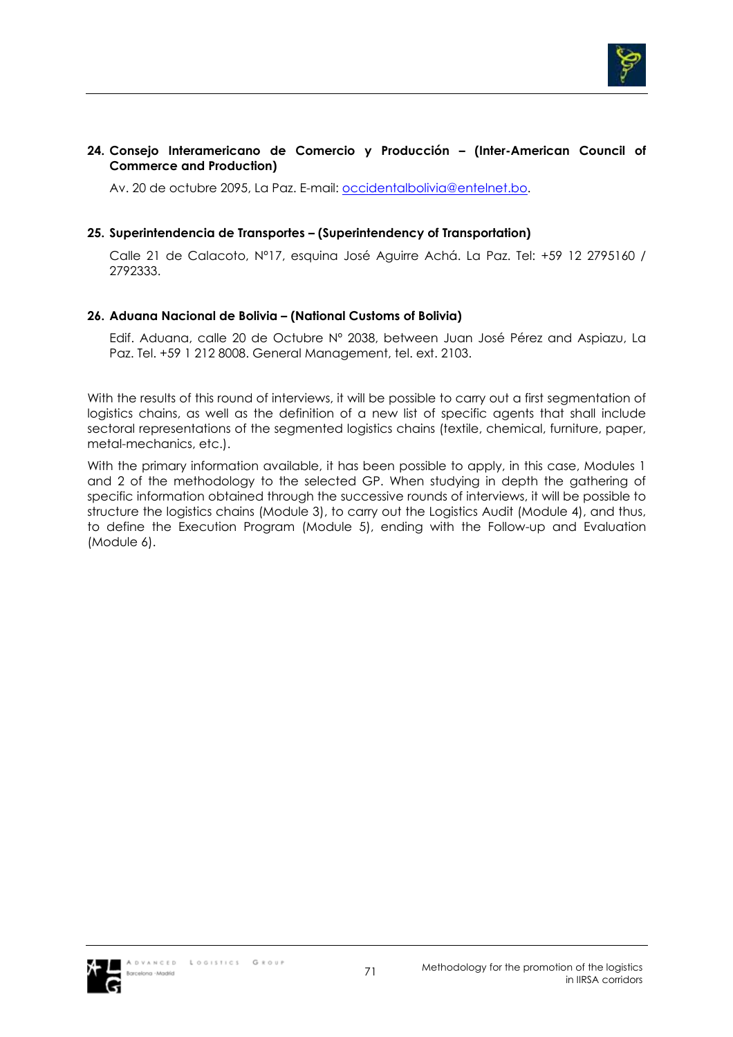**24. Consejo Interamericano de Comercio y Producción – (Inter-American Council of Commerce and Production)**

Av. 20 de octubre 2095, La Paz. E-mail: occidentalbolivia@entelnet.bo.

**25. Superintendencia de Transportes – (Superintendency of Transportation)**

Calle 21 de Calacoto, Nº17, esquina José Aguirre Achá. La Paz. Tel: +59 12 2795160 / 2792333.

**26. Aduana Nacional de Bolivia – (National Customs of Bolivia)**

Edif. Aduana, calle 20 de Octubre Nº 2038, between Juan José Pérez and Aspiazu, La Paz. Tel. +59 1 212 8008. General Management, tel. ext. 2103.

With the results of this round of interviews, it will be possible to carry out a first segmentation of logistics chains, as well as the definition of a new list of specific agents that shall include sectoral representations of the segmented logistics chains (textile, chemical, furniture, paper, metal-mechanics, etc.).

With the primary information available, it has been possible to apply, in this case, Modules 1 and 2 of the methodology to the selected GP. When studying in depth the gathering of specific information obtained through the successive rounds of interviews, it will be possible to structure the logistics chains (Module 3), to carry out the Logistics Audit (Module 4), and thus, to define the Execution Program (Module 5), ending with the Follow-up and Evaluation (Module 6).